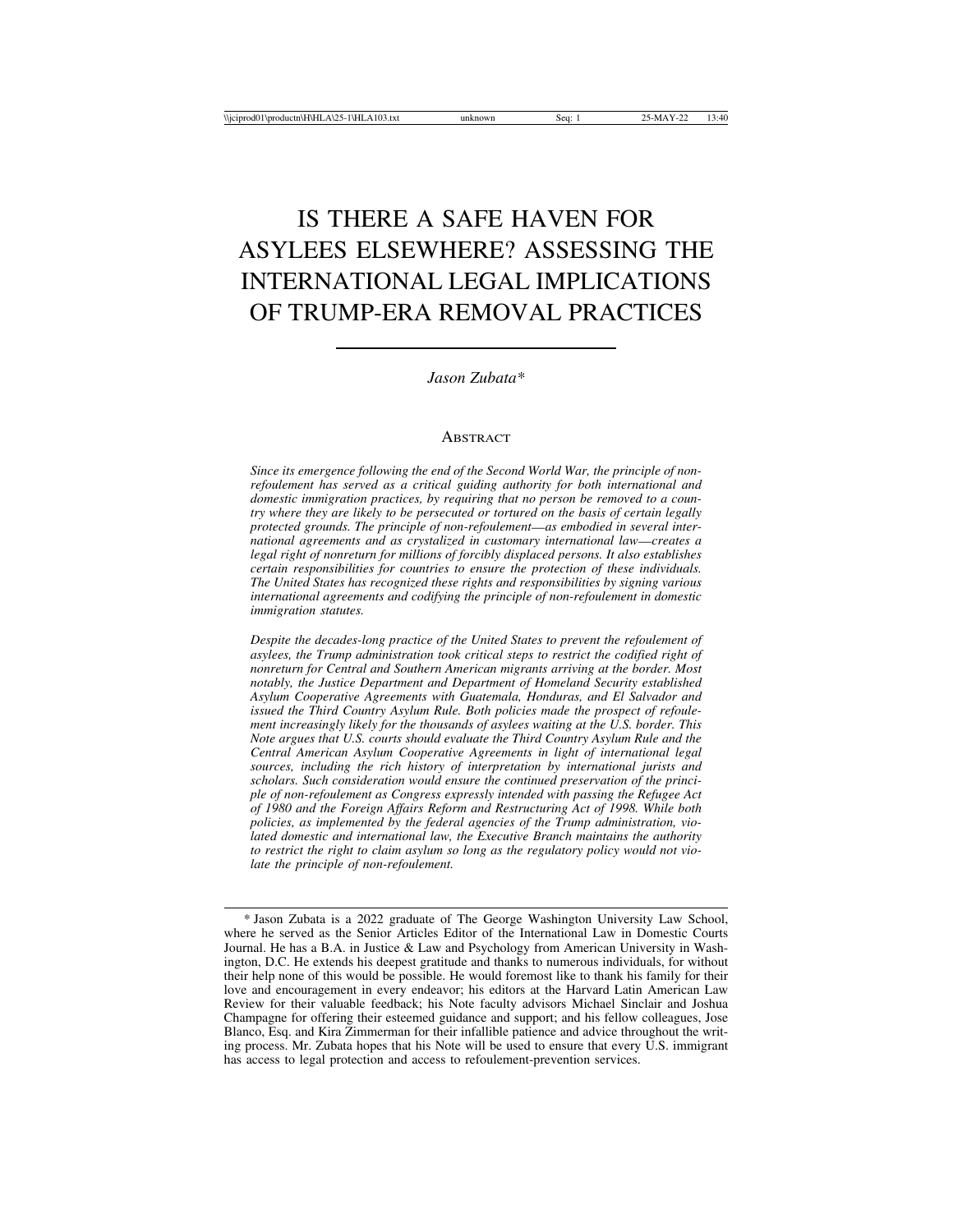# IS THERE A SAFE HAVEN FOR ASYLEES ELSEWHERE? ASSESSING THE INTERNATIONAL LEGAL IMPLICATIONS OF TRUMP-ERA REMOVAL PRACTICES

*Jason Zubata\**

## Abstract

*Since its emergence following the end of the Second World War, the principle of non-refoulement has served as a critical guiding authority for both international and domestic immigration practices, by requiring that no person be removed to a country where they are likely to be persecuted or tortured on the basis of certain legally protected grounds. The principle of non-refoulement—as embodied in several international agreements and as crystalized in customary international law—creates a legal right of nonreturn for millions of forcibly displaced persons. It also establishes certain responsibilities for countries to ensure the protection of these individuals. The United States has recognized these rights and responsibilities by signing various international agreements and codifying the principle of non-refoulement in domestic immigration statutes.*

*Despite the decades-long practice of the United States to prevent the refoulement of asylees, the Trump administration took critical steps to restrict the codified right of nonreturn for Central and Southern American migrants arriving at the border. Most notably, the Justice Department and Department of Homeland Security established Asylum Cooperative Agreements with Guatemala, Honduras, and El Salvador and issued the Third Country Asylum Rule. Both policies made the prospect of refoulement increasingly likely for the thousands of asylees waiting at the U.S. border. This Note argues that U.S. courts should evaluate the Third Country Asylum Rule and the Central American Asylum Cooperative Agreements in light of international legal sources, including the rich history of interpretation by international jurists and scholars. Such consideration would ensure the continued preservation of the principle of non-refoulement as Congress expressly intended with passing the Refugee Act of 1980 and the Foreign Affairs Reform and Restructuring Act of 1998. While both policies, as implemented by the federal agencies of the Trump administration, violated domestic and international law, the Executive Branch maintains the authority to restrict the right to claim asylum so long as the regulatory policy would not violate the principle of non-refoulement.*

---

\* Jason Zubata is a 2022 graduate of The George Washington University Law School, where he served as the Senior Articles Editor of the International Law in Domestic Courts Journal. He has a B.A. in Justice & Law and Psychology from American University in Washington, D.C. He extends his deepest gratitude and thanks to numerous individuals, for without their help none of this would be possible. He would foremost like to thank his family for their love and encouragement in every endeavor; his editors at the Harvard Latin American Law Review for their valuable feedback; his Note faculty advisors Michael Sinclair and Joshua Champagne for offering their esteemed guidance and support; and his fellow colleagues, Jose Blanco, Esq. and Kira Zimmerman for their infallible patience and advice throughout the writing process. Mr. Zubata hopes that his Note will be used to ensure that every U.S. immigrant has access to legal protection and access to refoulement-prevention services.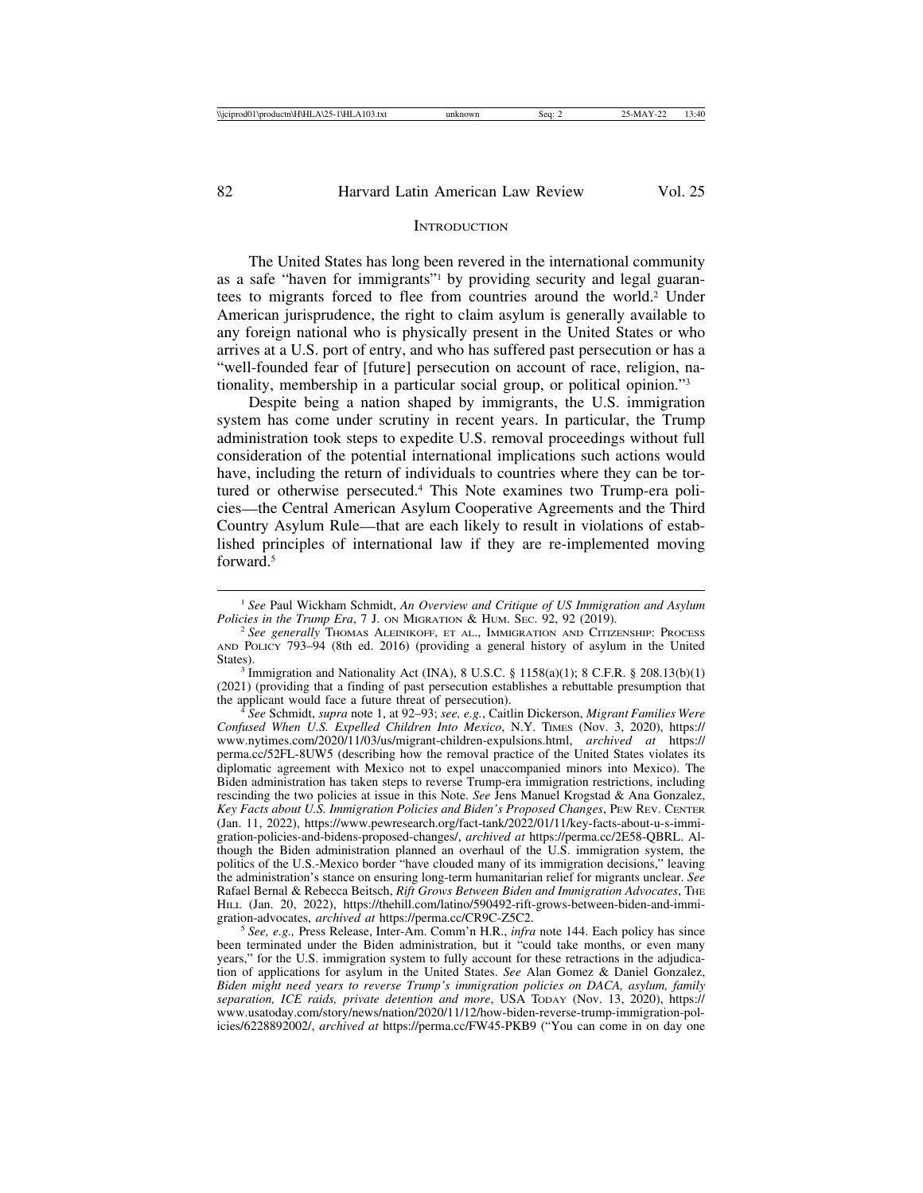## Introduction

The United States has long been revered in the international community as a safe "haven for immigrants"[1] by providing security and legal guarantees to migrants forced to flee from countries around the world.[2] Under American jurisprudence, the right to claim asylum is generally available to any foreign national who is physically present in the United States or who arrives at a U.S. port of entry, and who has suffered past persecution or has a "well-founded fear of [future] persecution on account of race, religion, nationality, membership in a particular social group, or political opinion."[3]

Despite being a nation shaped by immigrants, the U.S. immigration system has come under scrutiny in recent years. In particular, the Trump administration took steps to expedite U.S. removal proceedings without full consideration of the potential international implications such actions would have, including the return of individuals to countries where they can be tortured or otherwise persecuted.[4] This Note examines two Trump-era policies—the Central American Asylum Cooperative Agreements and the Third Country Asylum Rule—that are each likely to result in violations of established principles of international law if they are re-implemented moving forward.[5]

---

[1] *See* Paul Wickham Schmidt, *An Overview and Critique of US Immigration and Asylum Policies in the Trump Era*, 7 J. on Migration & Hum. Sec. 92, 92 (2019).

[2] *See generally* Thomas Aleinikoff, et al., Immigration and Citizenship: Process and Policy 793–94 (8th ed. 2016) (providing a general history of asylum in the United States).

[3] Immigration and Nationality Act (INA), 8 U.S.C. § 1158(a)(1); 8 C.F.R. § 208.13(b)(1) (2021) (providing that a finding of past persecution establishes a rebuttable presumption that the applicant would face a future threat of persecution).

[4] *See* Schmidt, *supra* note 1, at 92–93; *see, e.g.*, Caitlin Dickerson, *Migrant Families Were Confused When U.S. Expelled Children Into Mexico*, N.Y. Times (Nov. 3, 2020), https://www.nytimes.com/2020/11/03/us/migrant-children-expulsions.html, *archived at* https://perma.cc/52FL-8UW5 (describing how the removal practice of the United States violates its diplomatic agreement with Mexico not to expel unaccompanied minors into Mexico). The Biden administration has taken steps to reverse Trump-era immigration restrictions, including rescinding the two policies at issue in this Note. *See* Jens Manuel Krogstad & Ana Gonzalez, *Key Facts about U.S. Immigration Policies and Biden's Proposed Changes*, Pew Rev. Center (Jan. 11, 2022), https://www.pewresearch.org/fact-tank/2022/01/11/key-facts-about-u-s-immigration-policies-and-bidens-proposed-changes/, *archived at* https://perma.cc/2E58-QBRL. Although the Biden administration planned an overhaul of the U.S. immigration system, the politics of the U.S.-Mexico border "have clouded many of its immigration decisions," leaving the administration's stance on ensuring long-term humanitarian relief for migrants unclear. *See* Rafael Bernal & Rebecca Beitsch, *Rift Grows Between Biden and Immigration Advocates*, The Hill (Jan. 20, 2022), https://thehill.com/latino/590492-rift-grows-between-biden-and-immigration-advocates, *archived at* https://perma.cc/CR9C-Z5C2.

[5] *See, e.g.,* Press Release, Inter-Am. Comm'n H.R., *infra* note 144. Each policy has since been terminated under the Biden administration, but it "could take months, or even many years," for the U.S. immigration system to fully account for these retractions in the adjudication of applications for asylum in the United States. *See* Alan Gomez & Daniel Gonzalez, *Biden might need years to reverse Trump's immigration policies on DACA, asylum, family separation, ICE raids, private detention and more*, USA Today (Nov. 13, 2020), https://www.usatoday.com/story/news/nation/2020/11/12/how-biden-reverse-trump-immigration-policies/6228892002/, *archived at* https://perma.cc/FW45-PKB9 ("You can come in on day one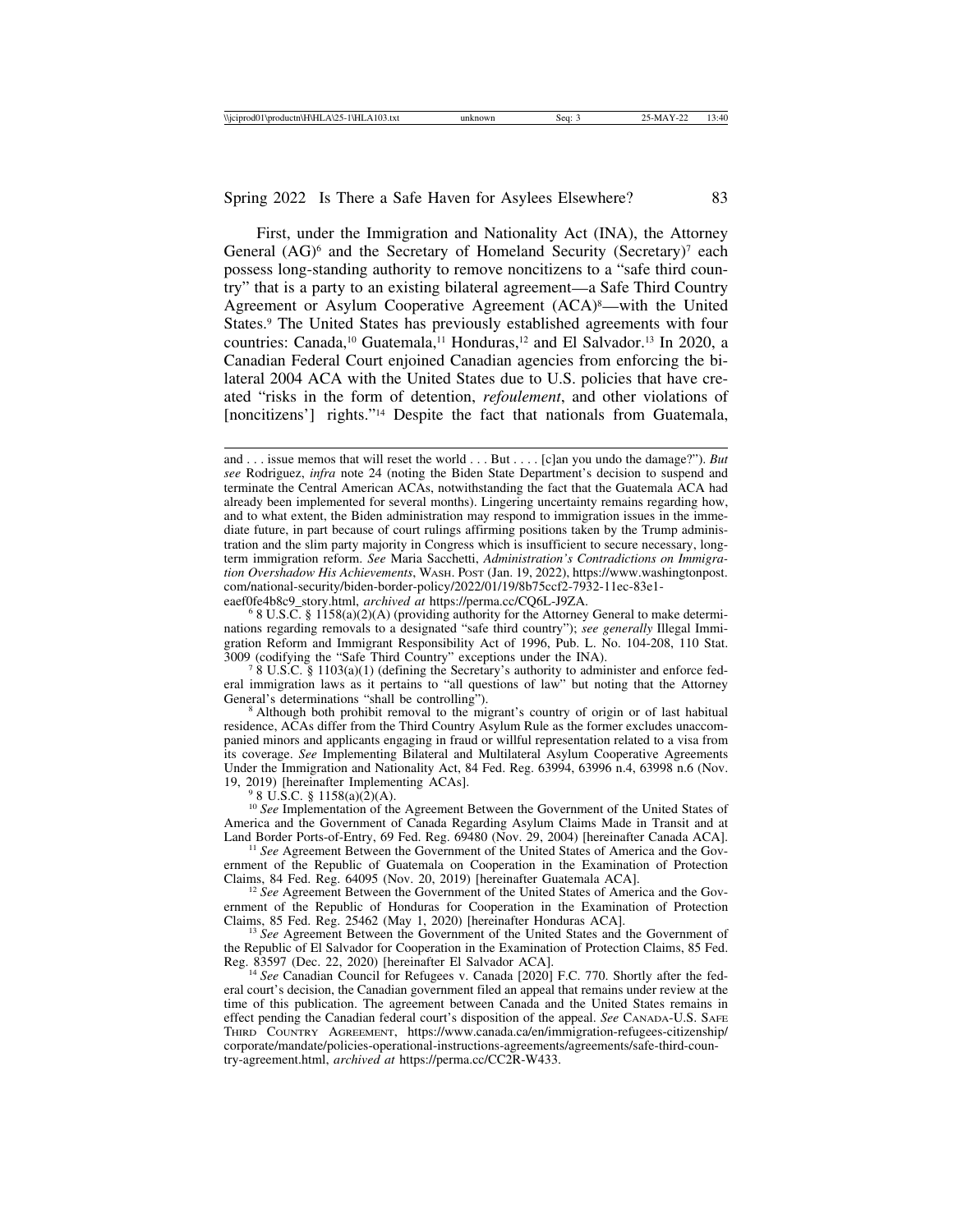First, under the Immigration and Nationality Act (INA), the Attorney General (AG)[6] and the Secretary of Homeland Security (Secretary)[7] each possess long-standing authority to remove noncitizens to a "safe third country" that is a party to an existing bilateral agreement—a Safe Third Country Agreement or Asylum Cooperative Agreement (ACA)[8]—with the United States.[9] The United States has previously established agreements with four countries: Canada,[10] Guatemala,[11] Honduras,[12] and El Salvador.[13] In 2020, a Canadian Federal Court enjoined Canadian agencies from enforcing the bilateral 2004 ACA with the United States due to U.S. policies that have created "risks in the form of detention, *refoulement*, and other violations of [noncitizens'] rights."[14] Despite the fact that nationals from Guatemala,

---

and . . . issue memos that will reset the world . . . But . . . . [c]an you undo the damage?"). *But see* Rodriguez, *infra* note 24 (noting the Biden State Department's decision to suspend and terminate the Central American ACAs, notwithstanding the fact that the Guatemala ACA had already been implemented for several months). Lingering uncertainty remains regarding how, and to what extent, the Biden administration may respond to immigration issues in the immediate future, in part because of court rulings affirming positions taken by the Trump administration and the slim party majority in Congress which is insufficient to secure necessary, long-term immigration reform. *See* Maria Sacchetti, *Administration's Contradictions on Immigration Overshadow His Achievements*, WASH. POST (Jan. 19, 2022), https://www.washingtonpost.com/national-security/biden-border-policy/2022/01/19/8b75ccf2-7932-11ec-83e1-eaef0fe4b8c9_story.html, *archived at* https://perma.cc/CQ6L-J9ZA.

[6] 8 U.S.C. § 1158(a)(2)(A) (providing authority for the Attorney General to make determinations regarding removals to a designated "safe third country"); *see generally* Illegal Immigration Reform and Immigrant Responsibility Act of 1996, Pub. L. No. 104-208, 110 Stat. 3009 (codifying the "Safe Third Country" exceptions under the INA).

[7] 8 U.S.C. § 1103(a)(1) (defining the Secretary's authority to administer and enforce federal immigration laws as it pertains to "all questions of law" but noting that the Attorney General's determinations "shall be controlling").

[8] Although both prohibit removal to the migrant's country of origin or of last habitual residence, ACAs differ from the Third Country Asylum Rule as the former excludes unaccompanied minors and applicants engaging in fraud or willful representation related to a visa from its coverage. *See* Implementing Bilateral and Multilateral Asylum Cooperative Agreements Under the Immigration and Nationality Act, 84 Fed. Reg. 63994, 63996 n.4, 63998 n.6 (Nov. 19, 2019) [hereinafter Implementing ACAs].

[9] 8 U.S.C. § 1158(a)(2)(A).

[10] *See* Implementation of the Agreement Between the Government of the United States of America and the Government of Canada Regarding Asylum Claims Made in Transit and at Land Border Ports-of-Entry, 69 Fed. Reg. 69480 (Nov. 29, 2004) [hereinafter Canada ACA].

[11] *See* Agreement Between the Government of the United States of America and the Government of the Republic of Guatemala on Cooperation in the Examination of Protection Claims, 84 Fed. Reg. 64095 (Nov. 20, 2019) [hereinafter Guatemala ACA].

[12] *See* Agreement Between the Government of the United States of America and the Government of the Republic of Honduras for Cooperation in the Examination of Protection Claims, 85 Fed. Reg. 25462 (May 1, 2020) [hereinafter Honduras ACA].

[13] *See* Agreement Between the Government of the United States and the Government of the Republic of El Salvador for Cooperation in the Examination of Protection Claims, 85 Fed. Reg. 83597 (Dec. 22, 2020) [hereinafter El Salvador ACA].

[14] *See* Canadian Council for Refugees v. Canada [2020] F.C. 770. Shortly after the federal court's decision, the Canadian government filed an appeal that remains under review at the time of this publication. The agreement between Canada and the United States remains in effect pending the Canadian federal court's disposition of the appeal. *See* CANADA-U.S. SAFE THIRD COUNTRY AGREEMENT, https://www.canada.ca/en/immigration-refugees-citizenship/corporate/mandate/policies-operational-instructions-agreements/agreements/safe-third-country-agreement.html, *archived at* https://perma.cc/CC2R-W433.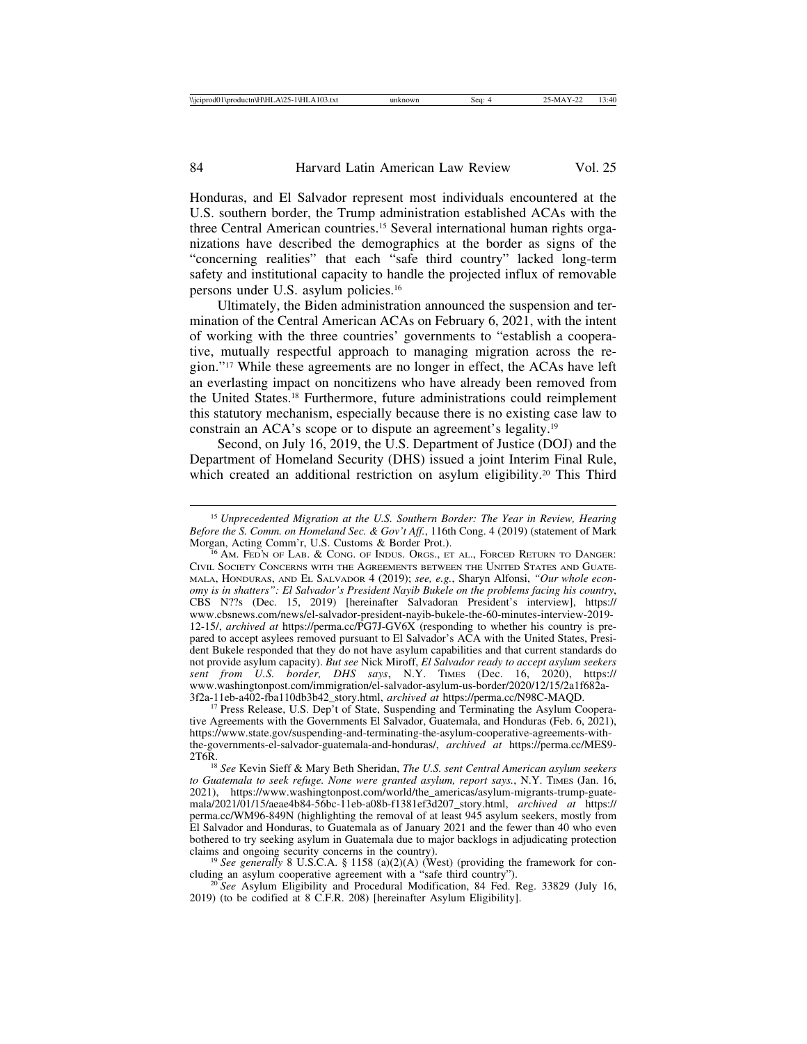Honduras, and El Salvador represent most individuals encountered at the U.S. southern border, the Trump administration established ACAs with the three Central American countries.[15] Several international human rights organizations have described the demographics at the border as signs of the "concerning realities" that each "safe third country" lacked long-term safety and institutional capacity to handle the projected influx of removable persons under U.S. asylum policies.[16]

Ultimately, the Biden administration announced the suspension and termination of the Central American ACAs on February 6, 2021, with the intent of working with the three countries' governments to "establish a cooperative, mutually respectful approach to managing migration across the region."[17] While these agreements are no longer in effect, the ACAs have left an everlasting impact on noncitizens who have already been removed from the United States.[18] Furthermore, future administrations could reimplement this statutory mechanism, especially because there is no existing case law to constrain an ACA's scope or to dispute an agreement's legality.[19]

Second, on July 16, 2019, the U.S. Department of Justice (DOJ) and the Department of Homeland Security (DHS) issued a joint Interim Final Rule, which created an additional restriction on asylum eligibility.[20] This Third

---

[15] *Unprecedented Migration at the U.S. Southern Border: The Year in Review, Hearing Before the S. Comm. on Homeland Sec. & Gov't Aff.*, 116th Cong. 4 (2019) (statement of Mark Morgan, Acting Comm'r, U.S. Customs & Border Prot.).

[16] Am. Fed'n of Lab. & Cong. of Indus. Orgs., et al., Forced Return to Danger: Civil Society Concerns with the Agreements between the United States and Guatemala, Honduras, and El Salvador 4 (2019); *see, e.g.*, Sharyn Alfonsi, *"Our whole economy is in shatters": El Salvador's President Nayib Bukele on the problems facing his country*, CBS N??s (Dec. 15, 2019) [hereinafter Salvadoran President's interview], https://www.cbsnews.com/news/el-salvador-president-nayib-bukele-the-60-minutes-interview-2019-12-15/, *archived at* https://perma.cc/PG7J-GV6X (responding to whether his country is prepared to accept asylees removed pursuant to El Salvador's ACA with the United States, President Bukele responded that they do not have asylum capabilities and that current standards do not provide asylum capacity). *But see* Nick Miroff, *El Salvador ready to accept asylum seekers sent from U.S. border, DHS says*, N.Y. Times (Dec. 16, 2020), https://www.washingtonpost.com/immigration/el-salvador-asylum-us-border/2020/12/15/2a1f682a-3f2a-11eb-a402-fba110db3b42_story.html, *archived at* https://perma.cc/N98C-MAQD.

[17] Press Release, U.S. Dep't of State, Suspending and Terminating the Asylum Cooperative Agreements with the Governments El Salvador, Guatemala, and Honduras (Feb. 6, 2021), https://www.state.gov/suspending-and-terminating-the-asylum-cooperative-agreements-with-the-governments-el-salvador-guatemala-and-honduras/, *archived at* https://perma.cc/MES9-2T6R.

[18] *See* Kevin Sieff & Mary Beth Sheridan, *The U.S. sent Central American asylum seekers to Guatemala to seek refuge. None were granted asylum, report says.*, N.Y. Times (Jan. 16, 2021), https://www.washingtonpost.com/world/the_americas/asylum-migrants-trump-guatemala/2021/01/15/aeae4b84-56bc-11eb-a08b-f1381ef3d207_story.html, *archived at* https://perma.cc/WM96-849N (highlighting the removal of at least 945 asylum seekers, mostly from El Salvador and Honduras, to Guatemala as of January 2021 and the fewer than 40 who even bothered to try seeking asylum in Guatemala due to major backlogs in adjudicating protection claims and ongoing security concerns in the country).

[19] *See generally* 8 U.S.C.A. § 1158 (a)(2)(A) (West) (providing the framework for concluding an asylum cooperative agreement with a "safe third country").

[20] *See* Asylum Eligibility and Procedural Modification, 84 Fed. Reg. 33829 (July 16, 2019) (to be codified at 8 C.F.R. 208) [hereinafter Asylum Eligibility].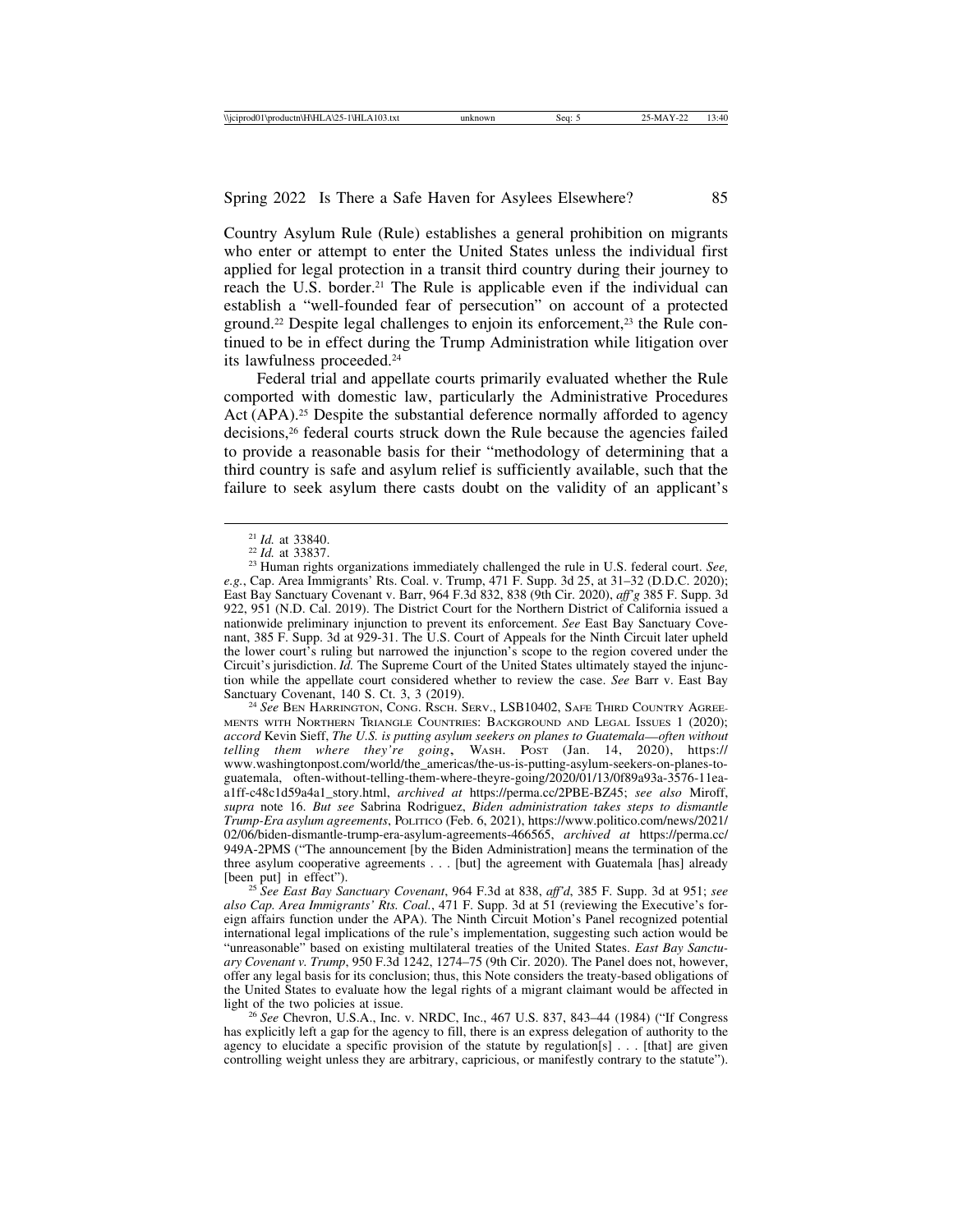Country Asylum Rule (Rule) establishes a general prohibition on migrants who enter or attempt to enter the United States unless the individual first applied for legal protection in a transit third country during their journey to reach the U.S. border.[21] The Rule is applicable even if the individual can establish a "well-founded fear of persecution" on account of a protected ground.[22] Despite legal challenges to enjoin its enforcement,[23] the Rule continued to be in effect during the Trump Administration while litigation over its lawfulness proceeded.[24]

Federal trial and appellate courts primarily evaluated whether the Rule comported with domestic law, particularly the Administrative Procedures Act (APA).[25] Despite the substantial deference normally afforded to agency decisions,[26] federal courts struck down the Rule because the agencies failed to provide a reasonable basis for their "methodology of determining that a third country is safe and asylum relief is sufficiently available, such that the failure to seek asylum there casts doubt on the validity of an applicant's

---

[21] *Id.* at 33840.

[22] *Id.* at 33837.

[23] Human rights organizations immediately challenged the rule in U.S. federal court. *See, e.g.*, Cap. Area Immigrants' Rts. Coal. v. Trump, 471 F. Supp. 3d 25, at 31–32 (D.D.C. 2020); East Bay Sanctuary Covenant v. Barr, 964 F.3d 832, 838 (9th Cir. 2020), *aff'g* 385 F. Supp. 3d 922, 951 (N.D. Cal. 2019). The District Court for the Northern District of California issued a nationwide preliminary injunction to prevent its enforcement. *See* East Bay Sanctuary Covenant, 385 F. Supp. 3d at 929-31. The U.S. Court of Appeals for the Ninth Circuit later upheld the lower court's ruling but narrowed the injunction's scope to the region covered under the Circuit's jurisdiction. *Id.* The Supreme Court of the United States ultimately stayed the injunction while the appellate court considered whether to review the case. *See* Barr v. East Bay Sanctuary Covenant, 140 S. Ct. 3, 3 (2019).

[24] *See* Ben Harrington, Cong. Rsch. Serv., LSB10402, Safe Third Country Agreements with Northern Triangle Countries: Background and Legal Issues 1 (2020); *accord* Kevin Sieff, *The U.S. is putting asylum seekers on planes to Guatemala—often without telling them where they're going*, Wash. Post (Jan. 14, 2020), https://www.washingtonpost.com/world/the_americas/the-us-is-putting-asylum-seekers-on-planes-to-guatemala, often-without-telling-them-where-theyre-going/2020/01/13/0f89a93a-3576-11ea-a1ff-c48c1d59a4a1_story.html, *archived at* https://perma.cc/2PBE-BZ45; *see also* Miroff, *supra* note 16. *But see* Sabrina Rodriguez, *Biden administration takes steps to dismantle Trump-Era asylum agreements*, Politico (Feb. 6, 2021), https://www.politico.com/news/2021/02/06/biden-dismantle-trump-era-asylum-agreements-466565, *archived at* https://perma.cc/949A-2PMS ("The announcement [by the Biden Administration] means the termination of the three asylum cooperative agreements . . . [but] the agreement with Guatemala [has] already [been put] in effect").

[25] *See East Bay Sanctuary Covenant*, 964 F.3d at 838, *aff'd*, 385 F. Supp. 3d at 951; *see also Cap. Area Immigrants' Rts. Coal.*, 471 F. Supp. 3d at 51 (reviewing the Executive's foreign affairs function under the APA). The Ninth Circuit Motion's Panel recognized potential international legal implications of the rule's implementation, suggesting such action would be "unreasonable" based on existing multilateral treaties of the United States. *East Bay Sanctuary Covenant v. Trump*, 950 F.3d 1242, 1274–75 (9th Cir. 2020). The Panel does not, however, offer any legal basis for its conclusion; thus, this Note considers the treaty-based obligations of the United States to evaluate how the legal rights of a migrant claimant would be affected in light of the two policies at issue.

[26] *See* Chevron, U.S.A., Inc. v. NRDC, Inc., 467 U.S. 837, 843–44 (1984) ("If Congress has explicitly left a gap for the agency to fill, there is an express delegation of authority to the agency to elucidate a specific provision of the statute by regulation[s] . . . [that] are given controlling weight unless they are arbitrary, capricious, or manifestly contrary to the statute").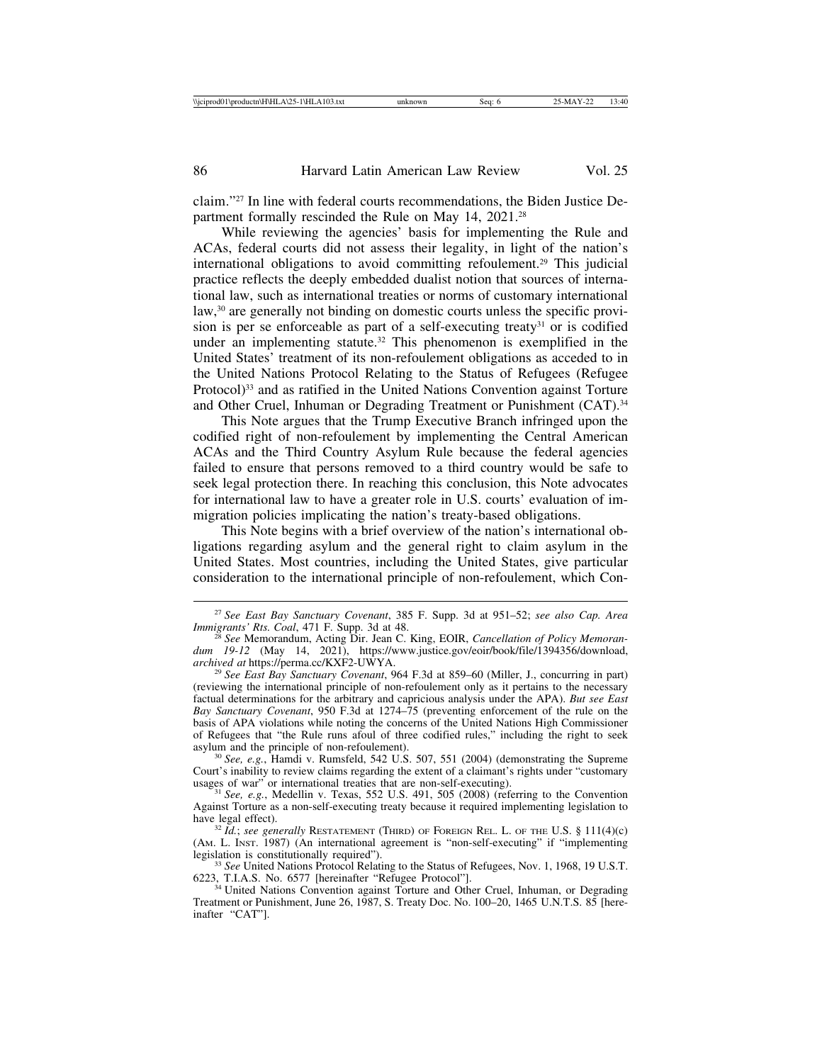claim."[27] In line with federal courts recommendations, the Biden Justice Department formally rescinded the Rule on May 14, 2021.[28]

While reviewing the agencies' basis for implementing the Rule and ACAs, federal courts did not assess their legality, in light of the nation's international obligations to avoid committing refoulement.[29] This judicial practice reflects the deeply embedded dualist notion that sources of international law, such as international treaties or norms of customary international law,[30] are generally not binding on domestic courts unless the specific provision is per se enforceable as part of a self-executing treaty[31] or is codified under an implementing statute.[32] This phenomenon is exemplified in the United States' treatment of its non-refoulement obligations as acceded to in the United Nations Protocol Relating to the Status of Refugees (Refugee Protocol)[33] and as ratified in the United Nations Convention against Torture and Other Cruel, Inhuman or Degrading Treatment or Punishment (CAT).[34]

This Note argues that the Trump Executive Branch infringed upon the codified right of non-refoulement by implementing the Central American ACAs and the Third Country Asylum Rule because the federal agencies failed to ensure that persons removed to a third country would be safe to seek legal protection there. In reaching this conclusion, this Note advocates for international law to have a greater role in U.S. courts' evaluation of immigration policies implicating the nation's treaty-based obligations.

This Note begins with a brief overview of the nation's international obligations regarding asylum and the general right to claim asylum in the United States. Most countries, including the United States, give particular consideration to the international principle of non-refoulement, which Con-

---

[27] *See East Bay Sanctuary Covenant*, 385 F. Supp. 3d at 951–52; *see also Cap. Area Immigrants' Rts. Coal*, 471 F. Supp. 3d at 48.

[28] *See* Memorandum, Acting Dir. Jean C. King, EOIR, *Cancellation of Policy Memorandum 19-12* (May 14, 2021), https://www.justice.gov/eoir/book/file/1394356/download, *archived at* https://perma.cc/KXF2-UWYA.

[29] *See East Bay Sanctuary Covenant*, 964 F.3d at 859–60 (Miller, J., concurring in part) (reviewing the international principle of non-refoulement only as it pertains to the necessary factual determinations for the arbitrary and capricious analysis under the APA). *But see East Bay Sanctuary Covenant*, 950 F.3d at 1274–75 (preventing enforcement of the rule on the basis of APA violations while noting the concerns of the United Nations High Commissioner of Refugees that "the Rule runs afoul of three codified rules," including the right to seek asylum and the principle of non-refoulement).

[30] *See, e.g.*, Hamdi v. Rumsfeld, 542 U.S. 507, 551 (2004) (demonstrating the Supreme Court's inability to review claims regarding the extent of a claimant's rights under "customary usages of war" or international treaties that are non-self-executing).

[31] *See, e.g.*, Medellin v. Texas, 552 U.S. 491, 505 (2008) (referring to the Convention Against Torture as a non-self-executing treaty because it required implementing legislation to have legal effect).

[32] *Id.*; *see generally* Restatement (Third) of Foreign Rel. L. of the U.S. § 111(4)(c) (Am. L. Inst. 1987) (An international agreement is "non-self-executing" if "implementing legislation is constitutionally required").

[33] *See* United Nations Protocol Relating to the Status of Refugees, Nov. 1, 1968, 19 U.S.T. 6223, T.I.A.S. No. 6577 [hereinafter "Refugee Protocol"].

[34] United Nations Convention against Torture and Other Cruel, Inhuman, or Degrading Treatment or Punishment, June 26, 1987, S. Treaty Doc. No. 100–20, 1465 U.N.T.S. 85 [hereinafter "CAT"].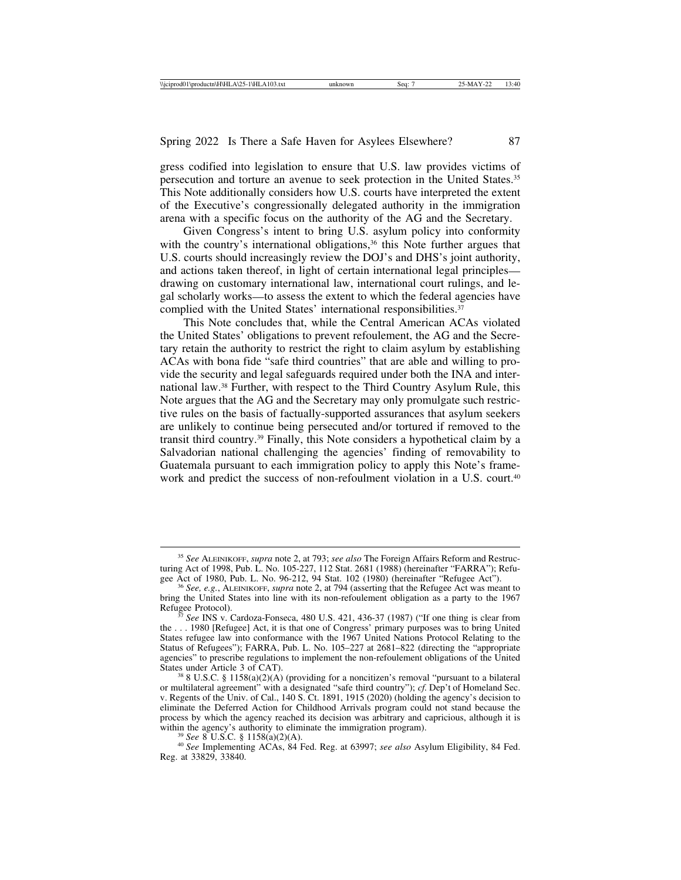gress codified into legislation to ensure that U.S. law provides victims of persecution and torture an avenue to seek protection in the United States.[35] This Note additionally considers how U.S. courts have interpreted the extent of the Executive's congressionally delegated authority in the immigration arena with a specific focus on the authority of the AG and the Secretary.

Given Congress's intent to bring U.S. asylum policy into conformity with the country's international obligations,[36] this Note further argues that U.S. courts should increasingly review the DOJ's and DHS's joint authority, and actions taken thereof, in light of certain international legal principles—drawing on customary international law, international court rulings, and legal scholarly works—to assess the extent to which the federal agencies have complied with the United States' international responsibilities.[37]

This Note concludes that, while the Central American ACAs violated the United States' obligations to prevent refoulement, the AG and the Secretary retain the authority to restrict the right to claim asylum by establishing ACAs with bona fide "safe third countries" that are able and willing to provide the security and legal safeguards required under both the INA and international law.[38] Further, with respect to the Third Country Asylum Rule, this Note argues that the AG and the Secretary may only promulgate such restrictive rules on the basis of factually-supported assurances that asylum seekers are unlikely to continue being persecuted and/or tortured if removed to the transit third country.[39] Finally, this Note considers a hypothetical claim by a Salvadorian national challenging the agencies' finding of removability to Guatemala pursuant to each immigration policy to apply this Note's framework and predict the success of non-refoulment violation in a U.S. court.[40]

---

[35] *See* ALEINIKOFF, *supra* note 2, at 793; *see also* The Foreign Affairs Reform and Restructuring Act of 1998, Pub. L. No. 105-227, 112 Stat. 2681 (1988) (hereinafter "FARRA"); Refugee Act of 1980, Pub. L. No. 96-212, 94 Stat. 102 (1980) (hereinafter "Refugee Act").

[36] *See, e.g.*, ALEINIKOFF, *supra* note 2, at 794 (asserting that the Refugee Act was meant to bring the United States into line with its non-refoulement obligation as a party to the 1967 Refugee Protocol).

[37] *See* INS v. Cardoza-Fonseca, 480 U.S. 421, 436-37 (1987) ("If one thing is clear from the . . . 1980 [Refugee] Act, it is that one of Congress' primary purposes was to bring United States refugee law into conformance with the 1967 United Nations Protocol Relating to the Status of Refugees"); FARRA, Pub. L. No. 105–227 at 2681–822 (directing the "appropriate agencies" to prescribe regulations to implement the non-refoulement obligations of the United States under Article 3 of CAT).

[38] 8 U.S.C. § 1158(a)(2)(A) (providing for a noncitizen's removal "pursuant to a bilateral or multilateral agreement" with a designated "safe third country"); *cf.* Dep't of Homeland Sec. v. Regents of the Univ. of Cal., 140 S. Ct. 1891, 1915 (2020) (holding the agency's decision to eliminate the Deferred Action for Childhood Arrivals program could not stand because the process by which the agency reached its decision was arbitrary and capricious, although it is within the agency's authority to eliminate the immigration program).

[39] *See* 8 U.S.C. § 1158(a)(2)(A).

[40] *See* Implementing ACAs, 84 Fed. Reg. at 63997; *see also* Asylum Eligibility, 84 Fed. Reg. at 33829, 33840.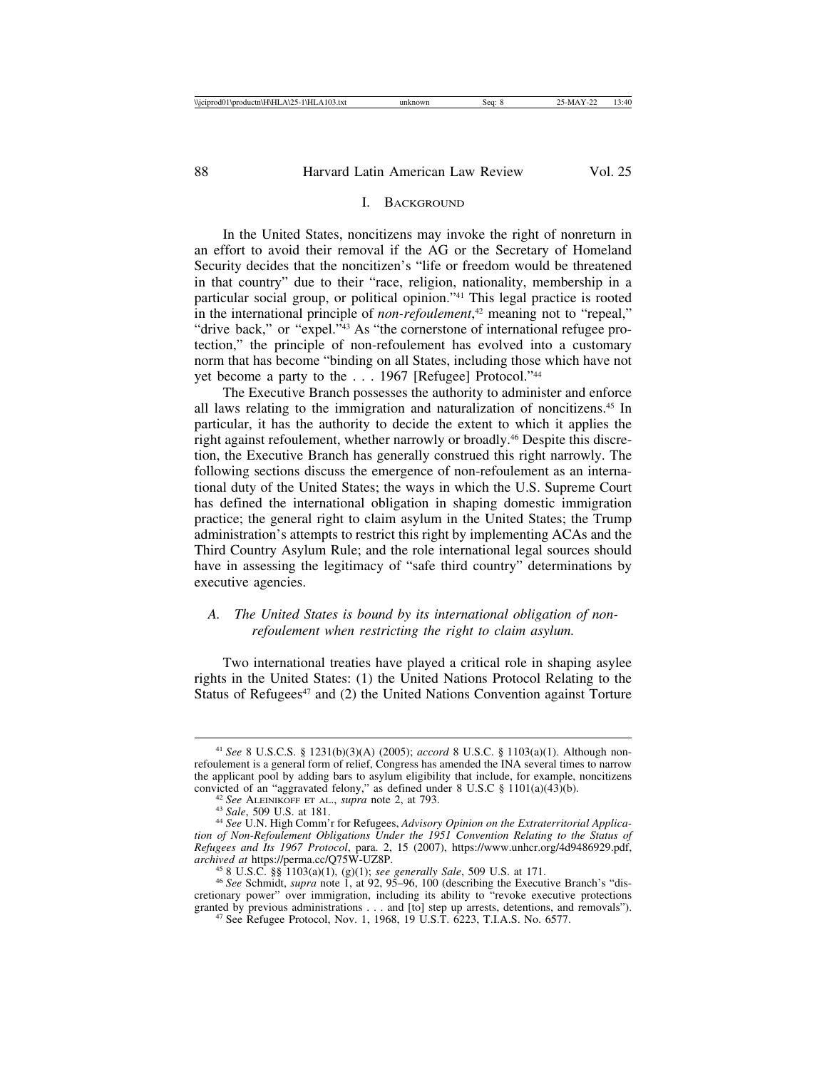## I. Background

In the United States, noncitizens may invoke the right of nonreturn in an effort to avoid their removal if the AG or the Secretary of Homeland Security decides that the noncitizen's "life or freedom would be threatened in that country" due to their "race, religion, nationality, membership in a particular social group, or political opinion."[41] This legal practice is rooted in the international principle of *non-refoulement*,[42] meaning not to "repeal," "drive back," or "expel."[43] As "the cornerstone of international refugee protection," the principle of non-refoulement has evolved into a customary norm that has become "binding on all States, including those which have not yet become a party to the . . . 1967 [Refugee] Protocol."[44]

The Executive Branch possesses the authority to administer and enforce all laws relating to the immigration and naturalization of noncitizens.[45] In particular, it has the authority to decide the extent to which it applies the right against refoulement, whether narrowly or broadly.[46] Despite this discretion, the Executive Branch has generally construed this right narrowly. The following sections discuss the emergence of non-refoulement as an international duty of the United States; the ways in which the U.S. Supreme Court has defined the international obligation in shaping domestic immigration practice; the general right to claim asylum in the United States; the Trump administration's attempts to restrict this right by implementing ACAs and the Third Country Asylum Rule; and the role international legal sources should have in assessing the legitimacy of "safe third country" determinations by executive agencies.

### A. *The United States is bound by its international obligation of non-refoulement when restricting the right to claim asylum.*

Two international treaties have played a critical role in shaping asylee rights in the United States: (1) the United Nations Protocol Relating to the Status of Refugees[47] and (2) the United Nations Convention against Torture

---

[41] *See* 8 U.S.C.S. § 1231(b)(3)(A) (2005); *accord* 8 U.S.C. § 1103(a)(1). Although non-refoulement is a general form of relief, Congress has amended the INA several times to narrow the applicant pool by adding bars to asylum eligibility that include, for example, noncitizens convicted of an "aggravated felony," as defined under 8 U.S.C § 1101(a)(43)(b).

[42] *See* Aleinikoff et al., *supra* note 2, at 793.

[43] *Sale*, 509 U.S. at 181.

[44] *See* U.N. High Comm'r for Refugees, *Advisory Opinion on the Extraterritorial Application of Non-Refoulement Obligations Under the 1951 Convention Relating to the Status of Refugees and Its 1967 Protocol*, para. 2, 15 (2007), https://www.unhcr.org/4d9486929.pdf, *archived at* https://perma.cc/Q75W-UZ8P.

[45] 8 U.S.C. §§ 1103(a)(1), (g)(1); *see generally Sale*, 509 U.S. at 171.

[46] *See* Schmidt, *supra* note 1, at 92, 95–96, 100 (describing the Executive Branch's "discretionary power" over immigration, including its ability to "revoke executive protections granted by previous administrations . . . and [to] step up arrests, detentions, and removals").

[47] See Refugee Protocol, Nov. 1, 1968, 19 U.S.T. 6223, T.I.A.S. No. 6577.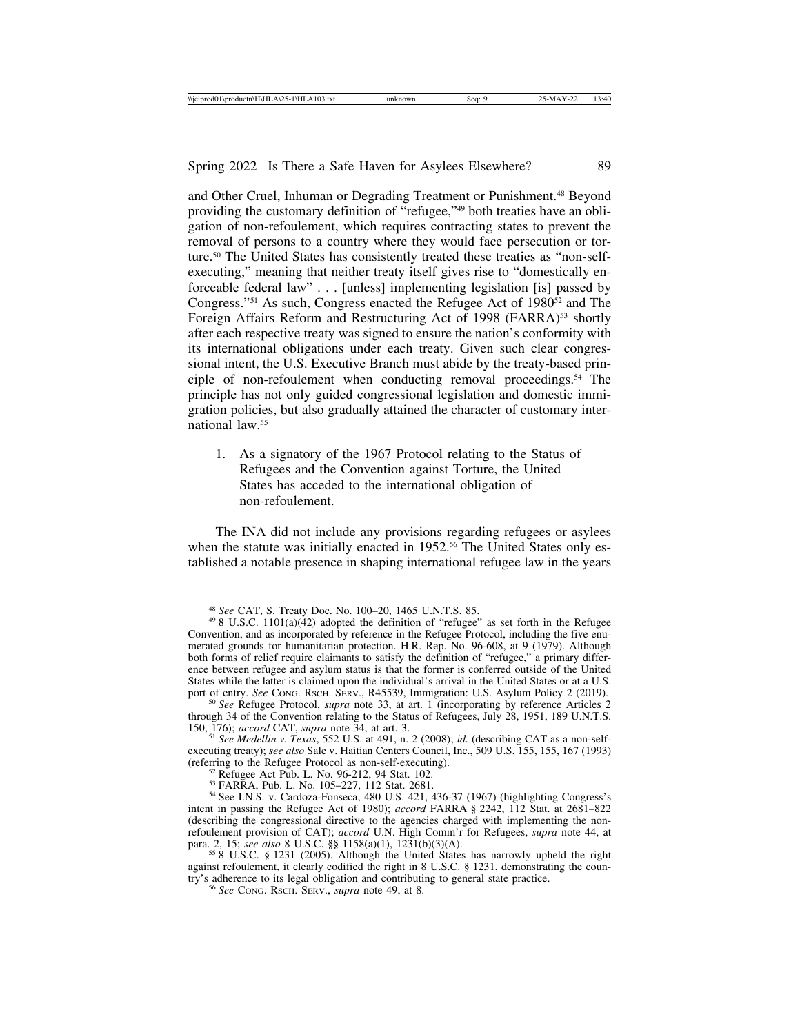and Other Cruel, Inhuman or Degrading Treatment or Punishment.[48] Beyond providing the customary definition of "refugee,"[49] both treaties have an obligation of non-refoulement, which requires contracting states to prevent the removal of persons to a country where they would face persecution or torture.[50] The United States has consistently treated these treaties as "non-self-executing," meaning that neither treaty itself gives rise to "domestically enforceable federal law" . . . [unless] implementing legislation [is] passed by Congress."[51] As such, Congress enacted the Refugee Act of 1980[52] and The Foreign Affairs Reform and Restructuring Act of 1998 (FARRA)[53] shortly after each respective treaty was signed to ensure the nation's conformity with its international obligations under each treaty. Given such clear congressional intent, the U.S. Executive Branch must abide by the treaty-based principle of non-refoulement when conducting removal proceedings.[54] The principle has not only guided congressional legislation and domestic immigration policies, but also gradually attained the character of customary international law.[55]

1. As a signatory of the 1967 Protocol relating to the Status of Refugees and the Convention against Torture, the United States has acceded to the international obligation of non-refoulement.

The INA did not include any provisions regarding refugees or asylees when the statute was initially enacted in 1952.[56] The United States only established a notable presence in shaping international refugee law in the years

---

[48] *See* CAT, S. Treaty Doc. No. 100–20, 1465 U.N.T.S. 85.

[49] 8 U.S.C. 1101(a)(42) adopted the definition of "refugee" as set forth in the Refugee Convention, and as incorporated by reference in the Refugee Protocol, including the five enumerated grounds for humanitarian protection. H.R. Rep. No. 96-608, at 9 (1979). Although both forms of relief require claimants to satisfy the definition of "refugee," a primary difference between refugee and asylum status is that the former is conferred outside of the United States while the latter is claimed upon the individual's arrival in the United States or at a U.S. port of entry. *See* CONG. RSCH. SERV., R45539, Immigration: U.S. Asylum Policy 2 (2019).

[50] *See* Refugee Protocol, *supra* note 33, at art. 1 (incorporating by reference Articles 2 through 34 of the Convention relating to the Status of Refugees, July 28, 1951, 189 U.N.T.S. 150, 176); *accord* CAT, *supra* note 34, at art. 3.

[51] *See Medellin v. Texas*, 552 U.S. at 491, n. 2 (2008); *id.* (describing CAT as a non-self-executing treaty); *see also* Sale v. Haitian Centers Council, Inc., 509 U.S. 155, 155, 167 (1993) (referring to the Refugee Protocol as non-self-executing).

[52] Refugee Act Pub. L. No. 96-212, 94 Stat. 102.

[53] FARRA, Pub. L. No. 105–227, 112 Stat. 2681.

[54] See I.N.S. v. Cardoza-Fonseca, 480 U.S. 421, 436-37 (1967) (highlighting Congress's intent in passing the Refugee Act of 1980); *accord* FARRA § 2242, 112 Stat. at 2681–822 (describing the congressional directive to the agencies charged with implementing the non-refoulement provision of CAT); *accord* U.N. High Comm'r for Refugees, *supra* note 44, at para. 2, 15; *see also* 8 U.S.C. §§ 1158(a)(1), 1231(b)(3)(A).

[55] 8 U.S.C. § 1231 (2005). Although the United States has narrowly upheld the right against refoulement, it clearly codified the right in 8 U.S.C. § 1231, demonstrating the country's adherence to its legal obligation and contributing to general state practice.

[56] *See* CONG. RSCH. SERV., *supra* note 49, at 8.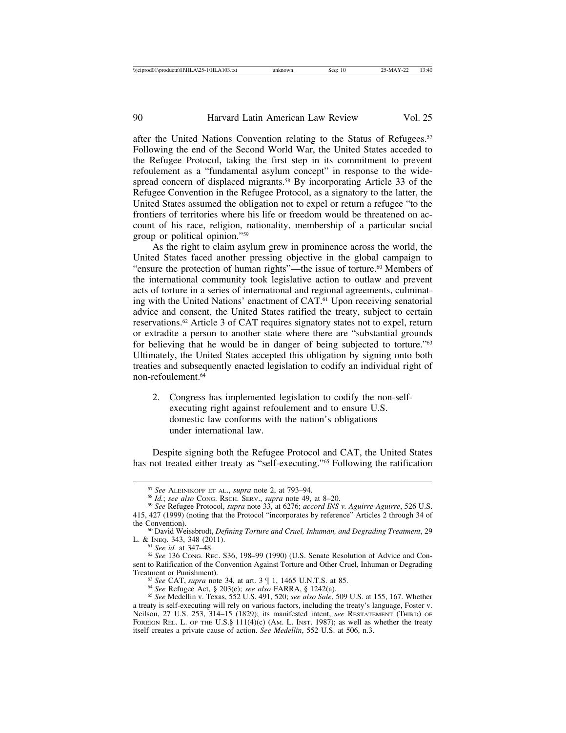after the United Nations Convention relating to the Status of Refugees.[57] Following the end of the Second World War, the United States acceded to the Refugee Protocol, taking the first step in its commitment to prevent refoulement as a "fundamental asylum concept" in response to the widespread concern of displaced migrants.[58] By incorporating Article 33 of the Refugee Convention in the Refugee Protocol, as a signatory to the latter, the United States assumed the obligation not to expel or return a refugee "to the frontiers of territories where his life or freedom would be threatened on account of his race, religion, nationality, membership of a particular social group or political opinion."[59]

As the right to claim asylum grew in prominence across the world, the United States faced another pressing objective in the global campaign to "ensure the protection of human rights"—the issue of torture.[60] Members of the international community took legislative action to outlaw and prevent acts of torture in a series of international and regional agreements, culminating with the United Nations' enactment of CAT.[61] Upon receiving senatorial advice and consent, the United States ratified the treaty, subject to certain reservations.[62] Article 3 of CAT requires signatory states not to expel, return or extradite a person to another state where there are "substantial grounds for believing that he would be in danger of being subjected to torture."[63] Ultimately, the United States accepted this obligation by signing onto both treaties and subsequently enacted legislation to codify an individual right of non-refoulement.[64]

2. Congress has implemented legislation to codify the non-self-executing right against refoulement and to ensure U.S. domestic law conforms with the nation's obligations under international law.

Despite signing both the Refugee Protocol and CAT, the United States has not treated either treaty as "self-executing."[65] Following the ratification

---

[57] *See* Aleinikoff et al., *supra* note 2, at 793–94.

[58] *Id.*; *see also* Cong. Rsch. Serv., *supra* note 49, at 8–20.

[59] *See* Refugee Protocol, *supra* note 33, at 6276; *accord INS v. Aguirre-Aguirre*, 526 U.S. 415, 427 (1999) (noting that the Protocol "incorporates by reference" Articles 2 through 34 of the Convention).

[60] David Weissbrodt, *Defining Torture and Cruel, Inhuman, and Degrading Treatment*, 29 L. & Ineq. 343, 348 (2011).

[61] *See id.* at 347–48.

[62] *See* 136 Cong. Rec. S36, 198–99 (1990) (U.S. Senate Resolution of Advice and Consent to Ratification of the Convention Against Torture and Other Cruel, Inhuman or Degrading Treatment or Punishment).

[63] *See* CAT, *supra* note 34, at art. 3 ¶ 1, 1465 U.N.T.S. at 85.

[64] *See* Refugee Act, § 203(e); *see also* FARRA, § 1242(a).

[65] *See* Medellin v. Texas, 552 U.S. 491, 520; *see also Sale*, 509 U.S. at 155, 167. Whether a treaty is self-executing will rely on various factors, including the treaty's language, Foster v. Neilson, 27 U.S. 253, 314–15 (1829); its manifested intent, *see* Restatement (Third) of Foreign Rel. L. of the U.S.§ 111(4)(c) (Am. L. Inst. 1987); as well as whether the treaty itself creates a private cause of action. *See Medellin*, 552 U.S. at 506, n.3.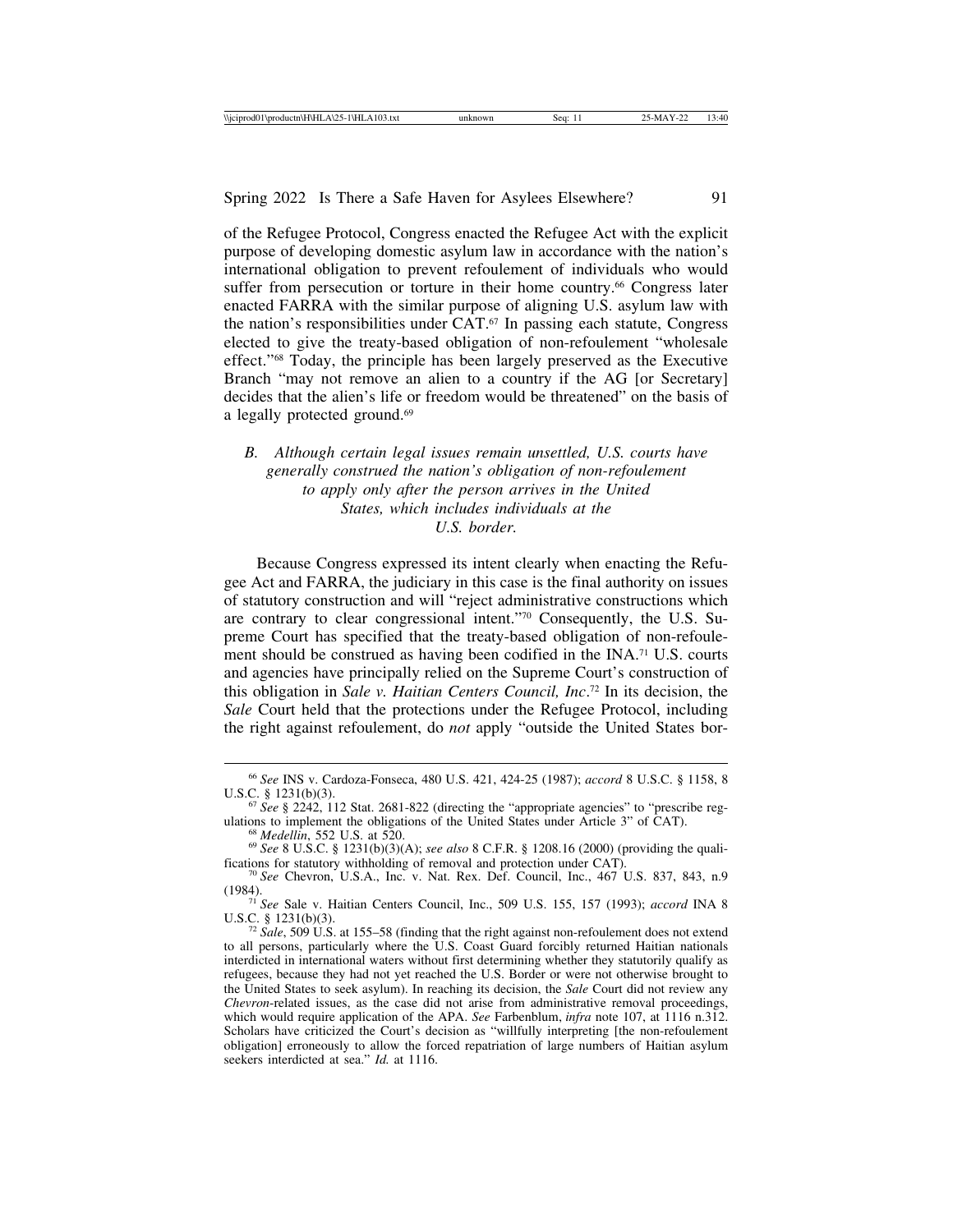of the Refugee Protocol, Congress enacted the Refugee Act with the explicit purpose of developing domestic asylum law in accordance with the nation's international obligation to prevent refoulement of individuals who would suffer from persecution or torture in their home country.[66] Congress later enacted FARRA with the similar purpose of aligning U.S. asylum law with the nation's responsibilities under CAT.[67] In passing each statute, Congress elected to give the treaty-based obligation of non-refoulement "wholesale effect."[68] Today, the principle has been largely preserved as the Executive Branch "may not remove an alien to a country if the AG [or Secretary] decides that the alien's life or freedom would be threatened" on the basis of a legally protected ground.[69]

### B. *Although certain legal issues remain unsettled, U.S. courts have generally construed the nation's obligation of non-refoulement to apply only after the person arrives in the United States, which includes individuals at the U.S. border.*

Because Congress expressed its intent clearly when enacting the Refugee Act and FARRA, the judiciary in this case is the final authority on issues of statutory construction and will "reject administrative constructions which are contrary to clear congressional intent."[70] Consequently, the U.S. Supreme Court has specified that the treaty-based obligation of non-refoulement should be construed as having been codified in the INA.[71] U.S. courts and agencies have principally relied on the Supreme Court's construction of this obligation in *Sale v. Haitian Centers Council, Inc*.[72] In its decision, the *Sale* Court held that the protections under the Refugee Protocol, including the right against refoulement, do *not* apply "outside the United States bor-

---

[66] *See* INS v. Cardoza-Fonseca, 480 U.S. 421, 424-25 (1987); *accord* 8 U.S.C. § 1158, 8 U.S.C. § 1231(b)(3).

[67] *See* § 2242, 112 Stat. 2681-822 (directing the "appropriate agencies" to "prescribe regulations to implement the obligations of the United States under Article 3" of CAT).

[68] *Medellin*, 552 U.S. at 520.

[69] *See* 8 U.S.C. § 1231(b)(3)(A); *see also* 8 C.F.R. § 1208.16 (2000) (providing the qualifications for statutory withholding of removal and protection under CAT).

[70] *See* Chevron, U.S.A., Inc. v. Nat. Rex. Def. Council, Inc., 467 U.S. 837, 843, n.9 (1984).

[71] *See* Sale v. Haitian Centers Council, Inc., 509 U.S. 155, 157 (1993); *accord* INA 8 U.S.C. § 1231(b)(3).

[72] *Sale*, 509 U.S. at 155–58 (finding that the right against non-refoulement does not extend to all persons, particularly where the U.S. Coast Guard forcibly returned Haitian nationals interdicted in international waters without first determining whether they statutorily qualify as refugees, because they had not yet reached the U.S. Border or were not otherwise brought to the United States to seek asylum). In reaching its decision, the *Sale* Court did not review any *Chevron*-related issues, as the case did not arise from administrative removal proceedings, which would require application of the APA. *See* Farbenblum, *infra* note 107, at 1116 n.312. Scholars have criticized the Court's decision as "willfully interpreting [the non-refoulement obligation] erroneously to allow the forced repatriation of large numbers of Haitian asylum seekers interdicted at sea." *Id.* at 1116.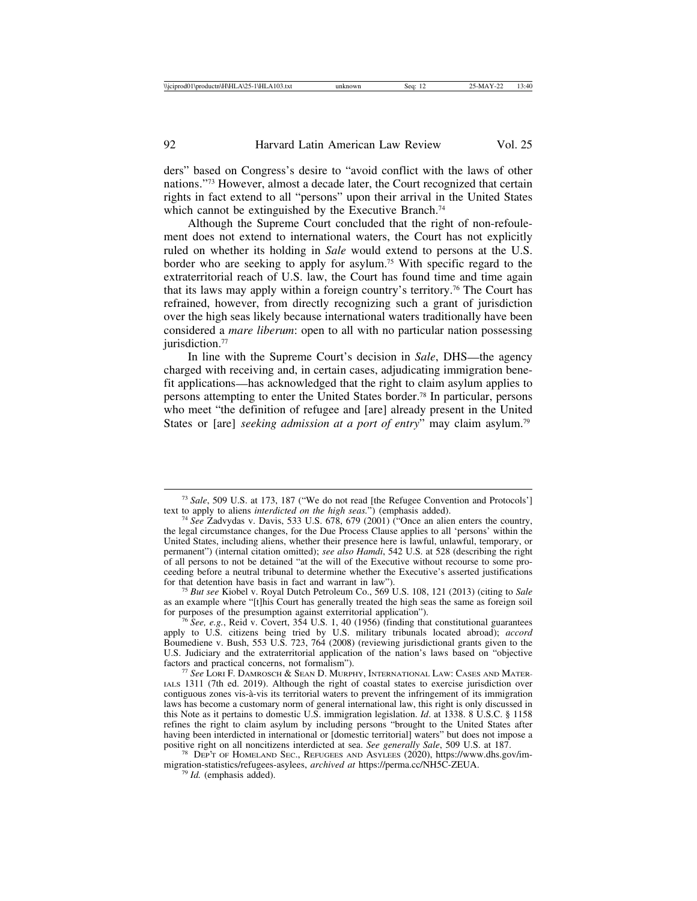ders" based on Congress's desire to "avoid conflict with the laws of other nations."[73] However, almost a decade later, the Court recognized that certain rights in fact extend to all "persons" upon their arrival in the United States which cannot be extinguished by the Executive Branch.[74]

Although the Supreme Court concluded that the right of non-refoulement does not extend to international waters, the Court has not explicitly ruled on whether its holding in *Sale* would extend to persons at the U.S. border who are seeking to apply for asylum.[75] With specific regard to the extraterritorial reach of U.S. law, the Court has found time and time again that its laws may apply within a foreign country's territory.[76] The Court has refrained, however, from directly recognizing such a grant of jurisdiction over the high seas likely because international waters traditionally have been considered a *mare liberum*: open to all with no particular nation possessing jurisdiction.[77]

In line with the Supreme Court's decision in *Sale*, DHS—the agency charged with receiving and, in certain cases, adjudicating immigration benefit applications—has acknowledged that the right to claim asylum applies to persons attempting to enter the United States border.[78] In particular, persons who meet "the definition of refugee and [are] already present in the United States or [are] *seeking admission at a port of entry*" may claim asylum.[79]

---

[73] *Sale*, 509 U.S. at 173, 187 ("We do not read [the Refugee Convention and Protocols'] text to apply to aliens *interdicted on the high seas.*") (emphasis added).

[74] *See* Zadvydas v. Davis, 533 U.S. 678, 679 (2001) ("Once an alien enters the country, the legal circumstance changes, for the Due Process Clause applies to all 'persons' within the United States, including aliens, whether their presence here is lawful, unlawful, temporary, or permanent") (internal citation omitted); *see also Hamdi*, 542 U.S. at 528 (describing the right of all persons to not be detained "at the will of the Executive without recourse to some proceeding before a neutral tribunal to determine whether the Executive's asserted justifications for that detention have basis in fact and warrant in law").

[75] *But see* Kiobel v. Royal Dutch Petroleum Co., 569 U.S. 108, 121 (2013) (citing to *Sale* as an example where "[t]his Court has generally treated the high seas the same as foreign soil for purposes of the presumption against exterritorial application").

[76] *See, e.g.*, Reid v. Covert, 354 U.S. 1, 40 (1956) (finding that constitutional guarantees apply to U.S. citizens being tried by U.S. military tribunals located abroad); *accord* Boumediene v. Bush, 553 U.S. 723, 764 (2008) (reviewing jurisdictional grants given to the U.S. Judiciary and the extraterritorial application of the nation's laws based on "objective factors and practical concerns, not formalism").

[77] *See* Lori F. Damrosch & Sean D. Murphy, International Law: Cases and Materials 1311 (7th ed. 2019). Although the right of coastal states to exercise jurisdiction over contiguous zones vis-à-vis its territorial waters to prevent the infringement of its immigration laws has become a customary norm of general international law, this right is only discussed in this Note as it pertains to domestic U.S. immigration legislation. *Id*. at 1338. 8 U.S.C. § 1158 refines the right to claim asylum by including persons "brought to the United States after having been interdicted in international or [domestic territorial] waters" but does not impose a positive right on all noncitizens interdicted at sea. *See generally Sale*, 509 U.S. at 187.

[78] Dep't of Homeland Sec., Refugees and Asylees (2020), https://www.dhs.gov/immigration-statistics/refugees-asylees, *archived at* https://perma.cc/NH5C-ZEUA.

[79] *Id.* (emphasis added).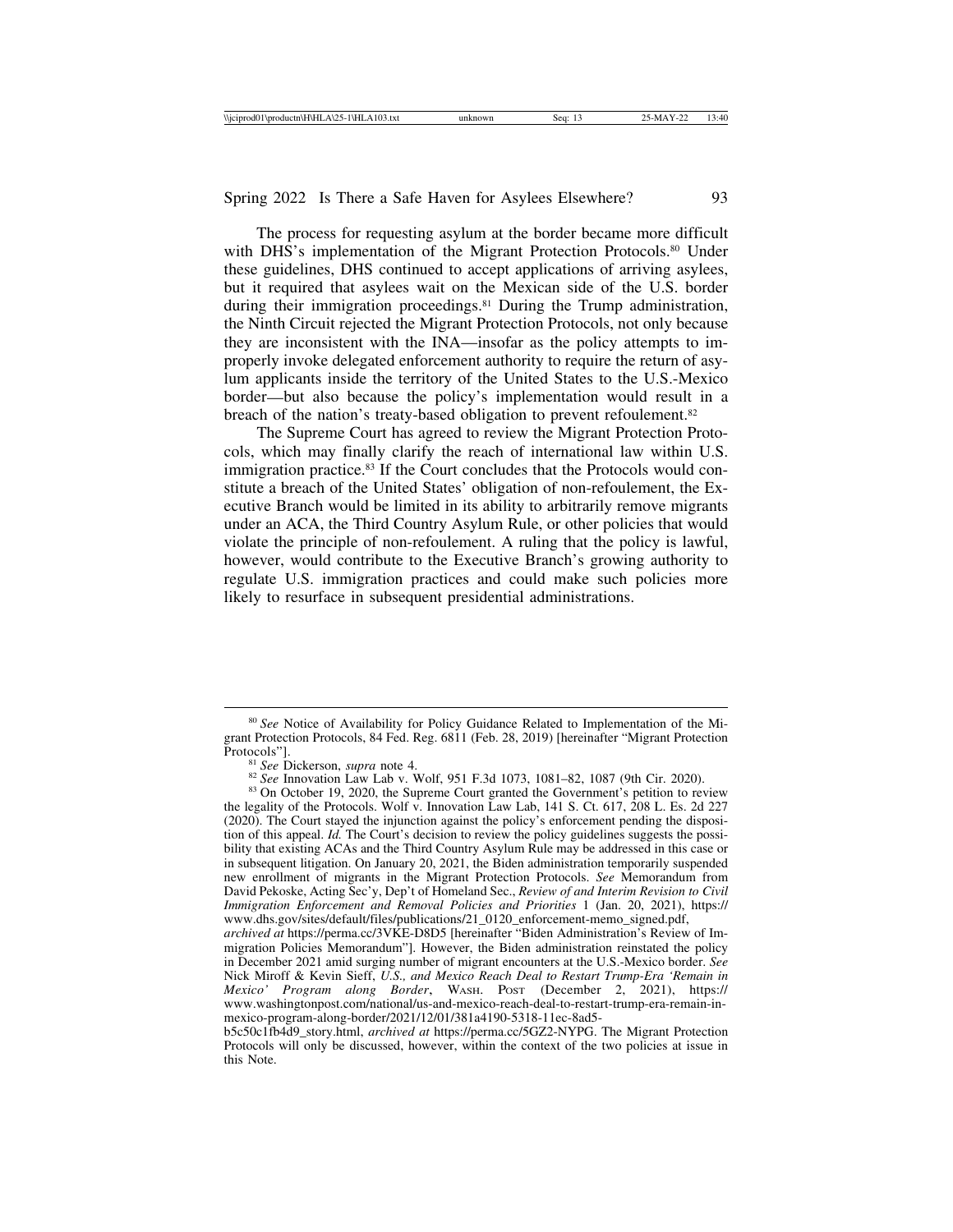The process for requesting asylum at the border became more difficult with DHS's implementation of the Migrant Protection Protocols.[80] Under these guidelines, DHS continued to accept applications of arriving asylees, but it required that asylees wait on the Mexican side of the U.S. border during their immigration proceedings.[81] During the Trump administration, the Ninth Circuit rejected the Migrant Protection Protocols, not only because they are inconsistent with the INA—insofar as the policy attempts to improperly invoke delegated enforcement authority to require the return of asylum applicants inside the territory of the United States to the U.S.-Mexico border—but also because the policy's implementation would result in a breach of the nation's treaty-based obligation to prevent refoulement.[82]

The Supreme Court has agreed to review the Migrant Protection Protocols, which may finally clarify the reach of international law within U.S. immigration practice.[83] If the Court concludes that the Protocols would constitute a breach of the United States' obligation of non-refoulement, the Executive Branch would be limited in its ability to arbitrarily remove migrants under an ACA, the Third Country Asylum Rule, or other policies that would violate the principle of non-refoulement. A ruling that the policy is lawful, however, would contribute to the Executive Branch's growing authority to regulate U.S. immigration practices and could make such policies more likely to resurface in subsequent presidential administrations.

---

[80] *See* Notice of Availability for Policy Guidance Related to Implementation of the Migrant Protection Protocols, 84 Fed. Reg. 6811 (Feb. 28, 2019) [hereinafter "Migrant Protection Protocols"].

[81] *See* Dickerson, *supra* note 4.

[82] *See* Innovation Law Lab v. Wolf, 951 F.3d 1073, 1081–82, 1087 (9th Cir. 2020).

[83] On October 19, 2020, the Supreme Court granted the Government's petition to review the legality of the Protocols. Wolf v. Innovation Law Lab, 141 S. Ct. 617, 208 L. Es. 2d 227 (2020). The Court stayed the injunction against the policy's enforcement pending the disposition of this appeal. *Id.* The Court's decision to review the policy guidelines suggests the possibility that existing ACAs and the Third Country Asylum Rule may be addressed in this case or in subsequent litigation. On January 20, 2021, the Biden administration temporarily suspended new enrollment of migrants in the Migrant Protection Protocols. *See* Memorandum from David Pekoske, Acting Sec'y, Dep't of Homeland Sec., *Review of and Interim Revision to Civil Immigration Enforcement and Removal Policies and Priorities* 1 (Jan. 20, 2021), https://www.dhs.gov/sites/default/files/publications/21_0120_enforcement-memo_signed.pdf, *archived at* https://perma.cc/3VKE-D8D5 [hereinafter "Biden Administration's Review of Immigration Policies Memorandum"]. However, the Biden administration reinstated the policy in December 2021 amid surging number of migrant encounters at the U.S.-Mexico border. *See* Nick Miroff & Kevin Sieff, *U.S., and Mexico Reach Deal to Restart Trump-Era 'Remain in Mexico' Program along Border*, WASH. POST (December 2, 2021), https://www.washingtonpost.com/national/us-and-mexico-reach-deal-to-restart-trump-era-remain-in-mexico-program-along-border/2021/12/01/381a4190-5318-11ec-8ad5-b5c50c1fb4d9_story.html, *archived at* https://perma.cc/5GZ2-NYPG. The Migrant Protection Protocols will only be discussed, however, within the context of the two policies at issue in this Note.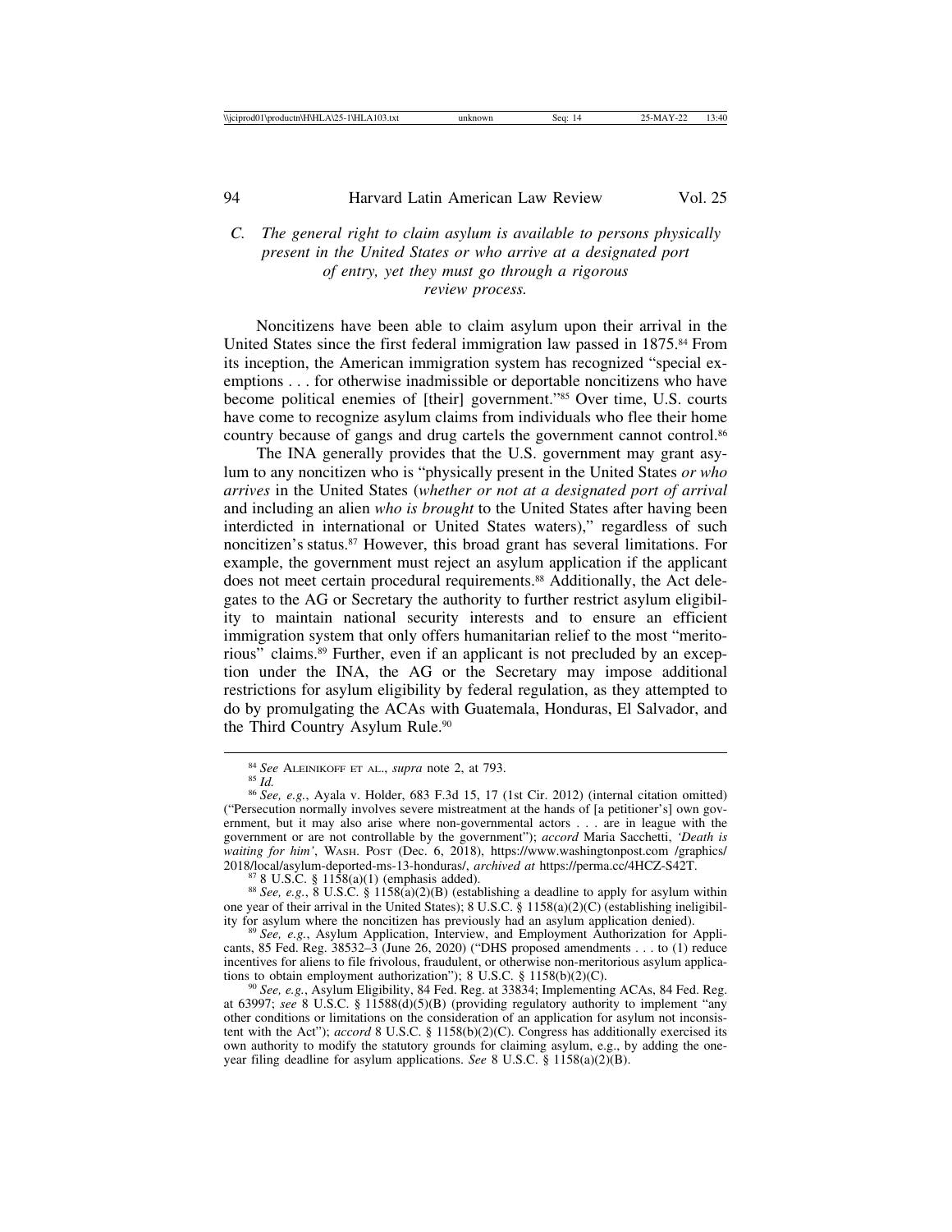### *C. The general right to claim asylum is available to persons physically present in the United States or who arrive at a designated port of entry, yet they must go through a rigorous review process.*

Noncitizens have been able to claim asylum upon their arrival in the United States since the first federal immigration law passed in 1875.[84] From its inception, the American immigration system has recognized "special exemptions . . . for otherwise inadmissible or deportable noncitizens who have become political enemies of [their] government."[85] Over time, U.S. courts have come to recognize asylum claims from individuals who flee their home country because of gangs and drug cartels the government cannot control.[86]

The INA generally provides that the U.S. government may grant asylum to any noncitizen who is "physically present in the United States *or who arrives* in the United States (*whether or not at a designated port of arrival* and including an alien *who is brought* to the United States after having been interdicted in international or United States waters)," regardless of such noncitizen's status.[87] However, this broad grant has several limitations. For example, the government must reject an asylum application if the applicant does not meet certain procedural requirements.[88] Additionally, the Act delegates to the AG or Secretary the authority to further restrict asylum eligibility to maintain national security interests and to ensure an efficient immigration system that only offers humanitarian relief to the most "meritorious" claims.[89] Further, even if an applicant is not precluded by an exception under the INA, the AG or the Secretary may impose additional restrictions for asylum eligibility by federal regulation, as they attempted to do by promulgating the ACAs with Guatemala, Honduras, El Salvador, and the Third Country Asylum Rule.[90]

---

[84] *See* ALEINIKOFF ET AL., *supra* note 2, at 793.

[85] *Id.*

[86] *See, e.g.*, Ayala v. Holder, 683 F.3d 15, 17 (1st Cir. 2012) (internal citation omitted) ("Persecution normally involves severe mistreatment at the hands of [a petitioner's] own government, but it may also arise where non-governmental actors . . . are in league with the government or are not controllable by the government"); *accord* Maria Sacchetti, *'Death is waiting for him'*, WASH. POST (Dec. 6, 2018), https://www.washingtonpost.com /graphics/2018/local/asylum-deported-ms-13-honduras/, *archived at* https://perma.cc/4HCZ-S42T.

[87] 8 U.S.C. § 1158(a)(1) (emphasis added).

[88] *See, e.g.*, 8 U.S.C. § 1158(a)(2)(B) (establishing a deadline to apply for asylum within one year of their arrival in the United States); 8 U.S.C. § 1158(a)(2)(C) (establishing ineligibility for asylum where the noncitizen has previously had an asylum application denied).

[89] *See, e.g.*, Asylum Application, Interview, and Employment Authorization for Applicants, 85 Fed. Reg. 38532–3 (June 26, 2020) ("DHS proposed amendments . . . to (1) reduce incentives for aliens to file frivolous, fraudulent, or otherwise non-meritorious asylum applications to obtain employment authorization"); 8 U.S.C. § 1158(b)(2)(C).

[90] *See, e.g.*, Asylum Eligibility, 84 Fed. Reg. at 33834; Implementing ACAs, 84 Fed. Reg. at 63997; *see* 8 U.S.C. § 11588(d)(5)(B) (providing regulatory authority to implement "any other conditions or limitations on the consideration of an application for asylum not inconsistent with the Act"); *accord* 8 U.S.C. § 1158(b)(2)(C). Congress has additionally exercised its own authority to modify the statutory grounds for claiming asylum, e.g., by adding the one-year filing deadline for asylum applications. *See* 8 U.S.C. § 1158(a)(2)(B).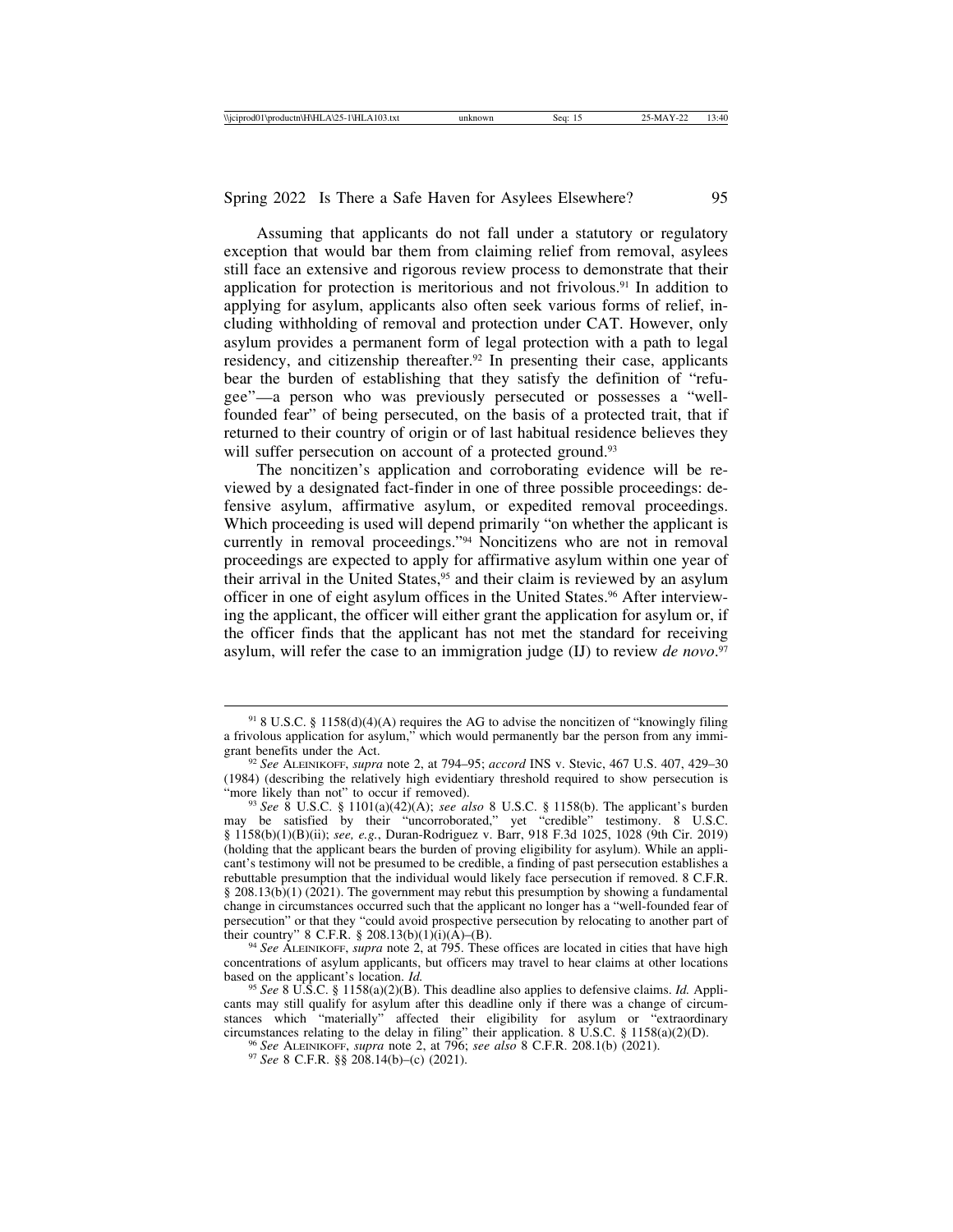Assuming that applicants do not fall under a statutory or regulatory exception that would bar them from claiming relief from removal, asylees still face an extensive and rigorous review process to demonstrate that their application for protection is meritorious and not frivolous.[91] In addition to applying for asylum, applicants also often seek various forms of relief, including withholding of removal and protection under CAT. However, only asylum provides a permanent form of legal protection with a path to legal residency, and citizenship thereafter.[92] In presenting their case, applicants bear the burden of establishing that they satisfy the definition of "refugee"—a person who was previously persecuted or possesses a "well-founded fear" of being persecuted, on the basis of a protected trait, that if returned to their country of origin or of last habitual residence believes they will suffer persecution on account of a protected ground.[93]

The noncitizen's application and corroborating evidence will be reviewed by a designated fact-finder in one of three possible proceedings: defensive asylum, affirmative asylum, or expedited removal proceedings. Which proceeding is used will depend primarily "on whether the applicant is currently in removal proceedings."[94] Noncitizens who are not in removal proceedings are expected to apply for affirmative asylum within one year of their arrival in the United States,[95] and their claim is reviewed by an asylum officer in one of eight asylum offices in the United States.[96] After interviewing the applicant, the officer will either grant the application for asylum or, if the officer finds that the applicant has not met the standard for receiving asylum, will refer the case to an immigration judge (IJ) to review *de novo*.[97]

---

[91] 8 U.S.C. § 1158(d)(4)(A) requires the AG to advise the noncitizen of "knowingly filing a frivolous application for asylum," which would permanently bar the person from any immigrant benefits under the Act.

[92] *See* ALEINIKOFF, *supra* note 2, at 794–95; *accord* INS v. Stevic, 467 U.S. 407, 429–30 (1984) (describing the relatively high evidentiary threshold required to show persecution is "more likely than not" to occur if removed).

[93] *See* 8 U.S.C. § 1101(a)(42)(A); *see also* 8 U.S.C. § 1158(b). The applicant's burden may be satisfied by their "uncorroborated," yet "credible" testimony. 8 U.S.C. § 1158(b)(1)(B)(ii); *see, e.g.*, Duran-Rodriguez v. Barr, 918 F.3d 1025, 1028 (9th Cir. 2019) (holding that the applicant bears the burden of proving eligibility for asylum). While an applicant's testimony will not be presumed to be credible, a finding of past persecution establishes a rebuttable presumption that the individual would likely face persecution if removed. 8 C.F.R. § 208.13(b)(1) (2021). The government may rebut this presumption by showing a fundamental change in circumstances occurred such that the applicant no longer has a "well-founded fear of persecution" or that they "could avoid prospective persecution by relocating to another part of their country" 8 C.F.R. § 208.13(b)(1)(i)(A)–(B).

[94] *See* ALEINIKOFF, *supra* note 2, at 795. These offices are located in cities that have high concentrations of asylum applicants, but officers may travel to hear claims at other locations based on the applicant's location. *Id.*

[95] *See* 8 U.S.C. § 1158(a)(2)(B). This deadline also applies to defensive claims. *Id.* Applicants may still qualify for asylum after this deadline only if there was a change of circumstances which "materially" affected their eligibility for asylum or "extraordinary circumstances relating to the delay in filing" their application. 8 U.S.C. § 1158(a)(2)(D).

[96] *See* ALEINIKOFF, *supra* note 2, at 796; *see also* 8 C.F.R. 208.1(b) (2021).

[97] *See* 8 C.F.R. §§ 208.14(b)–(c) (2021).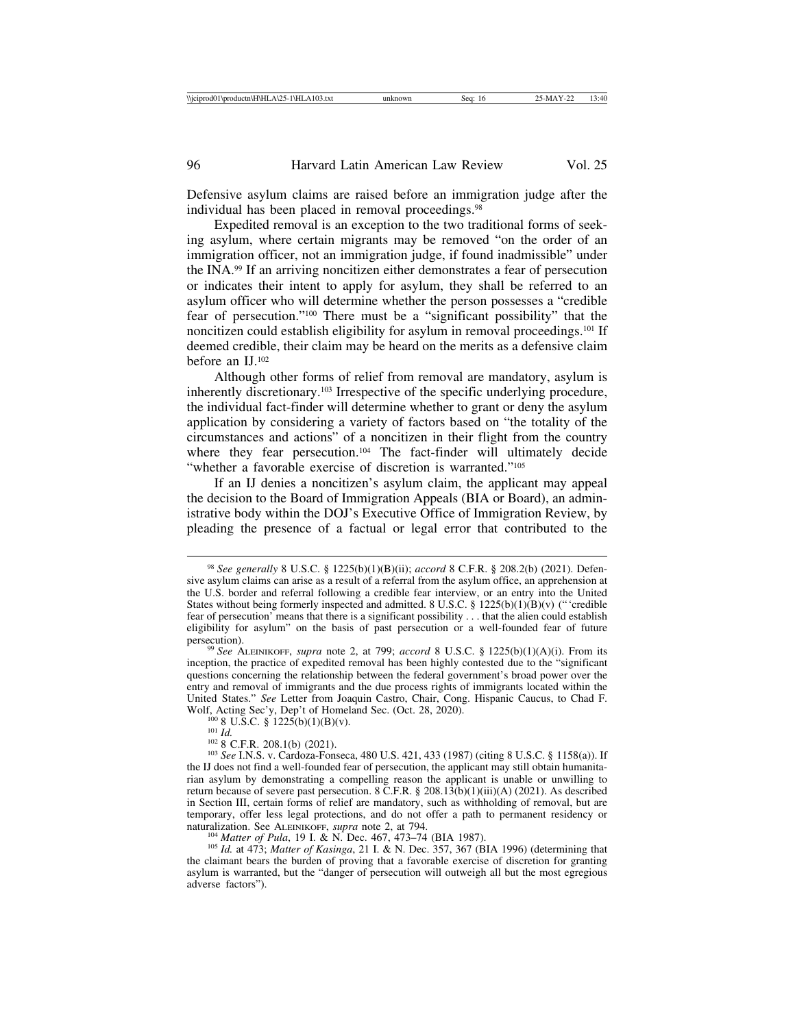Defensive asylum claims are raised before an immigration judge after the individual has been placed in removal proceedings.[98]

Expedited removal is an exception to the two traditional forms of seeking asylum, where certain migrants may be removed "on the order of an immigration officer, not an immigration judge, if found inadmissible" under the INA.[99] If an arriving noncitizen either demonstrates a fear of persecution or indicates their intent to apply for asylum, they shall be referred to an asylum officer who will determine whether the person possesses a "credible fear of persecution."[100] There must be a "significant possibility" that the noncitizen could establish eligibility for asylum in removal proceedings.[101] If deemed credible, their claim may be heard on the merits as a defensive claim before an IJ.[102]

Although other forms of relief from removal are mandatory, asylum is inherently discretionary.[103] Irrespective of the specific underlying procedure, the individual fact-finder will determine whether to grant or deny the asylum application by considering a variety of factors based on "the totality of the circumstances and actions" of a noncitizen in their flight from the country where they fear persecution.[104] The fact-finder will ultimately decide "whether a favorable exercise of discretion is warranted."[105]

If an IJ denies a noncitizen's asylum claim, the applicant may appeal the decision to the Board of Immigration Appeals (BIA or Board), an administrative body within the DOJ's Executive Office of Immigration Review, by pleading the presence of a factual or legal error that contributed to the

---

[98] *See generally* 8 U.S.C. § 1225(b)(1)(B)(ii); *accord* 8 C.F.R. § 208.2(b) (2021). Defensive asylum claims can arise as a result of a referral from the asylum office, an apprehension at the U.S. border and referral following a credible fear interview, or an entry into the United States without being formerly inspected and admitted. 8 U.S.C. § 1225(b)(1)(B)(v) ("'credible fear of persecution' means that there is a significant possibility . . . that the alien could establish eligibility for asylum" on the basis of past persecution or a well-founded fear of future persecution).

[99] *See* ALEINIKOFF, *supra* note 2, at 799; *accord* 8 U.S.C. § 1225(b)(1)(A)(i). From its inception, the practice of expedited removal has been highly contested due to the "significant questions concerning the relationship between the federal government's broad power over the entry and removal of immigrants and the due process rights of immigrants located within the United States." *See* Letter from Joaquin Castro, Chair, Cong. Hispanic Caucus, to Chad F. Wolf, Acting Sec'y, Dep't of Homeland Sec. (Oct. 28, 2020).

[100] 8 U.S.C. § 1225(b)(1)(B)(v).

[101] *Id.*

[102] 8 C.F.R. 208.1(b) (2021).

[103] *See* I.N.S. v. Cardoza-Fonseca, 480 U.S. 421, 433 (1987) (citing 8 U.S.C. § 1158(a)). If the IJ does not find a well-founded fear of persecution, the applicant may still obtain humanitarian asylum by demonstrating a compelling reason the applicant is unable or unwilling to return because of severe past persecution. 8 C.F.R. § 208.13(b)(1)(iii)(A) (2021). As described in Section III, certain forms of relief are mandatory, such as withholding of removal, but are temporary, offer less legal protections, and do not offer a path to permanent residency or naturalization. See ALEINIKOFF, *supra* note 2, at 794.

[104] *Matter of Pula*, 19 I. & N. Dec. 467, 473–74 (BIA 1987).

[105] *Id.* at 473; *Matter of Kasinga*, 21 I. & N. Dec. 357, 367 (BIA 1996) (determining that the claimant bears the burden of proving that a favorable exercise of discretion for granting asylum is warranted, but the "danger of persecution will outweigh all but the most egregious adverse factors").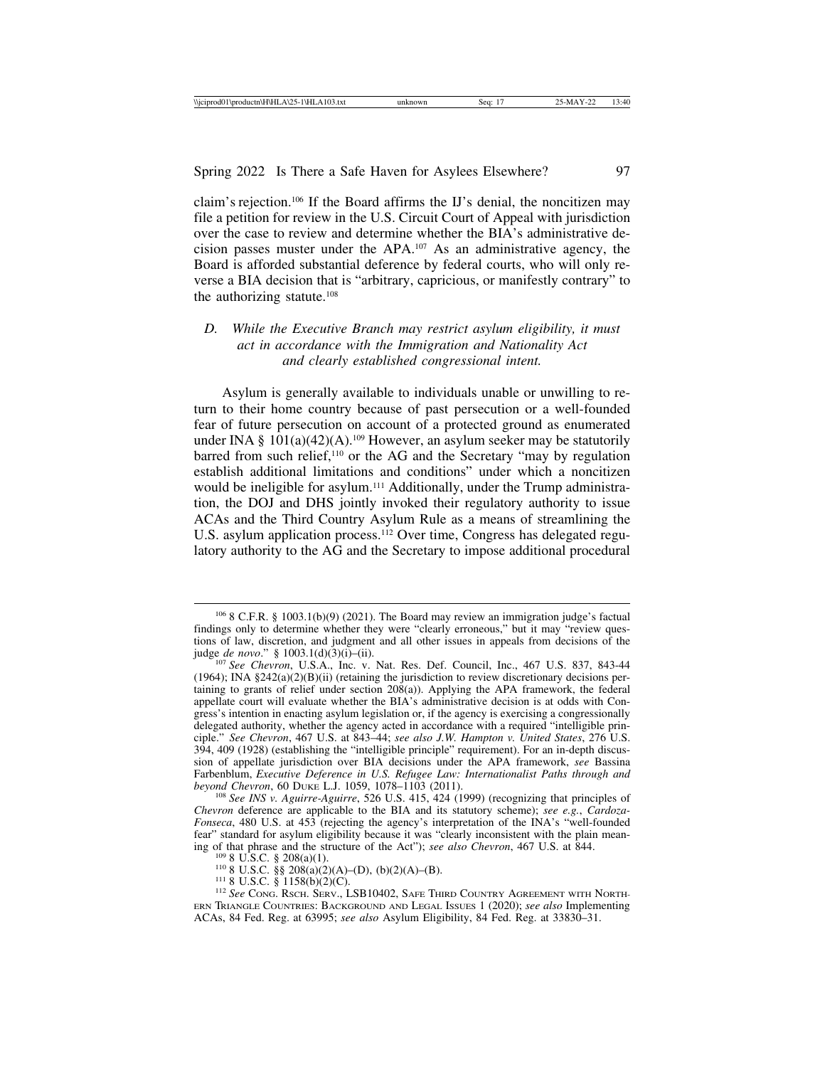claim's rejection.[106] If the Board affirms the IJ's denial, the noncitizen may file a petition for review in the U.S. Circuit Court of Appeal with jurisdiction over the case to review and determine whether the BIA's administrative decision passes muster under the APA.[107] As an administrative agency, the Board is afforded substantial deference by federal courts, who will only reverse a BIA decision that is "arbitrary, capricious, or manifestly contrary" to the authorizing statute.[108]

### D. *While the Executive Branch may restrict asylum eligibility, it must act in accordance with the Immigration and Nationality Act and clearly established congressional intent.*

Asylum is generally available to individuals unable or unwilling to return to their home country because of past persecution or a well-founded fear of future persecution on account of a protected ground as enumerated under INA § 101(a)(42)(A).[109] However, an asylum seeker may be statutorily barred from such relief,[110] or the AG and the Secretary "may by regulation establish additional limitations and conditions" under which a noncitizen would be ineligible for asylum.[111] Additionally, under the Trump administration, the DOJ and DHS jointly invoked their regulatory authority to issue ACAs and the Third Country Asylum Rule as a means of streamlining the U.S. asylum application process.[112] Over time, Congress has delegated regulatory authority to the AG and the Secretary to impose additional procedural

---

[106] 8 C.F.R. § 1003.1(b)(9) (2021). The Board may review an immigration judge's factual findings only to determine whether they were "clearly erroneous," but it may "review questions of law, discretion, and judgment and all other issues in appeals from decisions of the judge *de novo*." § 1003.1(d)(3)(i)–(ii).

[107] *See Chevron*, U.S.A., Inc. v. Nat. Res. Def. Council, Inc., 467 U.S. 837, 843-44 (1964); INA §242(a)(2)(B)(ii) (retaining the jurisdiction to review discretionary decisions pertaining to grants of relief under section 208(a)). Applying the APA framework, the federal appellate court will evaluate whether the BIA's administrative decision is at odds with Congress's intention in enacting asylum legislation or, if the agency is exercising a congressionally delegated authority, whether the agency acted in accordance with a required "intelligible principle." *See Chevron*, 467 U.S. at 843–44; *see also J.W. Hampton v. United States*, 276 U.S. 394, 409 (1928) (establishing the "intelligible principle" requirement). For an in-depth discussion of appellate jurisdiction over BIA decisions under the APA framework, *see* Bassina Farbenblum, *Executive Deference in U.S. Refugee Law: Internationalist Paths through and beyond Chevron*, 60 DUKE L.J. 1059, 1078–1103 (2011).

[108] *See INS v. Aguirre-Aguirre*, 526 U.S. 415, 424 (1999) (recognizing that principles of *Chevron* deference are applicable to the BIA and its statutory scheme); *see e.g.*, *Cardoza-Fonseca*, 480 U.S. at 453 (rejecting the agency's interpretation of the INA's "well-founded fear" standard for asylum eligibility because it was "clearly inconsistent with the plain meaning of that phrase and the structure of the Act"); *see also Chevron*, 467 U.S. at 844.

[109] 8 U.S.C. § 208(a)(1).

[110] 8 U.S.C. §§ 208(a)(2)(A)–(D), (b)(2)(A)–(B).

[111] 8 U.S.C. § 1158(b)(2)(C).

[112] *See* CONG. RSCH. SERV., LSB10402, SAFE THIRD COUNTRY AGREEMENT WITH NORTHERN TRIANGLE COUNTRIES: BACKGROUND AND LEGAL ISSUES 1 (2020); *see also* Implementing ACAs, 84 Fed. Reg. at 63995; *see also* Asylum Eligibility, 84 Fed. Reg. at 33830–31.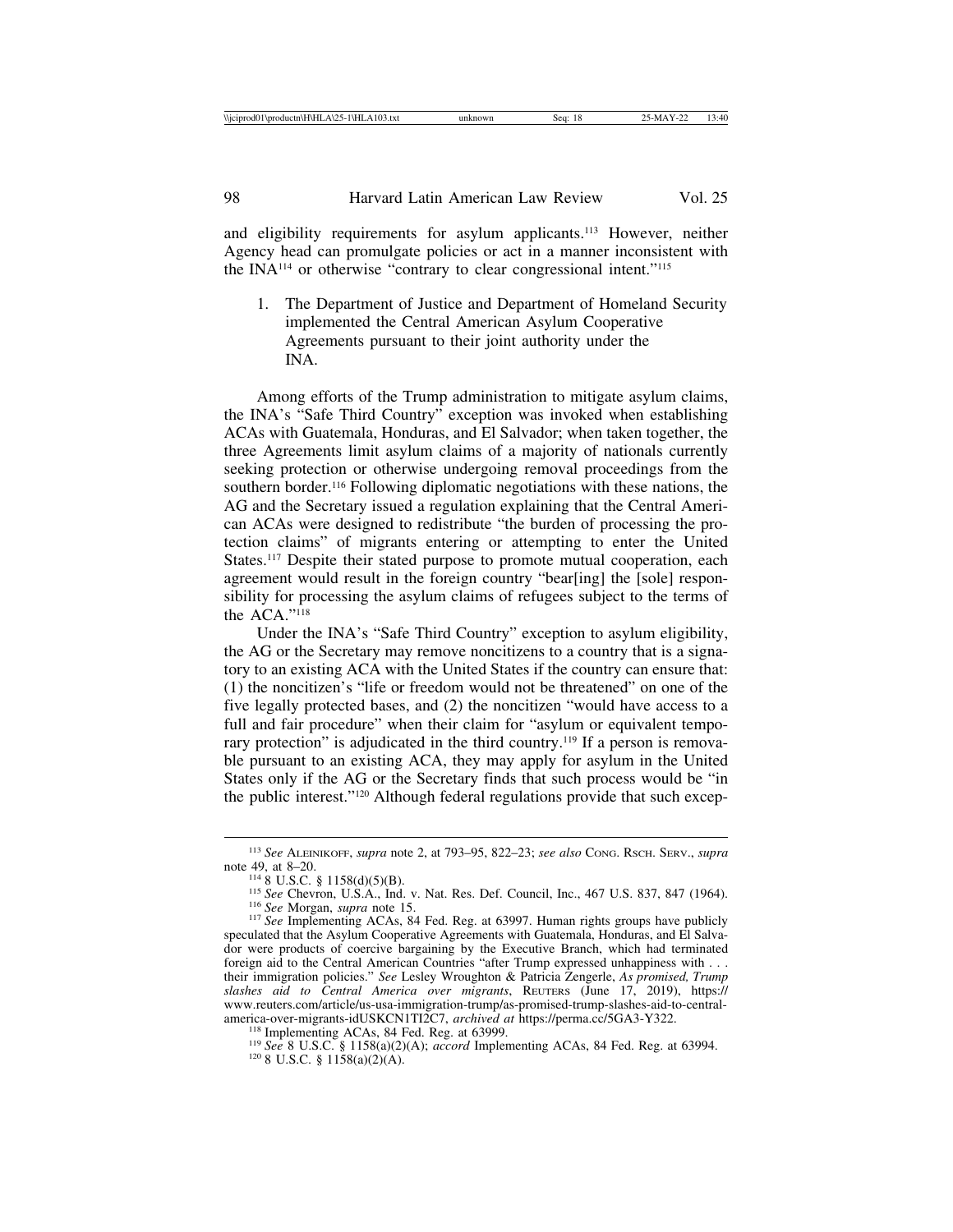and eligibility requirements for asylum applicants.[113] However, neither Agency head can promulgate policies or act in a manner inconsistent with the INA[114] or otherwise "contrary to clear congressional intent."[115]

1. The Department of Justice and Department of Homeland Security implemented the Central American Asylum Cooperative Agreements pursuant to their joint authority under the INA.

Among efforts of the Trump administration to mitigate asylum claims, the INA's "Safe Third Country" exception was invoked when establishing ACAs with Guatemala, Honduras, and El Salvador; when taken together, the three Agreements limit asylum claims of a majority of nationals currently seeking protection or otherwise undergoing removal proceedings from the southern border.[116] Following diplomatic negotiations with these nations, the AG and the Secretary issued a regulation explaining that the Central American ACAs were designed to redistribute "the burden of processing the protection claims" of migrants entering or attempting to enter the United States.[117] Despite their stated purpose to promote mutual cooperation, each agreement would result in the foreign country "bear[ing] the [sole] responsibility for processing the asylum claims of refugees subject to the terms of the ACA."[118]

Under the INA's "Safe Third Country" exception to asylum eligibility, the AG or the Secretary may remove noncitizens to a country that is a signatory to an existing ACA with the United States if the country can ensure that: (1) the noncitizen's "life or freedom would not be threatened" on one of the five legally protected bases, and (2) the noncitizen "would have access to a full and fair procedure" when their claim for "asylum or equivalent temporary protection" is adjudicated in the third country.[119] If a person is removable pursuant to an existing ACA, they may apply for asylum in the United States only if the AG or the Secretary finds that such process would be "in the public interest."[120] Although federal regulations provide that such excep-

---

[113] *See* Aleinikoff, *supra* note 2, at 793–95, 822–23; *see also* Cong. Rsch. Serv., *supra* note 49, at 8–20.

[114] 8 U.S.C. § 1158(d)(5)(B).

[115] *See* Chevron, U.S.A., Ind. v. Nat. Res. Def. Council, Inc., 467 U.S. 837, 847 (1964).

[116] *See* Morgan, *supra* note 15.

[117] *See* Implementing ACAs, 84 Fed. Reg. at 63997. Human rights groups have publicly speculated that the Asylum Cooperative Agreements with Guatemala, Honduras, and El Salvador were products of coercive bargaining by the Executive Branch, which had terminated foreign aid to the Central American Countries "after Trump expressed unhappiness with . . . their immigration policies." *See* Lesley Wroughton & Patricia Zengerle, *As promised, Trump slashes aid to Central America over migrants*, Reuters (June 17, 2019), https://www.reuters.com/article/us-usa-immigration-trump/as-promised-trump-slashes-aid-to-central-america-over-migrants-idUSKCN1TI2C7, *archived at* https://perma.cc/5GA3-Y322.

[118] Implementing ACAs, 84 Fed. Reg. at 63999.

[119] *See* 8 U.S.C. § 1158(a)(2)(A); *accord* Implementing ACAs, 84 Fed. Reg. at 63994.

[120] 8 U.S.C. § 1158(a)(2)(A).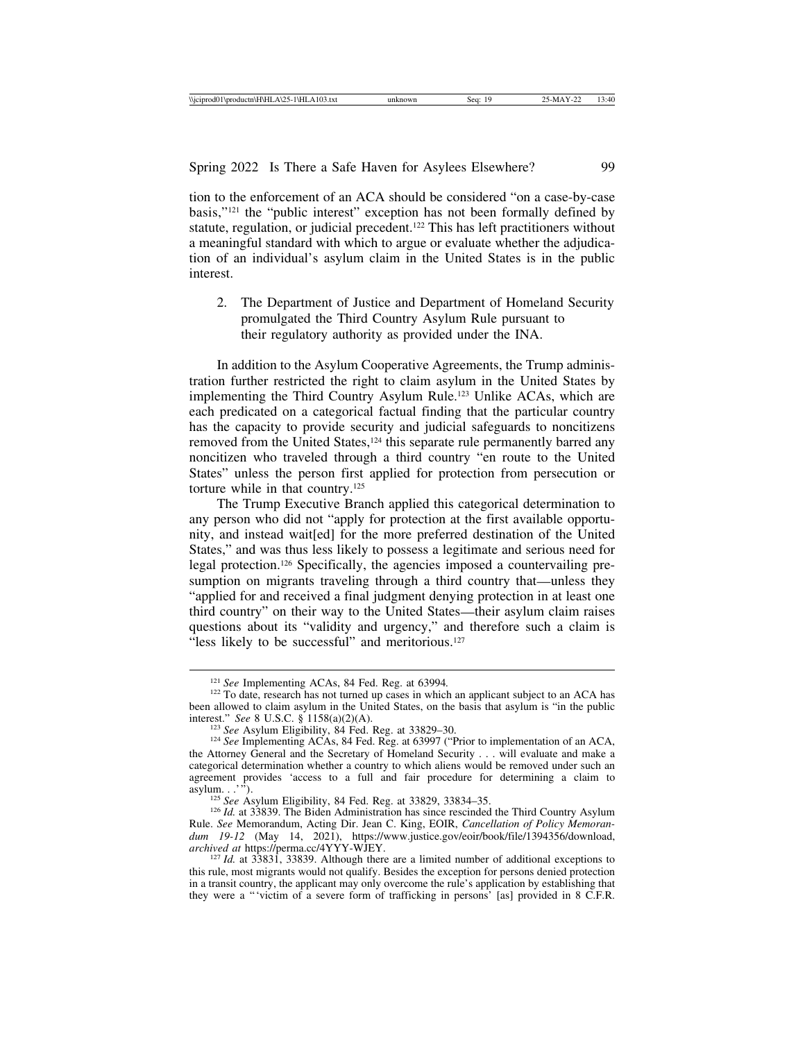tion to the enforcement of an ACA should be considered "on a case-by-case basis,"[121] the "public interest" exception has not been formally defined by statute, regulation, or judicial precedent.[122] This has left practitioners without a meaningful standard with which to argue or evaluate whether the adjudication of an individual's asylum claim in the United States is in the public interest.

2. The Department of Justice and Department of Homeland Security promulgated the Third Country Asylum Rule pursuant to their regulatory authority as provided under the INA.

In addition to the Asylum Cooperative Agreements, the Trump administration further restricted the right to claim asylum in the United States by implementing the Third Country Asylum Rule.[123] Unlike ACAs, which are each predicated on a categorical factual finding that the particular country has the capacity to provide security and judicial safeguards to noncitizens removed from the United States,[124] this separate rule permanently barred any noncitizen who traveled through a third country "en route to the United States" unless the person first applied for protection from persecution or torture while in that country.[125]

The Trump Executive Branch applied this categorical determination to any person who did not "apply for protection at the first available opportunity, and instead wait[ed] for the more preferred destination of the United States," and was thus less likely to possess a legitimate and serious need for legal protection.[126] Specifically, the agencies imposed a countervailing presumption on migrants traveling through a third country that—unless they "applied for and received a final judgment denying protection in at least one third country" on their way to the United States—their asylum claim raises questions about its "validity and urgency," and therefore such a claim is "less likely to be successful" and meritorious.[127]

---

[121] *See* Implementing ACAs, 84 Fed. Reg. at 63994.

[122] To date, research has not turned up cases in which an applicant subject to an ACA has been allowed to claim asylum in the United States, on the basis that asylum is "in the public interest." *See* 8 U.S.C. § 1158(a)(2)(A).

[123] *See* Asylum Eligibility, 84 Fed. Reg. at 33829–30.

[124] *See* Implementing ACAs, 84 Fed. Reg. at 63997 ("Prior to implementation of an ACA, the Attorney General and the Secretary of Homeland Security . . . will evaluate and make a categorical determination whether a country to which aliens would be removed under such an agreement provides 'access to a full and fair procedure for determining a claim to asylum. . .' ").

[125] *See* Asylum Eligibility, 84 Fed. Reg. at 33829, 33834–35.

[126] *Id.* at 33839. The Biden Administration has since rescinded the Third Country Asylum Rule. *See* Memorandum, Acting Dir. Jean C. King, EOIR, *Cancellation of Policy Memorandum 19-12* (May 14, 2021), https://www.justice.gov/eoir/book/file/1394356/download, *archived at* https://perma.cc/4YYY-WJEY.

[127] *Id.* at 33831, 33839. Although there are a limited number of additional exceptions to this rule, most migrants would not qualify. Besides the exception for persons denied protection in a transit country, the applicant may only overcome the rule's application by establishing that they were a "'victim of a severe form of trafficking in persons' [as] provided in 8 C.F.R.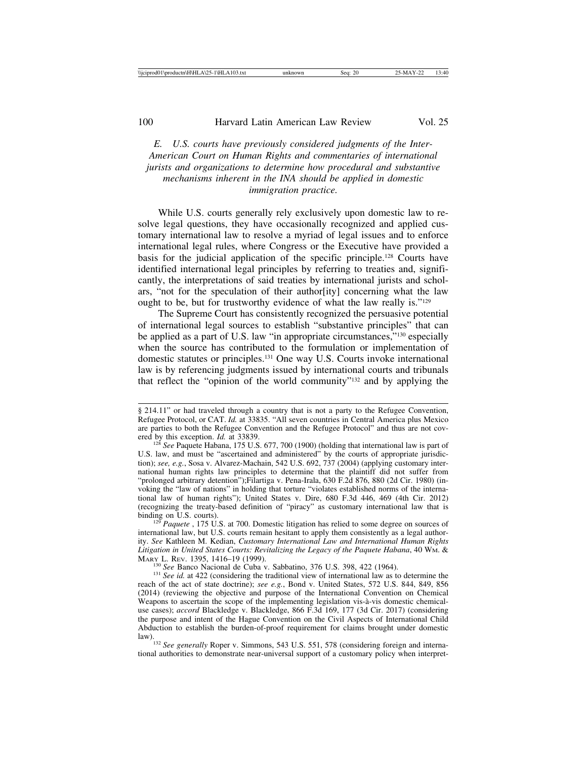*E. U.S. courts have previously considered judgments of the Inter-American Court on Human Rights and commentaries of international jurists and organizations to determine how procedural and substantive mechanisms inherent in the INA should be applied in domestic immigration practice.*

While U.S. courts generally rely exclusively upon domestic law to resolve legal questions, they have occasionally recognized and applied customary international law to resolve a myriad of legal issues and to enforce international legal rules, where Congress or the Executive have provided a basis for the judicial application of the specific principle.[128] Courts have identified international legal principles by referring to treaties and, significantly, the interpretations of said treaties by international jurists and scholars, "not for the speculation of their author[ity] concerning what the law ought to be, but for trustworthy evidence of what the law really is."[129]

The Supreme Court has consistently recognized the persuasive potential of international legal sources to establish "substantive principles" that can be applied as a part of U.S. law "in appropriate circumstances,"[130] especially when the source has contributed to the formulation or implementation of domestic statutes or principles.[131] One way U.S. Courts invoke international law is by referencing judgments issued by international courts and tribunals that reflect the "opinion of the world community"[132] and by applying the

---

§ 214.11" or had traveled through a country that is not a party to the Refugee Convention, Refugee Protocol, or CAT. *Id.* at 33835. "All seven countries in Central America plus Mexico are parties to both the Refugee Convention and the Refugee Protocol" and thus are not covered by this exception. *Id.* at 33839.

[128] *See* Paquete Habana, 175 U.S. 677, 700 (1900) (holding that international law is part of U.S. law, and must be "ascertained and administered" by the courts of appropriate jurisdiction); *see, e.g.*, Sosa v. Alvarez-Machain, 542 U.S. 692, 737 (2004) (applying customary international human rights law principles to determine that the plaintiff did not suffer from "prolonged arbitrary detention");Filartiga v. Pena-Irala, 630 F.2d 876, 880 (2d Cir. 1980) (invoking the "law of nations" in holding that torture "violates established norms of the international law of human rights"); United States v. Dire, 680 F.3d 446, 469 (4th Cir. 2012) (recognizing the treaty-based definition of "piracy" as customary international law that is binding on U.S. courts).

[129] *Paquete* , 175 U.S. at 700. Domestic litigation has relied to some degree on sources of international law, but U.S. courts remain hesitant to apply them consistently as a legal authority. *See* Kathleen M. Kedian, *Customary International Law and International Human Rights Litigation in United States Courts: Revitalizing the Legacy of the Paquete Habana*, 40 WM. & MARY L. REV. 1395, 1416–19 (1999).

[130] *See* Banco Nacional de Cuba v. Sabbatino, 376 U.S. 398, 422 (1964).

[131] *See id.* at 422 (considering the traditional view of international law as to determine the reach of the act of state doctrine); *see e.g.*, Bond v. United States, 572 U.S. 844, 849, 856 (2014) (reviewing the objective and purpose of the International Convention on Chemical Weapons to ascertain the scope of the implementing legislation vis-à-vis domestic chemical-use cases); *accord* Blackledge v. Blackledge, 866 F.3d 169, 177 (3d Cir. 2017) (considering the purpose and intent of the Hague Convention on the Civil Aspects of International Child Abduction to establish the burden-of-proof requirement for claims brought under domestic law).

[132] *See generally* Roper v. Simmons, 543 U.S. 551, 578 (considering foreign and international authorities to demonstrate near-universal support of a customary policy when interpret-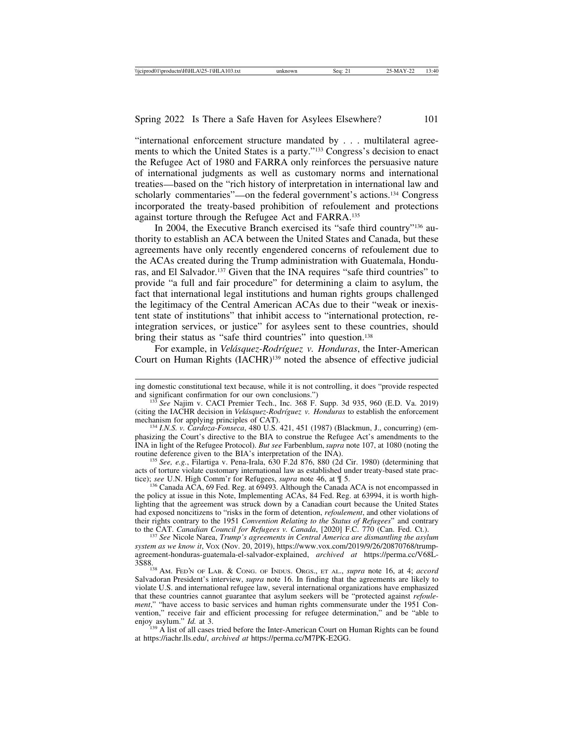"international enforcement structure mandated by . . . multilateral agreements to which the United States is a party."[133] Congress's decision to enact the Refugee Act of 1980 and FARRA only reinforces the persuasive nature of international judgments as well as customary norms and international treaties—based on the "rich history of interpretation in international law and scholarly commentaries"—on the federal government's actions.[134] Congress incorporated the treaty-based prohibition of refoulement and protections against torture through the Refugee Act and FARRA.[135]

In 2004, the Executive Branch exercised its "safe third country"[136] authority to establish an ACA between the United States and Canada, but these agreements have only recently engendered concerns of refoulement due to the ACAs created during the Trump administration with Guatemala, Honduras, and El Salvador.[137] Given that the INA requires "safe third countries" to provide "a full and fair procedure" for determining a claim to asylum, the fact that international legal institutions and human rights groups challenged the legitimacy of the Central American ACAs due to their "weak or inexistent state of institutions" that inhibit access to "international protection, reintegration services, or justice" for asylees sent to these countries, should bring their status as "safe third countries" into question.[138]

For example, in *Velásquez-Rodríguez v. Honduras*, the Inter-American Court on Human Rights (IACHR)[139] noted the absence of effective judicial

---

ing domestic constitutional text because, while it is not controlling, it does "provide respected and significant confirmation for our own conclusions.")

[133] *See* Najim v. CACI Premier Tech., Inc. 368 F. Supp. 3d 935, 960 (E.D. Va. 2019) (citing the IACHR decision in *Velásquez-Rodríguez v. Honduras* to establish the enforcement mechanism for applying principles of CAT).

[134] *I.N.S. v. Cardoza-Fonseca*, 480 U.S. 421, 451 (1987) (Blackmun, J., concurring) (emphasizing the Court's directive to the BIA to construe the Refugee Act's amendments to the INA in light of the Refugee Protocol). *But see* Farbenblum, *supra* note 107, at 1080 (noting the routine deference given to the BIA's interpretation of the INA).

[135] *See, e.g.*, Filartiga v. Pena-Irala, 630 F.2d 876, 880 (2d Cir. 1980) (determining that acts of torture violate customary international law as established under treaty-based state practice); *see* U.N. High Comm'r for Refugees, *supra* note 46, at ¶ 5.

[136] Canada ACA, 69 Fed. Reg. at 69493. Although the Canada ACA is not encompassed in the policy at issue in this Note, Implementing ACAs, 84 Fed. Reg. at 63994, it is worth highlighting that the agreement was struck down by a Canadian court because the United States had exposed noncitizens to "risks in the form of detention, *refoulement*, and other violations of their rights contrary to the 1951 *Convention Relating to the Status of Refugees*" and contrary to the CAT. *Canadian Council for Refugees v. Canada*, [2020] F.C. 770 (Can. Fed. Ct.).

[137] *See* Nicole Narea, *Trump's agreements in Central America are dismantling the asylum system as we know it*, Vox (Nov. 20, 2019), https://www.vox.com/2019/9/26/20870768/trump-agreement-honduras-guatemala-el-salvador-explained, *archived at* https://perma.cc/V68L-3S88.

[138] Am. Fed'n of Lab. & Cong. of Indus. Orgs., et al., *supra* note 16, at 4; *accord* Salvadoran President's interview, *supra* note 16. In finding that the agreements are likely to violate U.S. and international refugee law, several international organizations have emphasized that these countries cannot guarantee that asylum seekers will be "protected against *refoulement*," "have access to basic services and human rights commensurate under the 1951 Convention," receive fair and efficient processing for refugee determination," and be "able to enjoy asylum." *Id.* at 3.

[139] A list of all cases tried before the Inter-American Court on Human Rights can be found at https://iachr.lls.edu/, *archived at* https://perma.cc/M7PK-E2GG.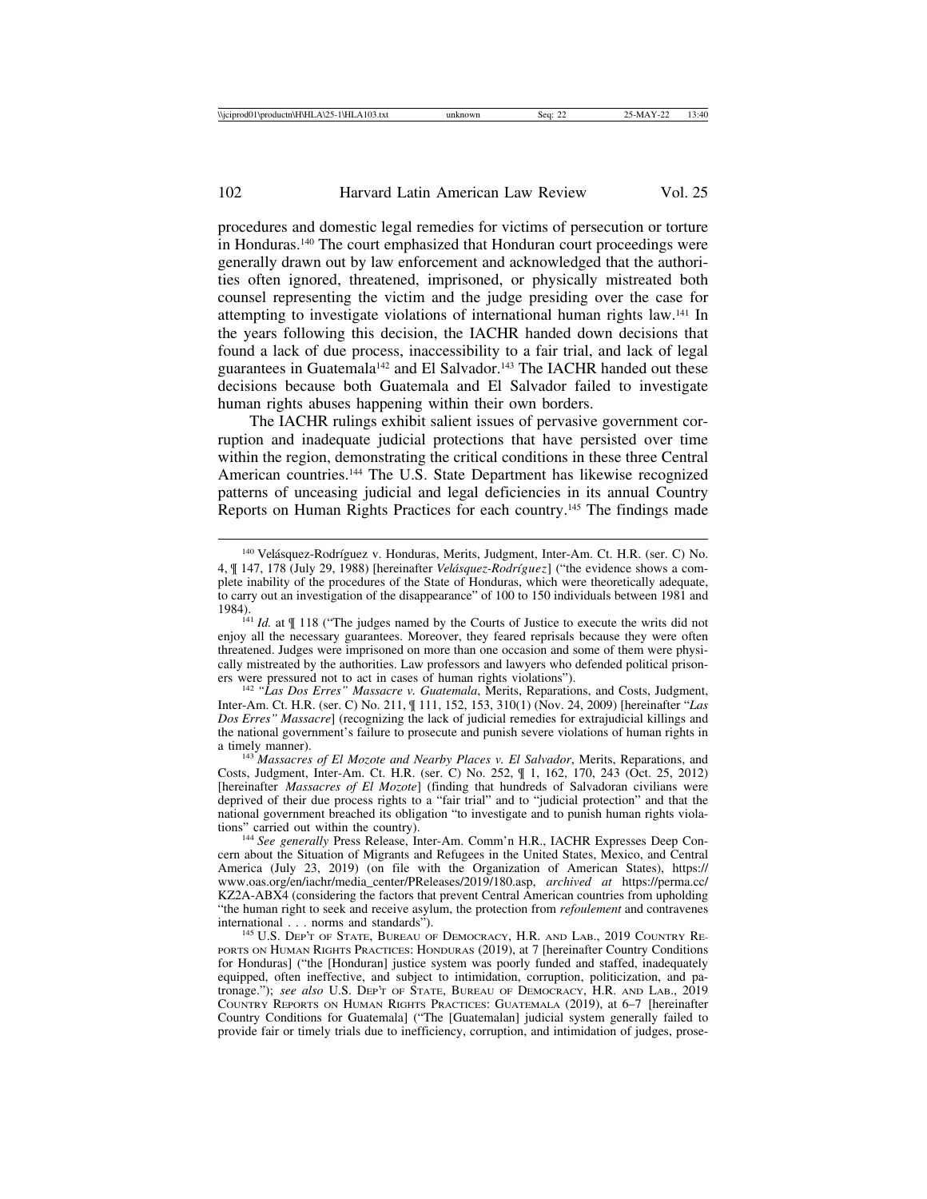procedures and domestic legal remedies for victims of persecution or torture in Honduras.[140] The court emphasized that Honduran court proceedings were generally drawn out by law enforcement and acknowledged that the authorities often ignored, threatened, imprisoned, or physically mistreated both counsel representing the victim and the judge presiding over the case for attempting to investigate violations of international human rights law.[141] In the years following this decision, the IACHR handed down decisions that found a lack of due process, inaccessibility to a fair trial, and lack of legal guarantees in Guatemala[142] and El Salvador.[143] The IACHR handed out these decisions because both Guatemala and El Salvador failed to investigate human rights abuses happening within their own borders.

The IACHR rulings exhibit salient issues of pervasive government corruption and inadequate judicial protections that have persisted over time within the region, demonstrating the critical conditions in these three Central American countries.[144] The U.S. State Department has likewise recognized patterns of unceasing judicial and legal deficiencies in its annual Country Reports on Human Rights Practices for each country.[145] The findings made

---

[140] Velásquez-Rodríguez v. Honduras, Merits, Judgment, Inter-Am. Ct. H.R. (ser. C) No. 4, ¶ 147, 178 (July 29, 1988) [hereinafter *Velásquez-Rodríguez*] ("the evidence shows a complete inability of the procedures of the State of Honduras, which were theoretically adequate, to carry out an investigation of the disappearance" of 100 to 150 individuals between 1981 and 1984).

[141] *Id.* at ¶ 118 ("The judges named by the Courts of Justice to execute the writs did not enjoy all the necessary guarantees. Moreover, they feared reprisals because they were often threatened. Judges were imprisoned on more than one occasion and some of them were physically mistreated by the authorities. Law professors and lawyers who defended political prisoners were pressured not to act in cases of human rights violations").

[142] *"Las Dos Erres" Massacre v. Guatemala*, Merits, Reparations, and Costs, Judgment, Inter-Am. Ct. H.R. (ser. C) No. 211, ¶ 111, 152, 153, 310(1) (Nov. 24, 2009) [hereinafter "*Las Dos Erres" Massacre*] (recognizing the lack of judicial remedies for extrajudicial killings and the national government's failure to prosecute and punish severe violations of human rights in a timely manner).

[143] *Massacres of El Mozote and Nearby Places v. El Salvador*, Merits, Reparations, and Costs, Judgment, Inter-Am. Ct. H.R. (ser. C) No. 252, ¶ 1, 162, 170, 243 (Oct. 25, 2012) [hereinafter *Massacres of El Mozote*] (finding that hundreds of Salvadoran civilians were deprived of their due process rights to a "fair trial" and to "judicial protection" and that the national government breached its obligation "to investigate and to punish human rights violations" carried out within the country).

[144] *See generally* Press Release, Inter-Am. Comm'n H.R., IACHR Expresses Deep Concern about the Situation of Migrants and Refugees in the United States, Mexico, and Central America (July 23, 2019) (on file with the Organization of American States), https://www.oas.org/en/iachr/media_center/PReleases/2019/180.asp, *archived at* https://perma.cc/KZ2A-ABX4 (considering the factors that prevent Central American countries from upholding "the human right to seek and receive asylum, the protection from *refoulement* and contravenes international . . . norms and standards").

[145] U.S. DEP'T OF STATE, BUREAU OF DEMOCRACY, H.R. AND LAB., 2019 COUNTRY REPORTS ON HUMAN RIGHTS PRACTICES: HONDURAS (2019), at 7 [hereinafter Country Conditions for Honduras] ("the [Honduran] justice system was poorly funded and staffed, inadequately equipped, often ineffective, and subject to intimidation, corruption, politicization, and patronage."); *see also* U.S. DEP'T OF STATE, BUREAU OF DEMOCRACY, H.R. AND LAB., 2019 COUNTRY REPORTS ON HUMAN RIGHTS PRACTICES: GUATEMALA (2019), at 6–7 [hereinafter Country Conditions for Guatemala] ("The [Guatemalan] judicial system generally failed to provide fair or timely trials due to inefficiency, corruption, and intimidation of judges, prose-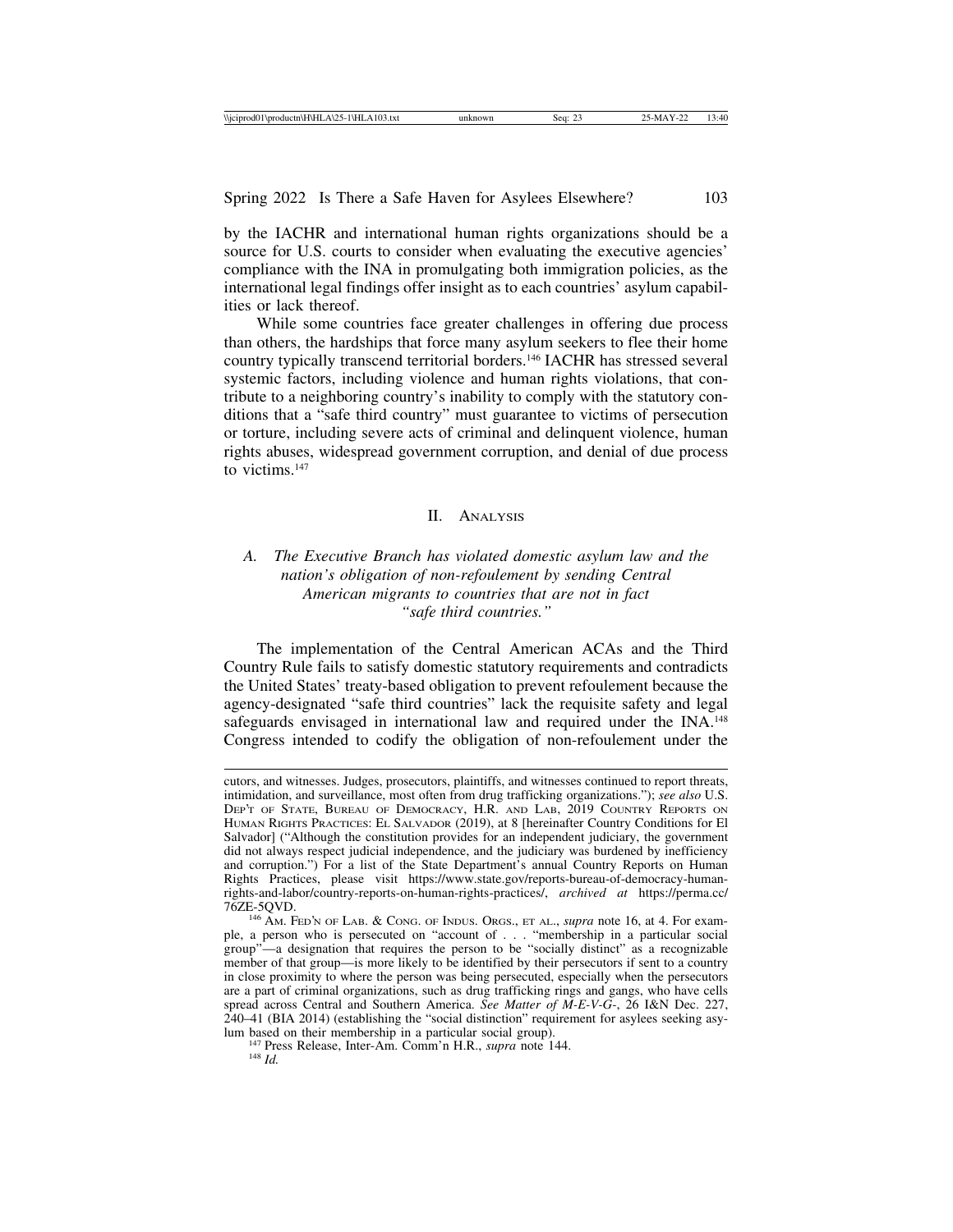by the IACHR and international human rights organizations should be a source for U.S. courts to consider when evaluating the executive agencies' compliance with the INA in promulgating both immigration policies, as the international legal findings offer insight as to each countries' asylum capabilities or lack thereof.

While some countries face greater challenges in offering due process than others, the hardships that force many asylum seekers to flee their home country typically transcend territorial borders.[146] IACHR has stressed several systemic factors, including violence and human rights violations, that contribute to a neighboring country's inability to comply with the statutory conditions that a "safe third country" must guarantee to victims of persecution or torture, including severe acts of criminal and delinquent violence, human rights abuses, widespread government corruption, and denial of due process to victims.[147]

## II. Analysis

### A. *The Executive Branch has violated domestic asylum law and the nation's obligation of non-refoulement by sending Central American migrants to countries that are not in fact "safe third countries."*

The implementation of the Central American ACAs and the Third Country Rule fails to satisfy domestic statutory requirements and contradicts the United States' treaty-based obligation to prevent refoulement because the agency-designated "safe third countries" lack the requisite safety and legal safeguards envisaged in international law and required under the INA.[148] Congress intended to codify the obligation of non-refoulement under the

---

cutors, and witnesses. Judges, prosecutors, plaintiffs, and witnesses continued to report threats, intimidation, and surveillance, most often from drug trafficking organizations."); *see also* U.S. Dep't of State, Bureau of Democracy, H.R. and Lab, 2019 Country Reports on Human Rights Practices: El Salvador (2019), at 8 [hereinafter Country Conditions for El Salvador] ("Although the constitution provides for an independent judiciary, the government did not always respect judicial independence, and the judiciary was burdened by inefficiency and corruption.") For a list of the State Department's annual Country Reports on Human Rights Practices, please visit https://www.state.gov/reports-bureau-of-democracy-human-rights-and-labor/country-reports-on-human-rights-practices/, *archived at* https://perma.cc/76ZE-5QVD.

[146] Am. Fed'n of Lab. & Cong. of Indus. Orgs., et al., *supra* note 16, at 4. For example, a person who is persecuted on "account of . . . "membership in a particular social group"—a designation that requires the person to be "socially distinct" as a recognizable member of that group—is more likely to be identified by their persecutors if sent to a country in close proximity to where the person was being persecuted, especially when the persecutors are a part of criminal organizations, such as drug trafficking rings and gangs, who have cells spread across Central and Southern America. *See Matter of M-E-V-G-*, 26 I&N Dec. 227, 240–41 (BIA 2014) (establishing the "social distinction" requirement for asylees seeking asylum based on their membership in a particular social group).

[147] Press Release, Inter-Am. Comm'n H.R., *supra* note 144.

[148] *Id.*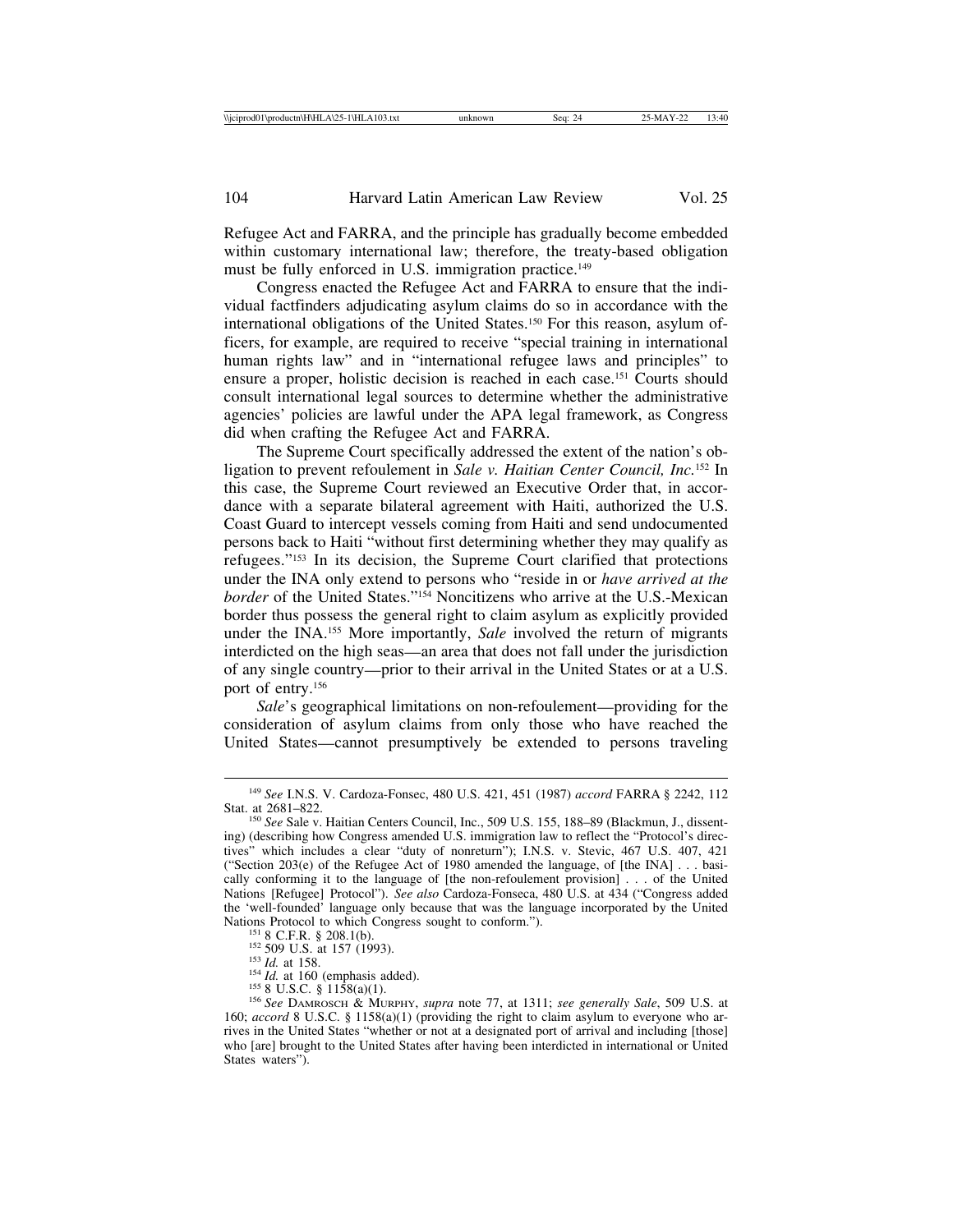Refugee Act and FARRA, and the principle has gradually become embedded within customary international law; therefore, the treaty-based obligation must be fully enforced in U.S. immigration practice.[149]

Congress enacted the Refugee Act and FARRA to ensure that the individual factfinders adjudicating asylum claims do so in accordance with the international obligations of the United States.[150] For this reason, asylum officers, for example, are required to receive "special training in international human rights law" and in "international refugee laws and principles" to ensure a proper, holistic decision is reached in each case.[151] Courts should consult international legal sources to determine whether the administrative agencies' policies are lawful under the APA legal framework, as Congress did when crafting the Refugee Act and FARRA.

The Supreme Court specifically addressed the extent of the nation's obligation to prevent refoulement in *Sale v. Haitian Center Council, Inc.*[152] In this case, the Supreme Court reviewed an Executive Order that, in accordance with a separate bilateral agreement with Haiti, authorized the U.S. Coast Guard to intercept vessels coming from Haiti and send undocumented persons back to Haiti "without first determining whether they may qualify as refugees."[153] In its decision, the Supreme Court clarified that protections under the INA only extend to persons who "reside in or *have arrived at the border* of the United States."[154] Noncitizens who arrive at the U.S.-Mexican border thus possess the general right to claim asylum as explicitly provided under the INA.[155] More importantly, *Sale* involved the return of migrants interdicted on the high seas—an area that does not fall under the jurisdiction of any single country—prior to their arrival in the United States or at a U.S. port of entry.[156]

*Sale*'s geographical limitations on non-refoulement—providing for the consideration of asylum claims from only those who have reached the United States—cannot presumptively be extended to persons traveling

---

[149] *See* I.N.S. V. Cardoza-Fonsec, 480 U.S. 421, 451 (1987) *accord* FARRA § 2242, 112 Stat. at 2681–822.

[150] *See* Sale v. Haitian Centers Council, Inc., 509 U.S. 155, 188–89 (Blackmun, J., dissenting) (describing how Congress amended U.S. immigration law to reflect the "Protocol's directives" which includes a clear "duty of nonreturn"); I.N.S. v. Stevic, 467 U.S. 407, 421 ("Section 203(e) of the Refugee Act of 1980 amended the language, of [the INA] . . . basically conforming it to the language of [the non-refoulement provision] . . . of the United Nations [Refugee] Protocol"). *See also* Cardoza-Fonseca, 480 U.S. at 434 ("Congress added the 'well-founded' language only because that was the language incorporated by the United Nations Protocol to which Congress sought to conform.").

[151] 8 C.F.R. § 208.1(b).

[152] 509 U.S. at 157 (1993).

[153] *Id.* at 158.

[154] *Id.* at 160 (emphasis added).

[155] 8 U.S.C. § 1158(a)(1).

[156] *See* DAMROSCH & MURPHY, *supra* note 77, at 1311; *see generally Sale*, 509 U.S. at 160; *accord* 8 U.S.C. § 1158(a)(1) (providing the right to claim asylum to everyone who arrives in the United States "whether or not at a designated port of arrival and including [those] who [are] brought to the United States after having been interdicted in international or United States waters").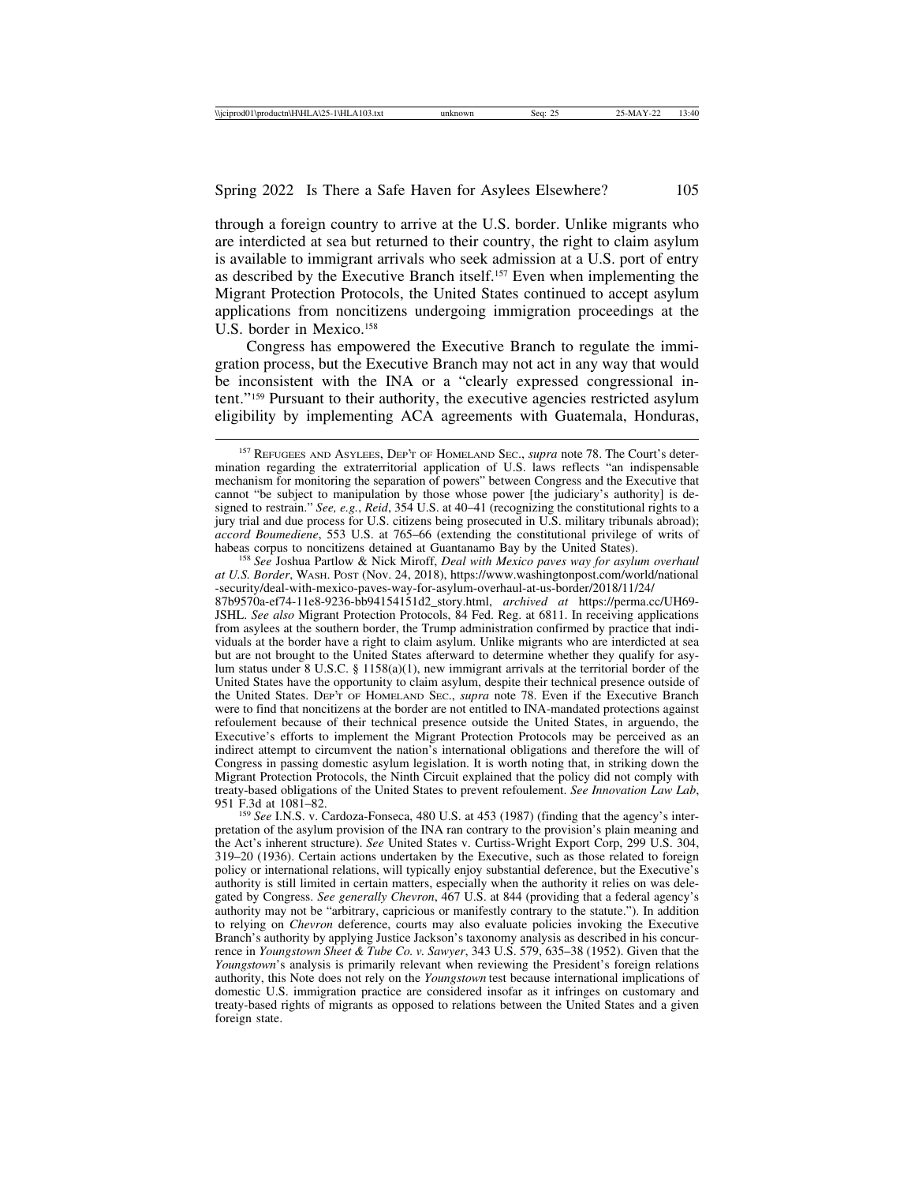through a foreign country to arrive at the U.S. border. Unlike migrants who are interdicted at sea but returned to their country, the right to claim asylum is available to immigrant arrivals who seek admission at a U.S. port of entry as described by the Executive Branch itself.[157] Even when implementing the Migrant Protection Protocols, the United States continued to accept asylum applications from noncitizens undergoing immigration proceedings at the U.S. border in Mexico.[158]

Congress has empowered the Executive Branch to regulate the immigration process, but the Executive Branch may not act in any way that would be inconsistent with the INA or a "clearly expressed congressional intent."[159] Pursuant to their authority, the executive agencies restricted asylum eligibility by implementing ACA agreements with Guatemala, Honduras,

---

[157] Refugees and Asylees, Dep't of Homeland Sec., *supra* note 78. The Court's determination regarding the extraterritorial application of U.S. laws reflects "an indispensable mechanism for monitoring the separation of powers" between Congress and the Executive that cannot "be subject to manipulation by those whose power [the judiciary's authority] is designed to restrain." *See, e.g.*, *Reid*, 354 U.S. at 40–41 (recognizing the constitutional rights to a jury trial and due process for U.S. citizens being prosecuted in U.S. military tribunals abroad); *accord Boumediene*, 553 U.S. at 765–66 (extending the constitutional privilege of writs of habeas corpus to noncitizens detained at Guantanamo Bay by the United States).

[158] *See* Joshua Partlow & Nick Miroff, *Deal with Mexico paves way for asylum overhaul at U.S. Border*, Wash. Post (Nov. 24, 2018), https://www.washingtonpost.com/world/national-security/deal-with-mexico-paves-way-for-asylum-overhaul-at-us-border/2018/11/24/87b9570a-ef74-11e8-9236-bb94154151d2_story.html, *archived at* https://perma.cc/UH69-JSHL. *See also* Migrant Protection Protocols, 84 Fed. Reg. at 6811. In receiving applications from asylees at the southern border, the Trump administration confirmed by practice that individuals at the border have a right to claim asylum. Unlike migrants who are interdicted at sea but are not brought to the United States afterward to determine whether they qualify for asylum status under 8 U.S.C. § 1158(a)(1), new immigrant arrivals at the territorial border of the United States have the opportunity to claim asylum, despite their technical presence outside of the United States. Dep't of Homeland Sec., *supra* note 78. Even if the Executive Branch were to find that noncitizens at the border are not entitled to INA-mandated protections against refoulement because of their technical presence outside the United States, in arguendo, the Executive's efforts to implement the Migrant Protection Protocols may be perceived as an indirect attempt to circumvent the nation's international obligations and therefore the will of Congress in passing domestic asylum legislation. It is worth noting that, in striking down the Migrant Protection Protocols, the Ninth Circuit explained that the policy did not comply with treaty-based obligations of the United States to prevent refoulement. *See Innovation Law Lab*, 951 F.3d at 1081–82.

[159] *See* I.N.S. v. Cardoza-Fonseca, 480 U.S. at 453 (1987) (finding that the agency's interpretation of the asylum provision of the INA ran contrary to the provision's plain meaning and the Act's inherent structure). *See* United States v. Curtiss-Wright Export Corp, 299 U.S. 304, 319–20 (1936). Certain actions undertaken by the Executive, such as those related to foreign policy or international relations, will typically enjoy substantial deference, but the Executive's authority is still limited in certain matters, especially when the authority it relies on was delegated by Congress. *See generally Chevron*, 467 U.S. at 844 (providing that a federal agency's authority may not be "arbitrary, capricious or manifestly contrary to the statute."). In addition to relying on *Chevron* deference, courts may also evaluate policies invoking the Executive Branch's authority by applying Justice Jackson's taxonomy analysis as described in his concurrence in *Youngstown Sheet & Tube Co. v. Sawyer*, 343 U.S. 579, 635–38 (1952). Given that the *Youngstown*'s analysis is primarily relevant when reviewing the President's foreign relations authority, this Note does not rely on the *Youngstown* test because international implications of domestic U.S. immigration practice are considered insofar as it infringes on customary and treaty-based rights of migrants as opposed to relations between the United States and a given foreign state.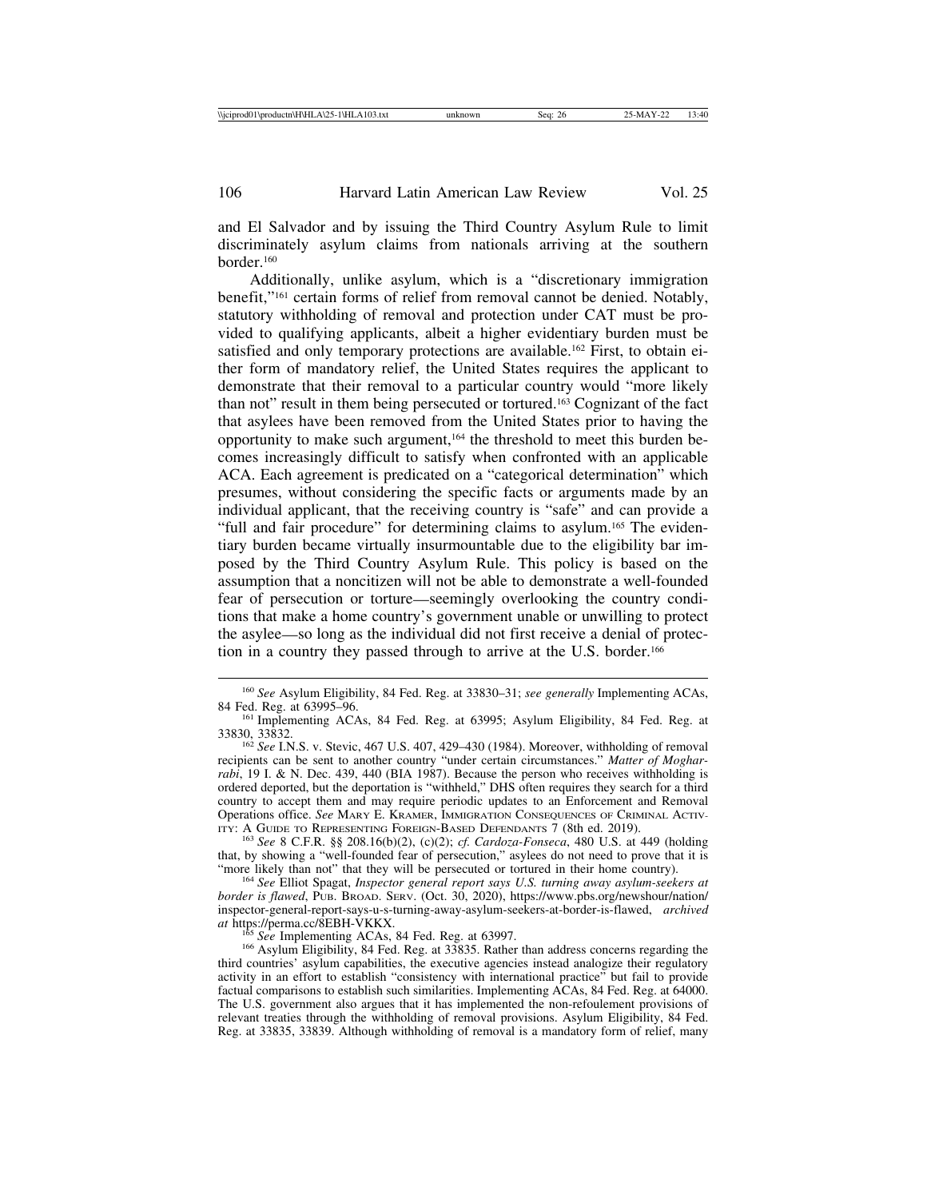and El Salvador and by issuing the Third Country Asylum Rule to limit discriminately asylum claims from nationals arriving at the southern border.[160]

Additionally, unlike asylum, which is a "discretionary immigration benefit,"[161] certain forms of relief from removal cannot be denied. Notably, statutory withholding of removal and protection under CAT must be provided to qualifying applicants, albeit a higher evidentiary burden must be satisfied and only temporary protections are available.[162] First, to obtain either form of mandatory relief, the United States requires the applicant to demonstrate that their removal to a particular country would "more likely than not" result in them being persecuted or tortured.[163] Cognizant of the fact that asylees have been removed from the United States prior to having the opportunity to make such argument,[164] the threshold to meet this burden becomes increasingly difficult to satisfy when confronted with an applicable ACA. Each agreement is predicated on a "categorical determination" which presumes, without considering the specific facts or arguments made by an individual applicant, that the receiving country is "safe" and can provide a "full and fair procedure" for determining claims to asylum.[165] The evidentiary burden became virtually insurmountable due to the eligibility bar imposed by the Third Country Asylum Rule. This policy is based on the assumption that a noncitizen will not be able to demonstrate a well-founded fear of persecution or torture—seemingly overlooking the country conditions that make a home country's government unable or unwilling to protect the asylee—so long as the individual did not first receive a denial of protection in a country they passed through to arrive at the U.S. border.[166]

---

[160] *See* Asylum Eligibility, 84 Fed. Reg. at 33830–31; *see generally* Implementing ACAs, 84 Fed. Reg. at 63995–96.

[161] Implementing ACAs, 84 Fed. Reg. at 63995; Asylum Eligibility, 84 Fed. Reg. at 33830, 33832.

[162] *See* I.N.S. v. Stevic, 467 U.S. 407, 429–430 (1984). Moreover, withholding of removal recipients can be sent to another country "under certain circumstances." *Matter of Mogharrabi*, 19 I. & N. Dec. 439, 440 (BIA 1987). Because the person who receives withholding is ordered deported, but the deportation is "withheld," DHS often requires they search for a third country to accept them and may require periodic updates to an Enforcement and Removal Operations office. *See* MARY E. KRAMER, IMMIGRATION CONSEQUENCES OF CRIMINAL ACTIVITY: A GUIDE TO REPRESENTING FOREIGN-BASED DEFENDANTS 7 (8th ed. 2019).

[163] *See* 8 C.F.R. §§ 208.16(b)(2), (c)(2); *cf. Cardoza-Fonseca*, 480 U.S. at 449 (holding that, by showing a "well-founded fear of persecution," asylees do not need to prove that it is "more likely than not" that they will be persecuted or tortured in their home country).

[164] *See* Elliot Spagat, *Inspector general report says U.S. turning away asylum-seekers at border is flawed*, PUB. BROAD. SERV. (Oct. 30, 2020), https://www.pbs.org/newshour/nation/inspector-general-report-says-u-s-turning-away-asylum-seekers-at-border-is-flawed, *archived at* https://perma.cc/8EBH-VKKX.

[165] *See* Implementing ACAs, 84 Fed. Reg. at 63997.

[166] Asylum Eligibility, 84 Fed. Reg. at 33835. Rather than address concerns regarding the third countries' asylum capabilities, the executive agencies instead analogize their regulatory activity in an effort to establish "consistency with international practice" but fail to provide factual comparisons to establish such similarities. Implementing ACAs, 84 Fed. Reg. at 64000. The U.S. government also argues that it has implemented the non-refoulement provisions of relevant treaties through the withholding of removal provisions. Asylum Eligibility, 84 Fed. Reg. at 33835, 33839. Although withholding of removal is a mandatory form of relief, many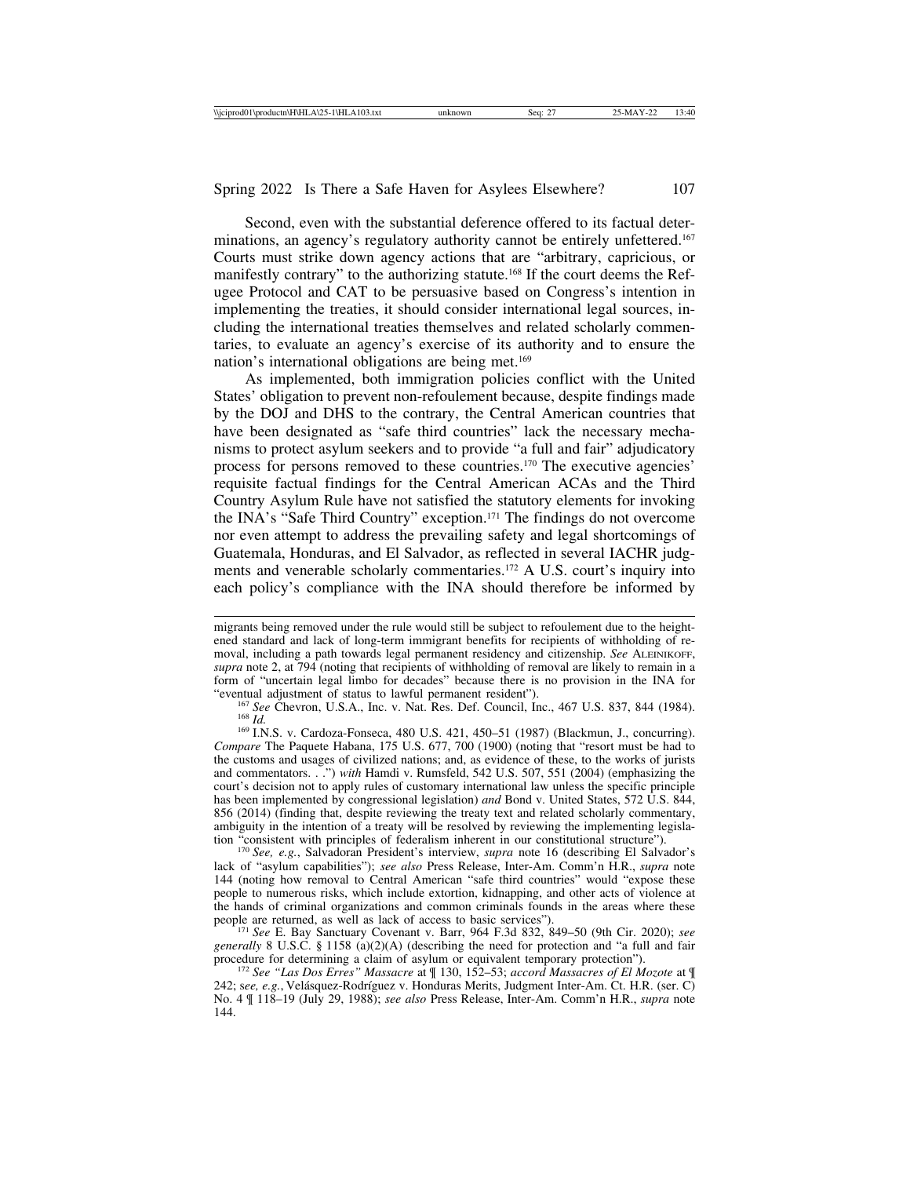Second, even with the substantial deference offered to its factual determinations, an agency's regulatory authority cannot be entirely unfettered.[167] Courts must strike down agency actions that are "arbitrary, capricious, or manifestly contrary" to the authorizing statute.[168] If the court deems the Refugee Protocol and CAT to be persuasive based on Congress's intention in implementing the treaties, it should consider international legal sources, including the international treaties themselves and related scholarly commentaries, to evaluate an agency's exercise of its authority and to ensure the nation's international obligations are being met.[169]

As implemented, both immigration policies conflict with the United States' obligation to prevent non-refoulement because, despite findings made by the DOJ and DHS to the contrary, the Central American countries that have been designated as "safe third countries" lack the necessary mechanisms to protect asylum seekers and to provide "a full and fair" adjudicatory process for persons removed to these countries.[170] The executive agencies' requisite factual findings for the Central American ACAs and the Third Country Asylum Rule have not satisfied the statutory elements for invoking the INA's "Safe Third Country" exception.[171] The findings do not overcome nor even attempt to address the prevailing safety and legal shortcomings of Guatemala, Honduras, and El Salvador, as reflected in several IACHR judgments and venerable scholarly commentaries.[172] A U.S. court's inquiry into each policy's compliance with the INA should therefore be informed by

---

migrants being removed under the rule would still be subject to refoulement due to the heightened standard and lack of long-term immigrant benefits for recipients of withholding of removal, including a path towards legal permanent residency and citizenship. *See* ALEINIKOFF, *supra* note 2, at 794 (noting that recipients of withholding of removal are likely to remain in a form of "uncertain legal limbo for decades" because there is no provision in the INA for "eventual adjustment of status to lawful permanent resident").

[167] *See* Chevron, U.S.A., Inc. v. Nat. Res. Def. Council, Inc., 467 U.S. 837, 844 (1984).

[168] *Id.*

[169] I.N.S. v. Cardoza-Fonseca, 480 U.S. 421, 450–51 (1987) (Blackmun, J., concurring). *Compare* The Paquete Habana, 175 U.S. 677, 700 (1900) (noting that "resort must be had to the customs and usages of civilized nations; and, as evidence of these, to the works of jurists and commentators. . .") *with* Hamdi v. Rumsfeld, 542 U.S. 507, 551 (2004) (emphasizing the court's decision not to apply rules of customary international law unless the specific principle has been implemented by congressional legislation) *and* Bond v. United States, 572 U.S. 844, 856 (2014) (finding that, despite reviewing the treaty text and related scholarly commentary, ambiguity in the intention of a treaty will be resolved by reviewing the implementing legislation "consistent with principles of federalism inherent in our constitutional structure").

[170] *See, e.g.*, Salvadoran President's interview, *supra* note 16 (describing El Salvador's lack of "asylum capabilities"); *see also* Press Release, Inter-Am. Comm'n H.R., *supra* note 144 (noting how removal to Central American "safe third countries" would "expose these people to numerous risks, which include extortion, kidnapping, and other acts of violence at the hands of criminal organizations and common criminals founds in the areas where these people are returned, as well as lack of access to basic services").

[171] *See* E. Bay Sanctuary Covenant v. Barr, 964 F.3d 832, 849–50 (9th Cir. 2020); *see generally* 8 U.S.C. § 1158 (a)(2)(A) (describing the need for protection and "a full and fair procedure for determining a claim of asylum or equivalent temporary protection").

[172] *See "Las Dos Erres" Massacre* at ¶ 130, 152–53; *accord Massacres of El Mozote* at ¶ 242; s*ee, e.g.*, Velásquez-Rodríguez v. Honduras Merits, Judgment Inter-Am. Ct. H.R. (ser. C) No. 4 ¶ 118–19 (July 29, 1988); *see also* Press Release, Inter-Am. Comm'n H.R., *supra* note 144.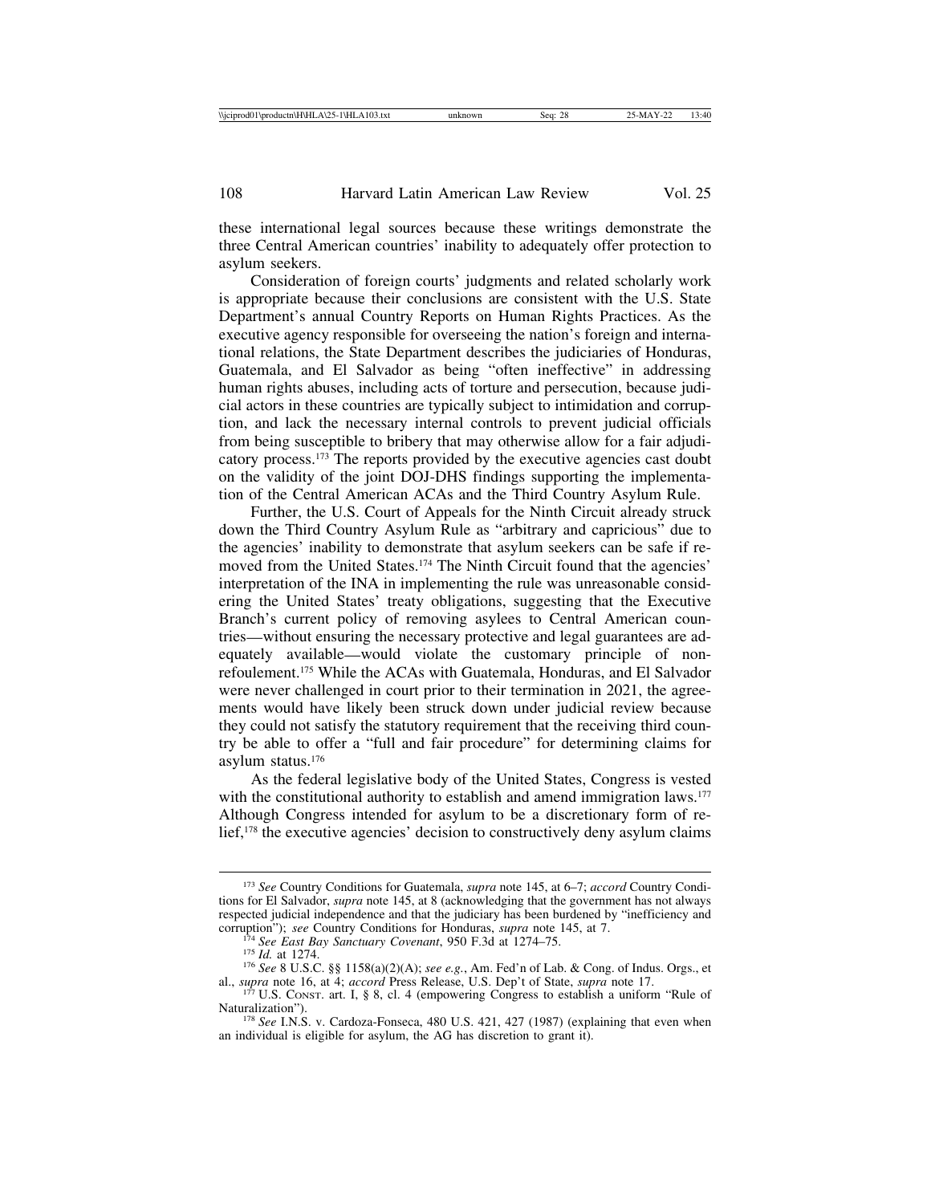these international legal sources because these writings demonstrate the three Central American countries' inability to adequately offer protection to asylum seekers.

Consideration of foreign courts' judgments and related scholarly work is appropriate because their conclusions are consistent with the U.S. State Department's annual Country Reports on Human Rights Practices. As the executive agency responsible for overseeing the nation's foreign and international relations, the State Department describes the judiciaries of Honduras, Guatemala, and El Salvador as being "often ineffective" in addressing human rights abuses, including acts of torture and persecution, because judicial actors in these countries are typically subject to intimidation and corruption, and lack the necessary internal controls to prevent judicial officials from being susceptible to bribery that may otherwise allow for a fair adjudicatory process.[173] The reports provided by the executive agencies cast doubt on the validity of the joint DOJ-DHS findings supporting the implementation of the Central American ACAs and the Third Country Asylum Rule.

Further, the U.S. Court of Appeals for the Ninth Circuit already struck down the Third Country Asylum Rule as "arbitrary and capricious" due to the agencies' inability to demonstrate that asylum seekers can be safe if removed from the United States.[174] The Ninth Circuit found that the agencies' interpretation of the INA in implementing the rule was unreasonable considering the United States' treaty obligations, suggesting that the Executive Branch's current policy of removing asylees to Central American countries—without ensuring the necessary protective and legal guarantees are adequately available—would violate the customary principle of non-refoulement.[175] While the ACAs with Guatemala, Honduras, and El Salvador were never challenged in court prior to their termination in 2021, the agreements would have likely been struck down under judicial review because they could not satisfy the statutory requirement that the receiving third country be able to offer a "full and fair procedure" for determining claims for asylum status.[176]

As the federal legislative body of the United States, Congress is vested with the constitutional authority to establish and amend immigration laws.[177] Although Congress intended for asylum to be a discretionary form of relief,[178] the executive agencies' decision to constructively deny asylum claims

---

[173] *See* Country Conditions for Guatemala, *supra* note 145, at 6–7; *accord* Country Conditions for El Salvador, *supra* note 145, at 8 (acknowledging that the government has not always respected judicial independence and that the judiciary has been burdened by "inefficiency and corruption"); *see* Country Conditions for Honduras, *supra* note 145, at 7.

[174] *See East Bay Sanctuary Covenant*, 950 F.3d at 1274–75.

[175] *Id.* at 1274.

[176] *See* 8 U.S.C. §§ 1158(a)(2)(A); *see e.g.*, Am. Fed'n of Lab. & Cong. of Indus. Orgs., et al., *supra* note 16, at 4; *accord* Press Release, U.S. Dep't of State, *supra* note 17.

[177] U.S. Const. art. I, § 8, cl. 4 (empowering Congress to establish a uniform "Rule of Naturalization").

[178] *See* I.N.S. v. Cardoza-Fonseca, 480 U.S. 421, 427 (1987) (explaining that even when an individual is eligible for asylum, the AG has discretion to grant it).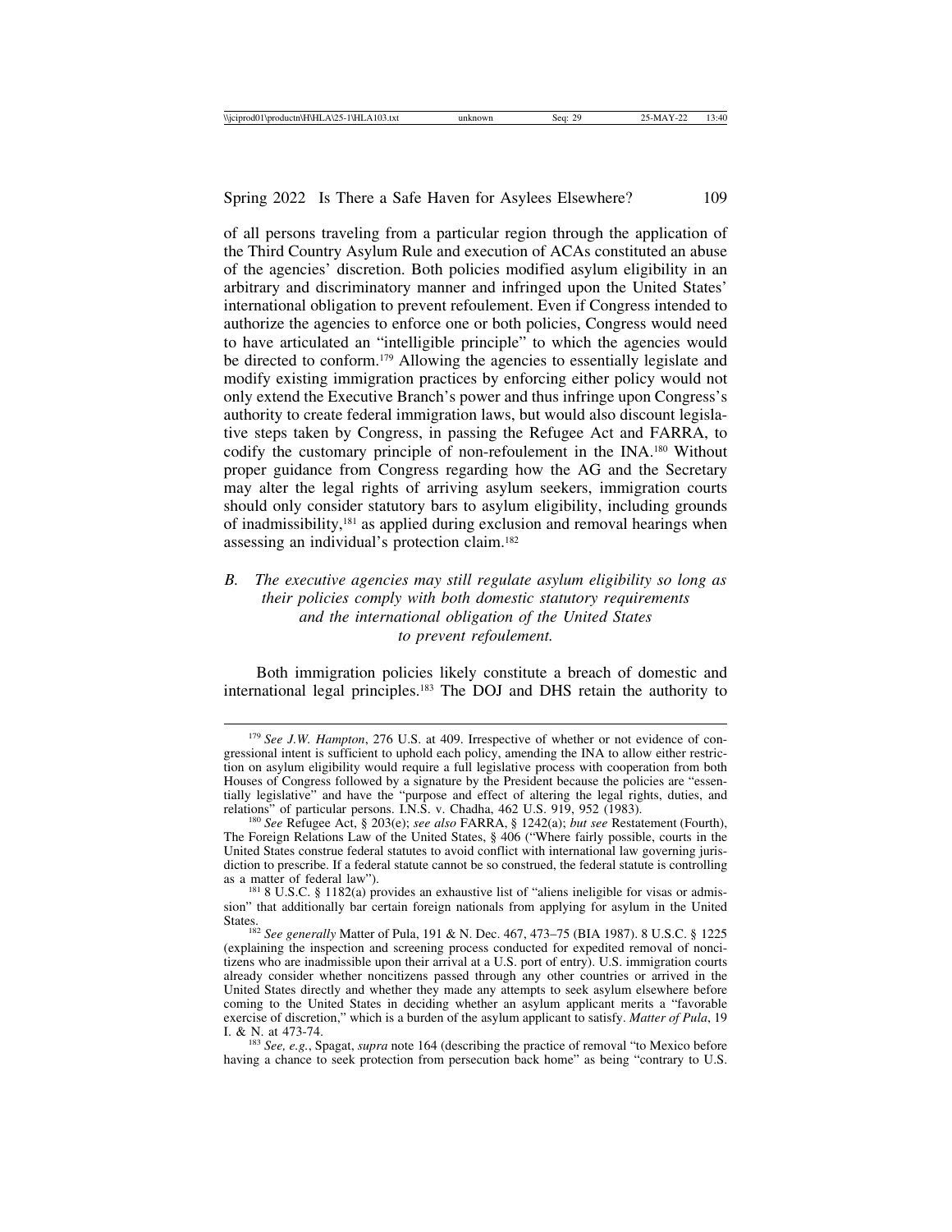of all persons traveling from a particular region through the application of the Third Country Asylum Rule and execution of ACAs constituted an abuse of the agencies' discretion. Both policies modified asylum eligibility in an arbitrary and discriminatory manner and infringed upon the United States' international obligation to prevent refoulement. Even if Congress intended to authorize the agencies to enforce one or both policies, Congress would need to have articulated an "intelligible principle" to which the agencies would be directed to conform.[179] Allowing the agencies to essentially legislate and modify existing immigration practices by enforcing either policy would not only extend the Executive Branch's power and thus infringe upon Congress's authority to create federal immigration laws, but would also discount legislative steps taken by Congress, in passing the Refugee Act and FARRA, to codify the customary principle of non-refoulement in the INA.[180] Without proper guidance from Congress regarding how the AG and the Secretary may alter the legal rights of arriving asylum seekers, immigration courts should only consider statutory bars to asylum eligibility, including grounds of inadmissibility,[181] as applied during exclusion and removal hearings when assessing an individual's protection claim.[182]

### *B. The executive agencies may still regulate asylum eligibility so long as their policies comply with both domestic statutory requirements and the international obligation of the United States to prevent refoulement.*

Both immigration policies likely constitute a breach of domestic and international legal principles.[183] The DOJ and DHS retain the authority to

---

[179] *See J.W. Hampton*, 276 U.S. at 409. Irrespective of whether or not evidence of congressional intent is sufficient to uphold each policy, amending the INA to allow either restriction on asylum eligibility would require a full legislative process with cooperation from both Houses of Congress followed by a signature by the President because the policies are "essentially legislative" and have the "purpose and effect of altering the legal rights, duties, and relations" of particular persons. I.N.S. v. Chadha, 462 U.S. 919, 952 (1983).

[180] *See* Refugee Act, § 203(e); *see also* FARRA, § 1242(a); *but see* Restatement (Fourth), The Foreign Relations Law of the United States, § 406 ("Where fairly possible, courts in the United States construe federal statutes to avoid conflict with international law governing jurisdiction to prescribe. If a federal statute cannot be so construed, the federal statute is controlling as a matter of federal law").

[181] 8 U.S.C. § 1182(a) provides an exhaustive list of "aliens ineligible for visas or admission" that additionally bar certain foreign nationals from applying for asylum in the United States.

[182] *See generally* Matter of Pula, 191 & N. Dec. 467, 473–75 (BIA 1987). 8 U.S.C. § 1225 (explaining the inspection and screening process conducted for expedited removal of noncitizens who are inadmissible upon their arrival at a U.S. port of entry). U.S. immigration courts already consider whether noncitizens passed through any other countries or arrived in the United States directly and whether they made any attempts to seek asylum elsewhere before coming to the United States in deciding whether an asylum applicant merits a "favorable exercise of discretion," which is a burden of the asylum applicant to satisfy. *Matter of Pula*, 19 I. & N. at 473-74.

[183] *See, e.g.*, Spagat, *supra* note 164 (describing the practice of removal "to Mexico before having a chance to seek protection from persecution back home" as being "contrary to U.S.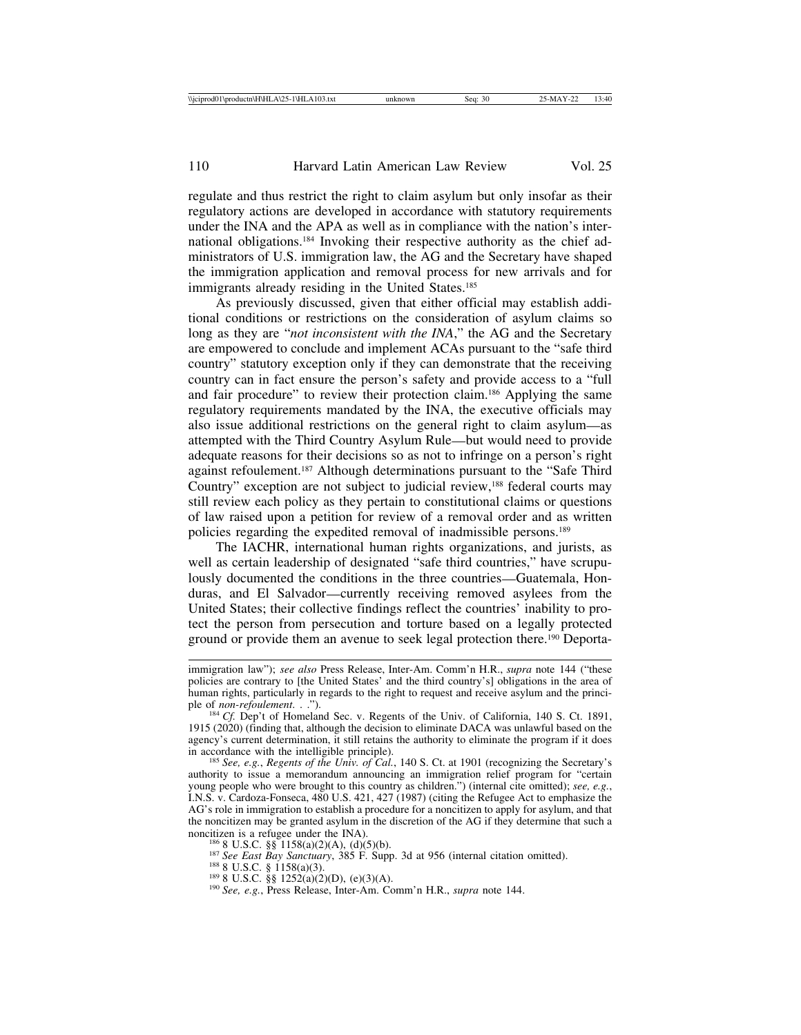regulate and thus restrict the right to claim asylum but only insofar as their regulatory actions are developed in accordance with statutory requirements under the INA and the APA as well as in compliance with the nation's international obligations.[184] Invoking their respective authority as the chief administrators of U.S. immigration law, the AG and the Secretary have shaped the immigration application and removal process for new arrivals and for immigrants already residing in the United States.[185]

As previously discussed, given that either official may establish additional conditions or restrictions on the consideration of asylum claims so long as they are "*not inconsistent with the INA*," the AG and the Secretary are empowered to conclude and implement ACAs pursuant to the "safe third country" statutory exception only if they can demonstrate that the receiving country can in fact ensure the person's safety and provide access to a "full and fair procedure" to review their protection claim.[186] Applying the same regulatory requirements mandated by the INA, the executive officials may also issue additional restrictions on the general right to claim asylum—as attempted with the Third Country Asylum Rule—but would need to provide adequate reasons for their decisions so as not to infringe on a person's right against refoulement.[187] Although determinations pursuant to the "Safe Third Country" exception are not subject to judicial review,[188] federal courts may still review each policy as they pertain to constitutional claims or questions of law raised upon a petition for review of a removal order and as written policies regarding the expedited removal of inadmissible persons.[189]

The IACHR, international human rights organizations, and jurists, as well as certain leadership of designated "safe third countries," have scrupulously documented the conditions in the three countries—Guatemala, Honduras, and El Salvador—currently receiving removed asylees from the United States; their collective findings reflect the countries' inability to protect the person from persecution and torture based on a legally protected ground or provide them an avenue to seek legal protection there.[190] Deporta-

---

immigration law"); *see also* Press Release, Inter-Am. Comm'n H.R., *supra* note 144 ("these policies are contrary to [the United States' and the third country's] obligations in the area of human rights, particularly in regards to the right to request and receive asylum and the principle of *non-refoulement*. . .").

[184] *Cf.* Dep't of Homeland Sec. v. Regents of the Univ. of California, 140 S. Ct. 1891, 1915 (2020) (finding that, although the decision to eliminate DACA was unlawful based on the agency's current determination, it still retains the authority to eliminate the program if it does in accordance with the intelligible principle).

[185] *See, e.g.*, *Regents of the Univ. of Cal.*, 140 S. Ct. at 1901 (recognizing the Secretary's authority to issue a memorandum announcing an immigration relief program for "certain young people who were brought to this country as children.") (internal cite omitted); *see, e.g.*, I.N.S. v. Cardoza-Fonseca, 480 U.S. 421, 427 (1987) (citing the Refugee Act to emphasize the AG's role in immigration to establish a procedure for a noncitizen to apply for asylum, and that the noncitizen may be granted asylum in the discretion of the AG if they determine that such a noncitizen is a refugee under the INA).

[186] 8 U.S.C. §§ 1158(a)(2)(A), (d)(5)(b).

[187] *See East Bay Sanctuary*, 385 F. Supp. 3d at 956 (internal citation omitted).

[188] 8 U.S.C. § 1158(a)(3).

[189] 8 U.S.C. §§ 1252(a)(2)(D), (e)(3)(A).

[190] *See, e.g.*, Press Release, Inter-Am. Comm'n H.R., *supra* note 144.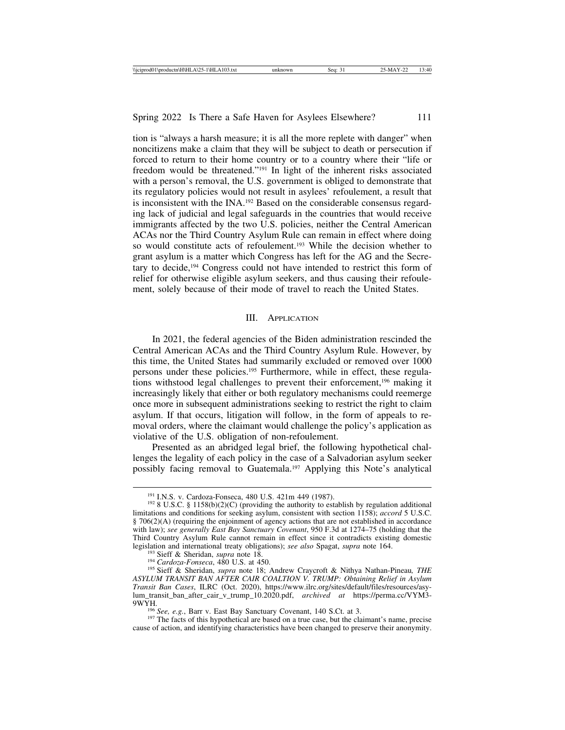tion is "always a harsh measure; it is all the more replete with danger" when noncitizens make a claim that they will be subject to death or persecution if forced to return to their home country or to a country where their "life or freedom would be threatened."[191] In light of the inherent risks associated with a person's removal, the U.S. government is obliged to demonstrate that its regulatory policies would not result in asylees' refoulement, a result that is inconsistent with the INA.[192] Based on the considerable consensus regarding lack of judicial and legal safeguards in the countries that would receive immigrants affected by the two U.S. policies, neither the Central American ACAs nor the Third Country Asylum Rule can remain in effect where doing so would constitute acts of refoulement.[193] While the decision whether to grant asylum is a matter which Congress has left for the AG and the Secretary to decide,[194] Congress could not have intended to restrict this form of relief for otherwise eligible asylum seekers, and thus causing their refoulement, solely because of their mode of travel to reach the United States.

## III. Application

In 2021, the federal agencies of the Biden administration rescinded the Central American ACAs and the Third Country Asylum Rule. However, by this time, the United States had summarily excluded or removed over 1000 persons under these policies.[195] Furthermore, while in effect, these regulations withstood legal challenges to prevent their enforcement,[196] making it increasingly likely that either or both regulatory mechanisms could reemerge once more in subsequent administrations seeking to restrict the right to claim asylum. If that occurs, litigation will follow, in the form of appeals to removal orders, where the claimant would challenge the policy's application as violative of the U.S. obligation of non-refoulement.

Presented as an abridged legal brief, the following hypothetical challenges the legality of each policy in the case of a Salvadorian asylum seeker possibly facing removal to Guatemala.[197] Applying this Note's analytical

---

[191] I.N.S. v. Cardoza-Fonseca, 480 U.S. 421m 449 (1987).

[192] 8 U.S.C. § 1158(b)(2)(C) (providing the authority to establish by regulation additional limitations and conditions for seeking asylum, consistent with section 1158); *accord* 5 U.S.C. § 706(2)(A) (requiring the enjoinment of agency actions that are not established in accordance with law); *see generally East Bay Sanctuary Covenant*, 950 F.3d at 1274–75 (holding that the Third Country Asylum Rule cannot remain in effect since it contradicts existing domestic legislation and international treaty obligations); *see also* Spagat, *supra* note 164.

[193] Sieff & Sheridan, *supra* note 18.

[194] *Cardoza-Fonseca*, 480 U.S. at 450.

[195] Sieff & Sheridan, *supra* note 18; Andrew Craycroft & Nithya Nathan-Pineau*, THE ASYLUM TRANSIT BAN AFTER CAIR COALTION V. TRUMP: Obtaining Relief in Asylum Transit Ban Cases*, ILRC (Oct. 2020), https://www.ilrc.org/sites/default/files/resources/asylum_transit_ban_after_cair_v_trump_10.2020.pdf, *archived at* https://perma.cc/VYM3-9WYH.

[196] *See, e.g.*, Barr v. East Bay Sanctuary Covenant, 140 S.Ct. at 3.

[197] The facts of this hypothetical are based on a true case, but the claimant's name, precise cause of action, and identifying characteristics have been changed to preserve their anonymity.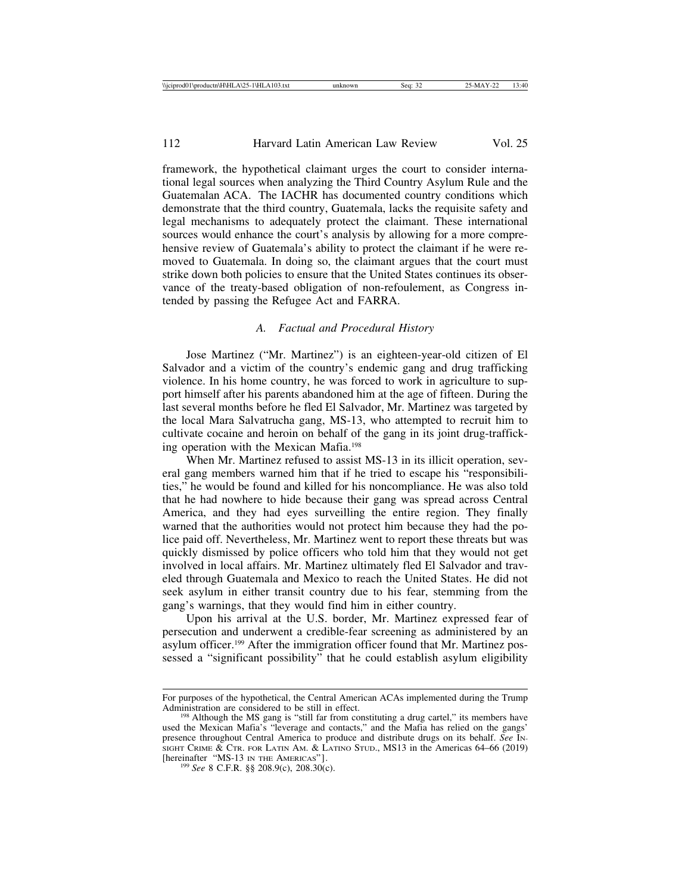framework, the hypothetical claimant urges the court to consider international legal sources when analyzing the Third Country Asylum Rule and the Guatemalan ACA. The IACHR has documented country conditions which demonstrate that the third country, Guatemala, lacks the requisite safety and legal mechanisms to adequately protect the claimant. These international sources would enhance the court's analysis by allowing for a more comprehensive review of Guatemala's ability to protect the claimant if he were removed to Guatemala. In doing so, the claimant argues that the court must strike down both policies to ensure that the United States continues its observance of the treaty-based obligation of non-refoulement, as Congress intended by passing the Refugee Act and FARRA.

### *A. Factual and Procedural History*

Jose Martinez ("Mr. Martinez") is an eighteen-year-old citizen of El Salvador and a victim of the country's endemic gang and drug trafficking violence. In his home country, he was forced to work in agriculture to support himself after his parents abandoned him at the age of fifteen. During the last several months before he fled El Salvador, Mr. Martinez was targeted by the local Mara Salvatrucha gang, MS-13, who attempted to recruit him to cultivate cocaine and heroin on behalf of the gang in its joint drug-trafficking operation with the Mexican Mafia.[198]

When Mr. Martinez refused to assist MS-13 in its illicit operation, several gang members warned him that if he tried to escape his "responsibilities," he would be found and killed for his noncompliance. He was also told that he had nowhere to hide because their gang was spread across Central America, and they had eyes surveilling the entire region. They finally warned that the authorities would not protect him because they had the police paid off. Nevertheless, Mr. Martinez went to report these threats but was quickly dismissed by police officers who told him that they would not get involved in local affairs. Mr. Martinez ultimately fled El Salvador and traveled through Guatemala and Mexico to reach the United States. He did not seek asylum in either transit country due to his fear, stemming from the gang's warnings, that they would find him in either country.

Upon his arrival at the U.S. border, Mr. Martinez expressed fear of persecution and underwent a credible-fear screening as administered by an asylum officer.[199] After the immigration officer found that Mr. Martinez possessed a "significant possibility" that he could establish asylum eligibility

---

For purposes of the hypothetical, the Central American ACAs implemented during the Trump Administration are considered to be still in effect.

[198] Although the MS gang is "still far from constituting a drug cartel," its members have used the Mexican Mafia's "leverage and contacts," and the Mafia has relied on the gangs' presence throughout Central America to produce and distribute drugs on its behalf. *See* INSIGHT CRIME & CTR. FOR LATIN AM. & LATINO STUD., MS13 in the Americas 64–66 (2019) [hereinafter "MS-13 IN THE AMERICAS"].

[199] *See* 8 C.F.R. §§ 208.9(c), 208.30(c).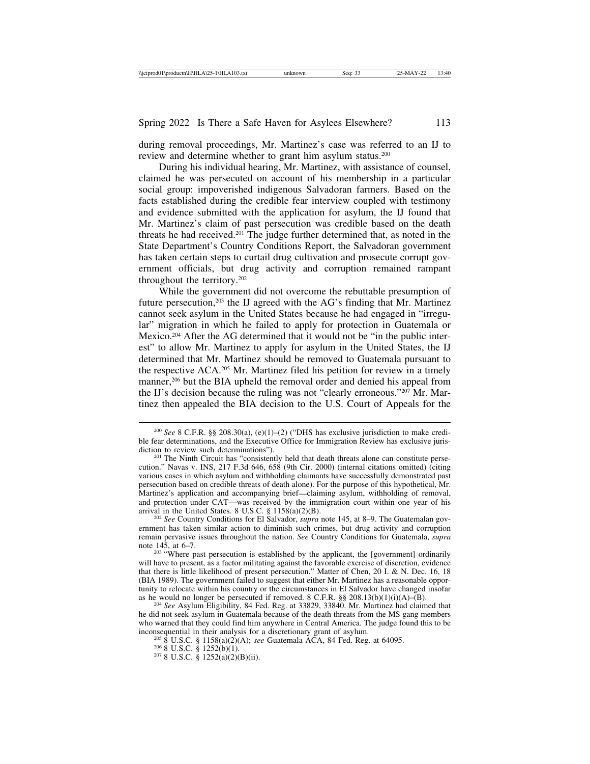during removal proceedings, Mr. Martinez's case was referred to an IJ to review and determine whether to grant him asylum status.[200]

During his individual hearing, Mr. Martinez, with assistance of counsel, claimed he was persecuted on account of his membership in a particular social group: impoverished indigenous Salvadoran farmers. Based on the facts established during the credible fear interview coupled with testimony and evidence submitted with the application for asylum, the IJ found that Mr. Martinez's claim of past persecution was credible based on the death threats he had received.[201] The judge further determined that, as noted in the State Department's Country Conditions Report, the Salvadoran government has taken certain steps to curtail drug cultivation and prosecute corrupt government officials, but drug activity and corruption remained rampant throughout the territory.[202]

While the government did not overcome the rebuttable presumption of future persecution,[203] the IJ agreed with the AG's finding that Mr. Martinez cannot seek asylum in the United States because he had engaged in "irregular" migration in which he failed to apply for protection in Guatemala or Mexico.[204] After the AG determined that it would not be "in the public interest" to allow Mr. Martinez to apply for asylum in the United States, the IJ determined that Mr. Martinez should be removed to Guatemala pursuant to the respective ACA.[205] Mr. Martinez filed his petition for review in a timely manner,[206] but the BIA upheld the removal order and denied his appeal from the IJ's decision because the ruling was not "clearly erroneous."[207] Mr. Martinez then appealed the BIA decision to the U.S. Court of Appeals for the

---

[200] *See* 8 C.F.R. §§ 208.30(a), (e)(1)–(2) ("DHS has exclusive jurisdiction to make credible fear determinations, and the Executive Office for Immigration Review has exclusive jurisdiction to review such determinations").

[201] The Ninth Circuit has "consistently held that death threats alone can constitute persecution." Navas v. INS, 217 F.3d 646, 658 (9th Cir. 2000) (internal citations omitted) (citing various cases in which asylum and withholding claimants have successfully demonstrated past persecution based on credible threats of death alone). For the purpose of this hypothetical, Mr. Martinez's application and accompanying brief—claiming asylum, withholding of removal, and protection under CAT—was received by the immigration court within one year of his arrival in the United States. 8 U.S.C. § 1158(a)(2)(B).

[202] *See* Country Conditions for El Salvador, *supra* note 145, at 8–9. The Guatemalan government has taken similar action to diminish such crimes, but drug activity and corruption remain pervasive issues throughout the nation. *See* Country Conditions for Guatemala, *supra* note 145, at 6–7.

[203] "Where past persecution is established by the applicant, the [government] ordinarily will have to present, as a factor militating against the favorable exercise of discretion, evidence that there is little likelihood of present persecution." Matter of Chen, 20 I. & N. Dec. 16, 18 (BIA 1989). The government failed to suggest that either Mr. Martinez has a reasonable opportunity to relocate within his country or the circumstances in El Salvador have changed insofar as he would no longer be persecuted if removed. 8 C.F.R. §§ 208.13(b)(1)(i)(A)–(B).

[204] *See* Asylum Eligibility, 84 Fed. Reg. at 33829, 33840. Mr. Martinez had claimed that he did not seek asylum in Guatemala because of the death threats from the MS gang members who warned that they could find him anywhere in Central America. The judge found this to be inconsequential in their analysis for a discretionary grant of asylum.

[205] 8 U.S.C. § 1158(a)(2)(A); *see* Guatemala ACA, 84 Fed. Reg. at 64095.

[206] 8 U.S.C. § 1252(b)(1).

[207] 8 U.S.C. § 1252(a)(2)(B)(ii).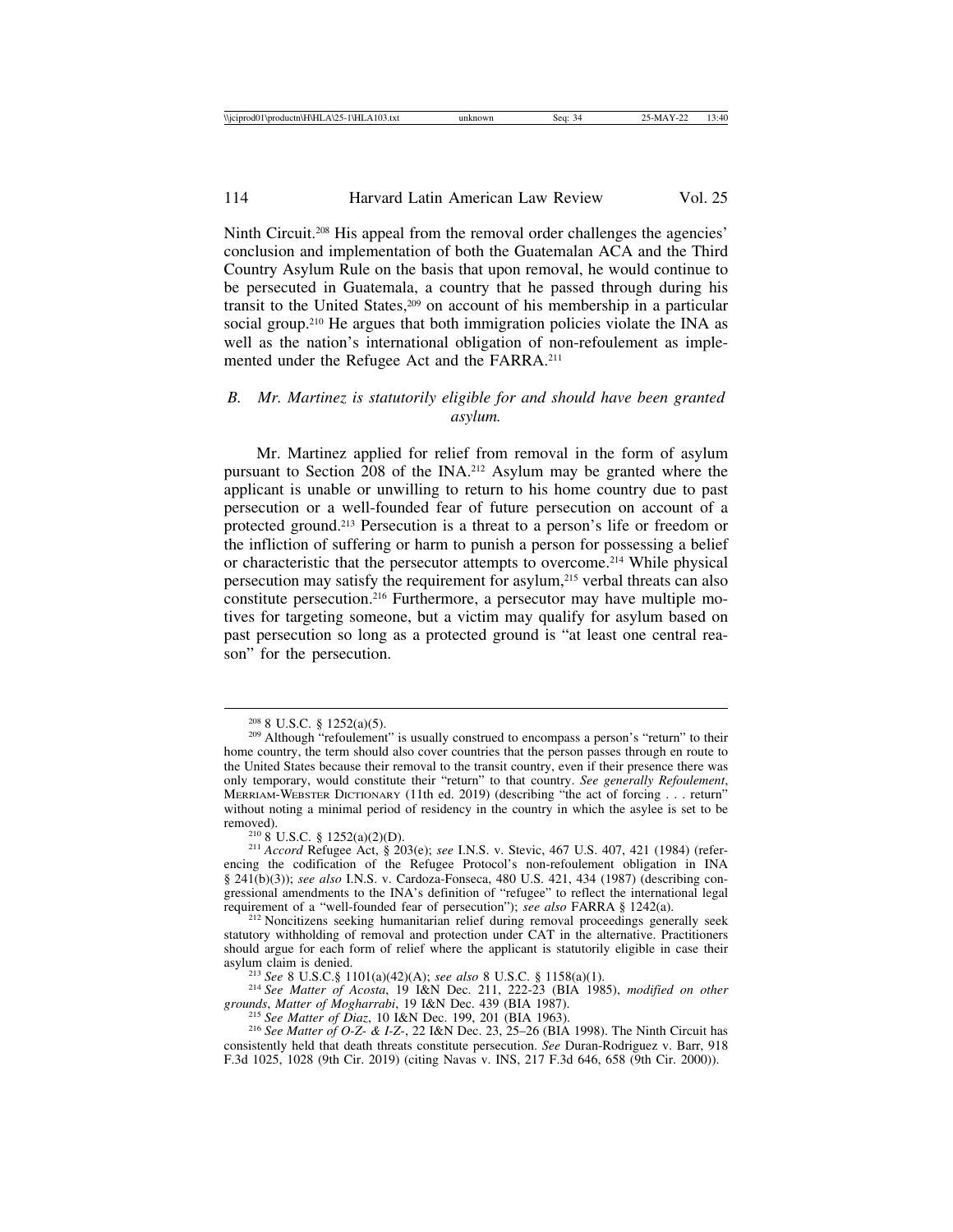Ninth Circuit.[208] His appeal from the removal order challenges the agencies' conclusion and implementation of both the Guatemalan ACA and the Third Country Asylum Rule on the basis that upon removal, he would continue to be persecuted in Guatemala, a country that he passed through during his transit to the United States,[209] on account of his membership in a particular social group.[210] He argues that both immigration policies violate the INA as well as the nation's international obligation of non-refoulement as implemented under the Refugee Act and the FARRA.[211]

### *B. Mr. Martinez is statutorily eligible for and should have been granted asylum.*

Mr. Martinez applied for relief from removal in the form of asylum pursuant to Section 208 of the INA.[212] Asylum may be granted where the applicant is unable or unwilling to return to his home country due to past persecution or a well-founded fear of future persecution on account of a protected ground.[213] Persecution is a threat to a person's life or freedom or the infliction of suffering or harm to punish a person for possessing a belief or characteristic that the persecutor attempts to overcome.[214] While physical persecution may satisfy the requirement for asylum,[215] verbal threats can also constitute persecution.[216] Furthermore, a persecutor may have multiple motives for targeting someone, but a victim may qualify for asylum based on past persecution so long as a protected ground is "at least one central reason" for the persecution.

---

[208] 8 U.S.C. § 1252(a)(5).

[209] Although "refoulement" is usually construed to encompass a person's "return" to their home country, the term should also cover countries that the person passes through en route to the United States because their removal to the transit country, even if their presence there was only temporary, would constitute their "return" to that country. *See generally Refoulement*, MERRIAM-WEBSTER DICTIONARY (11th ed. 2019) (describing "the act of forcing . . . return" without noting a minimal period of residency in the country in which the asylee is set to be removed).

[210] 8 U.S.C. § 1252(a)(2)(D).

[211] *Accord* Refugee Act, § 203(e); *see* I.N.S. v. Stevic, 467 U.S. 407, 421 (1984) (referencing the codification of the Refugee Protocol's non-refoulement obligation in INA § 241(b)(3)); *see also* I.N.S. v. Cardoza-Fonseca, 480 U.S. 421, 434 (1987) (describing congressional amendments to the INA's definition of "refugee" to reflect the international legal requirement of a "well-founded fear of persecution"); *see also* FARRA § 1242(a).

[212] Noncitizens seeking humanitarian relief during removal proceedings generally seek statutory withholding of removal and protection under CAT in the alternative. Practitioners should argue for each form of relief where the applicant is statutorily eligible in case their asylum claim is denied.

[213] *See* 8 U.S.C.§ 1101(a)(42)(A); *see also* 8 U.S.C. § 1158(a)(1).

[214] *See Matter of Acosta*, 19 I&N Dec. 211, 222-23 (BIA 1985), *modified on other grounds*, *Matter of Mogharrabi*, 19 I&N Dec. 439 (BIA 1987).

[215] *See Matter of Diaz*, 10 I&N Dec. 199, 201 (BIA 1963).

[216] *See Matter of O-Z- & I-Z-*, 22 I&N Dec. 23, 25–26 (BIA 1998). The Ninth Circuit has consistently held that death threats constitute persecution. *See* Duran-Rodriguez v. Barr, 918 F.3d 1025, 1028 (9th Cir. 2019) (citing Navas v. INS, 217 F.3d 646, 658 (9th Cir. 2000)).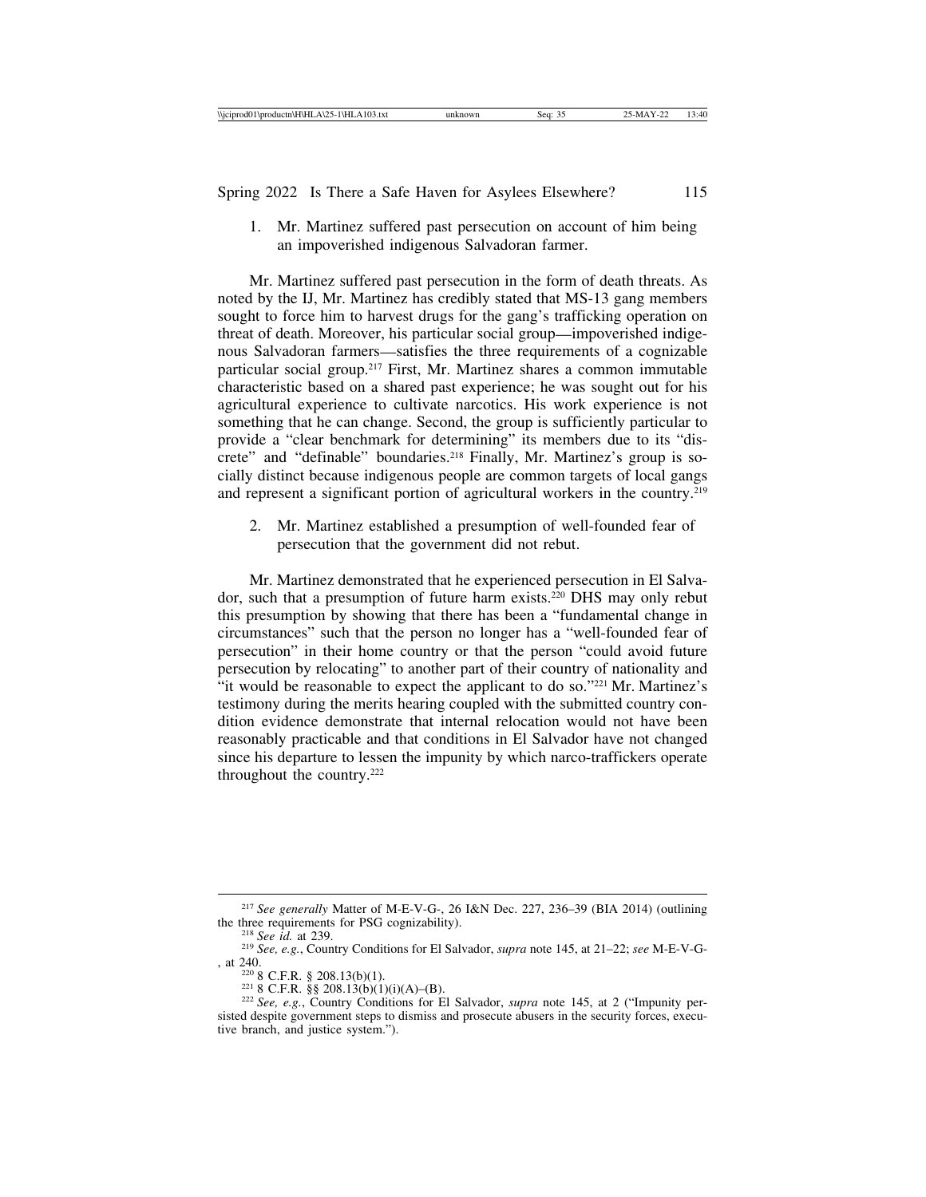1. Mr. Martinez suffered past persecution on account of him being an impoverished indigenous Salvadoran farmer.

Mr. Martinez suffered past persecution in the form of death threats. As noted by the IJ, Mr. Martinez has credibly stated that MS-13 gang members sought to force him to harvest drugs for the gang's trafficking operation on threat of death. Moreover, his particular social group—impoverished indigenous Salvadoran farmers—satisfies the three requirements of a cognizable particular social group.[217] First, Mr. Martinez shares a common immutable characteristic based on a shared past experience; he was sought out for his agricultural experience to cultivate narcotics. His work experience is not something that he can change. Second, the group is sufficiently particular to provide a "clear benchmark for determining" its members due to its "discrete" and "definable" boundaries.[218] Finally, Mr. Martinez's group is socially distinct because indigenous people are common targets of local gangs and represent a significant portion of agricultural workers in the country.[219]

2. Mr. Martinez established a presumption of well-founded fear of persecution that the government did not rebut.

Mr. Martinez demonstrated that he experienced persecution in El Salvador, such that a presumption of future harm exists.[220] DHS may only rebut this presumption by showing that there has been a "fundamental change in circumstances" such that the person no longer has a "well-founded fear of persecution" in their home country or that the person "could avoid future persecution by relocating" to another part of their country of nationality and "it would be reasonable to expect the applicant to do so."[221] Mr. Martinez's testimony during the merits hearing coupled with the submitted country condition evidence demonstrate that internal relocation would not have been reasonably practicable and that conditions in El Salvador have not changed since his departure to lessen the impunity by which narco-traffickers operate throughout the country.[222]

---

[217] *See generally* Matter of M-E-V-G-, 26 I&N Dec. 227, 236–39 (BIA 2014) (outlining the three requirements for PSG cognizability).

[218] *See id.* at 239.

[219] *See, e.g.*, Country Conditions for El Salvador, *supra* note 145, at 21–22; *see* M-E-V-G-, at 240.

[220] 8 C.F.R. § 208.13(b)(1).

[221] 8 C.F.R. §§ 208.13(b)(1)(i)(A)–(B).

[222] *See, e.g.*, Country Conditions for El Salvador, *supra* note 145, at 2 ("Impunity persisted despite government steps to dismiss and prosecute abusers in the security forces, executive branch, and justice system.").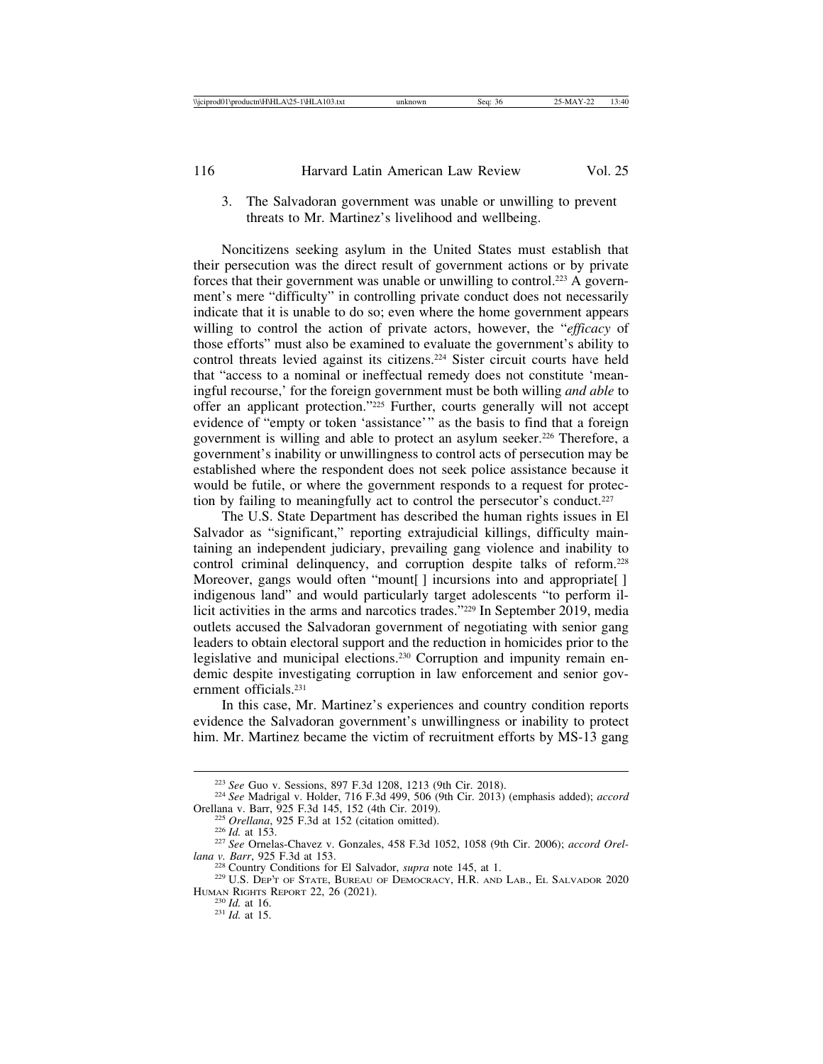3. The Salvadoran government was unable or unwilling to prevent threats to Mr. Martinez's livelihood and wellbeing.

Noncitizens seeking asylum in the United States must establish that their persecution was the direct result of government actions or by private forces that their government was unable or unwilling to control.[223] A government's mere "difficulty" in controlling private conduct does not necessarily indicate that it is unable to do so; even where the home government appears willing to control the action of private actors, however, the "*efficacy* of those efforts" must also be examined to evaluate the government's ability to control threats levied against its citizens.[224] Sister circuit courts have held that "access to a nominal or ineffectual remedy does not constitute 'meaningful recourse,' for the foreign government must be both willing *and able* to offer an applicant protection."[225] Further, courts generally will not accept evidence of "empty or token 'assistance'" as the basis to find that a foreign government is willing and able to protect an asylum seeker.[226] Therefore, a government's inability or unwillingness to control acts of persecution may be established where the respondent does not seek police assistance because it would be futile, or where the government responds to a request for protection by failing to meaningfully act to control the persecutor's conduct.[227]

The U.S. State Department has described the human rights issues in El Salvador as "significant," reporting extrajudicial killings, difficulty maintaining an independent judiciary, prevailing gang violence and inability to control criminal delinquency, and corruption despite talks of reform.[228] Moreover, gangs would often "mount[ ] incursions into and appropriate[ ] indigenous land" and would particularly target adolescents "to perform illicit activities in the arms and narcotics trades."[229] In September 2019, media outlets accused the Salvadoran government of negotiating with senior gang leaders to obtain electoral support and the reduction in homicides prior to the legislative and municipal elections.[230] Corruption and impunity remain endemic despite investigating corruption in law enforcement and senior government officials.[231]

In this case, Mr. Martinez's experiences and country condition reports evidence the Salvadoran government's unwillingness or inability to protect him. Mr. Martinez became the victim of recruitment efforts by MS-13 gang

---

[223] *See* Guo v. Sessions, 897 F.3d 1208, 1213 (9th Cir. 2018).

[224] *See* Madrigal v. Holder, 716 F.3d 499, 506 (9th Cir. 2013) (emphasis added); *accord* Orellana v. Barr, 925 F.3d 145, 152 (4th Cir. 2019).

[225] *Orellana*, 925 F.3d at 152 (citation omitted).

[226] *Id.* at 153.

[227] *See* Ornelas-Chavez v. Gonzales, 458 F.3d 1052, 1058 (9th Cir. 2006); *accord Orellana v. Barr*, 925 F.3d at 153.

[228] Country Conditions for El Salvador, *supra* note 145, at 1.

[229] U.S. Dep't of State, Bureau of Democracy, H.R. and Lab., El Salvador 2020 Human Rights Report 22, 26 (2021).

[230] *Id.* at 16.

[231] *Id.* at 15.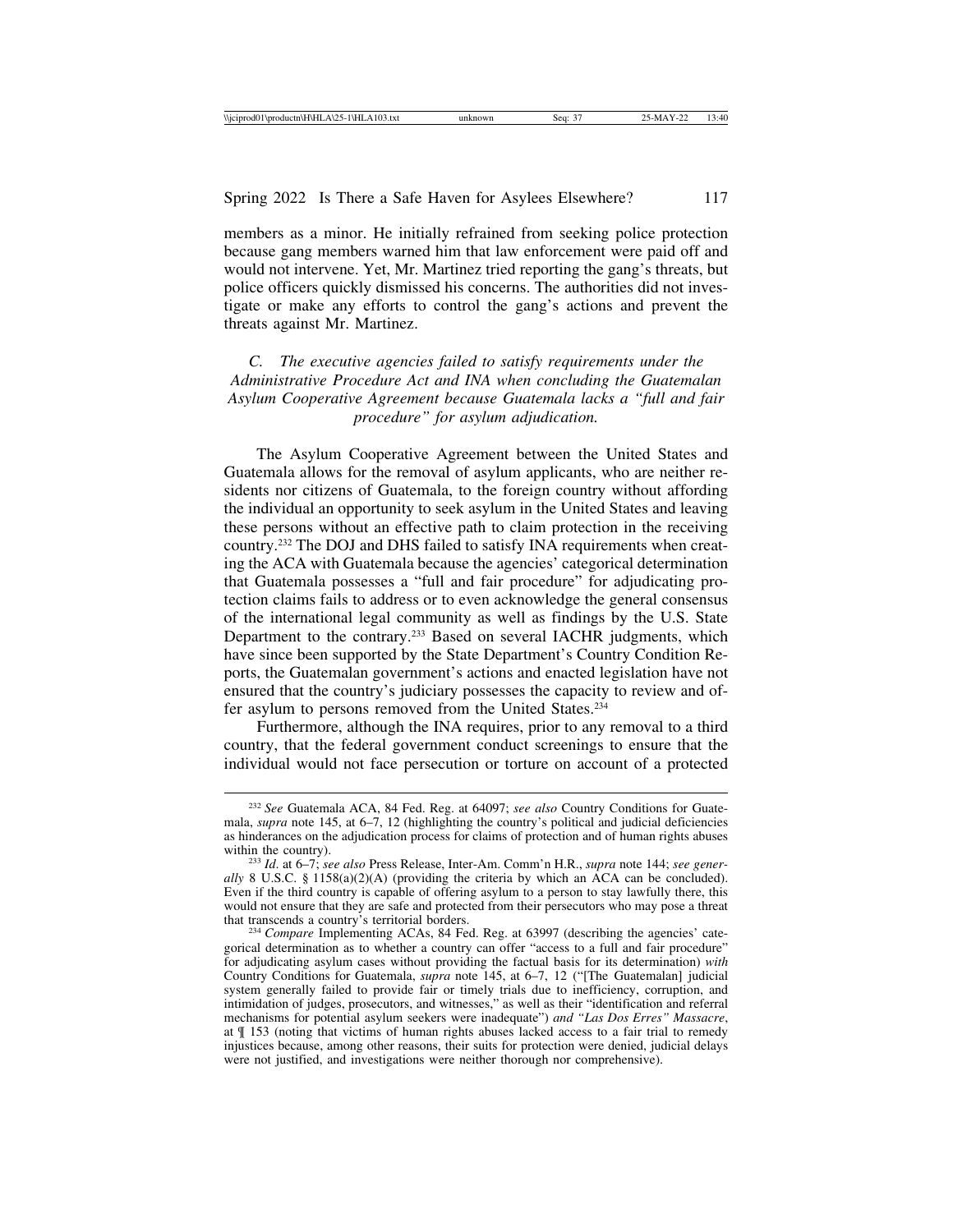members as a minor. He initially refrained from seeking police protection because gang members warned him that law enforcement were paid off and would not intervene. Yet, Mr. Martinez tried reporting the gang's threats, but police officers quickly dismissed his concerns. The authorities did not investigate or make any efforts to control the gang's actions and prevent the threats against Mr. Martinez.

### *C. The executive agencies failed to satisfy requirements under the Administrative Procedure Act and INA when concluding the Guatemalan Asylum Cooperative Agreement because Guatemala lacks a "full and fair procedure" for asylum adjudication.*

The Asylum Cooperative Agreement between the United States and Guatemala allows for the removal of asylum applicants, who are neither residents nor citizens of Guatemala, to the foreign country without affording the individual an opportunity to seek asylum in the United States and leaving these persons without an effective path to claim protection in the receiving country.[232] The DOJ and DHS failed to satisfy INA requirements when creating the ACA with Guatemala because the agencies' categorical determination that Guatemala possesses a "full and fair procedure" for adjudicating protection claims fails to address or to even acknowledge the general consensus of the international legal community as well as findings by the U.S. State Department to the contrary.[233] Based on several IACHR judgments, which have since been supported by the State Department's Country Condition Reports, the Guatemalan government's actions and enacted legislation have not ensured that the country's judiciary possesses the capacity to review and offer asylum to persons removed from the United States.[234]

Furthermore, although the INA requires, prior to any removal to a third country, that the federal government conduct screenings to ensure that the individual would not face persecution or torture on account of a protected

---

[232] *See* Guatemala ACA, 84 Fed. Reg. at 64097; *see also* Country Conditions for Guatemala, *supra* note 145, at 6–7, 12 (highlighting the country's political and judicial deficiencies as hinderances on the adjudication process for claims of protection and of human rights abuses within the country).

[233] *Id*. at 6–7; *see also* Press Release, Inter-Am. Comm'n H.R., *supra* note 144; *see generally* 8 U.S.C. § 1158(a)(2)(A) (providing the criteria by which an ACA can be concluded). Even if the third country is capable of offering asylum to a person to stay lawfully there, this would not ensure that they are safe and protected from their persecutors who may pose a threat that transcends a country's territorial borders.

[234] *Compare* Implementing ACAs, 84 Fed. Reg. at 63997 (describing the agencies' categorical determination as to whether a country can offer "access to a full and fair procedure" for adjudicating asylum cases without providing the factual basis for its determination) *with* Country Conditions for Guatemala, *supra* note 145, at 6–7, 12 ("[The Guatemalan] judicial system generally failed to provide fair or timely trials due to inefficiency, corruption, and intimidation of judges, prosecutors, and witnesses," as well as their "identification and referral mechanisms for potential asylum seekers were inadequate") *and "Las Dos Erres" Massacre*, at ¶ 153 (noting that victims of human rights abuses lacked access to a fair trial to remedy injustices because, among other reasons, their suits for protection were denied, judicial delays were not justified, and investigations were neither thorough nor comprehensive).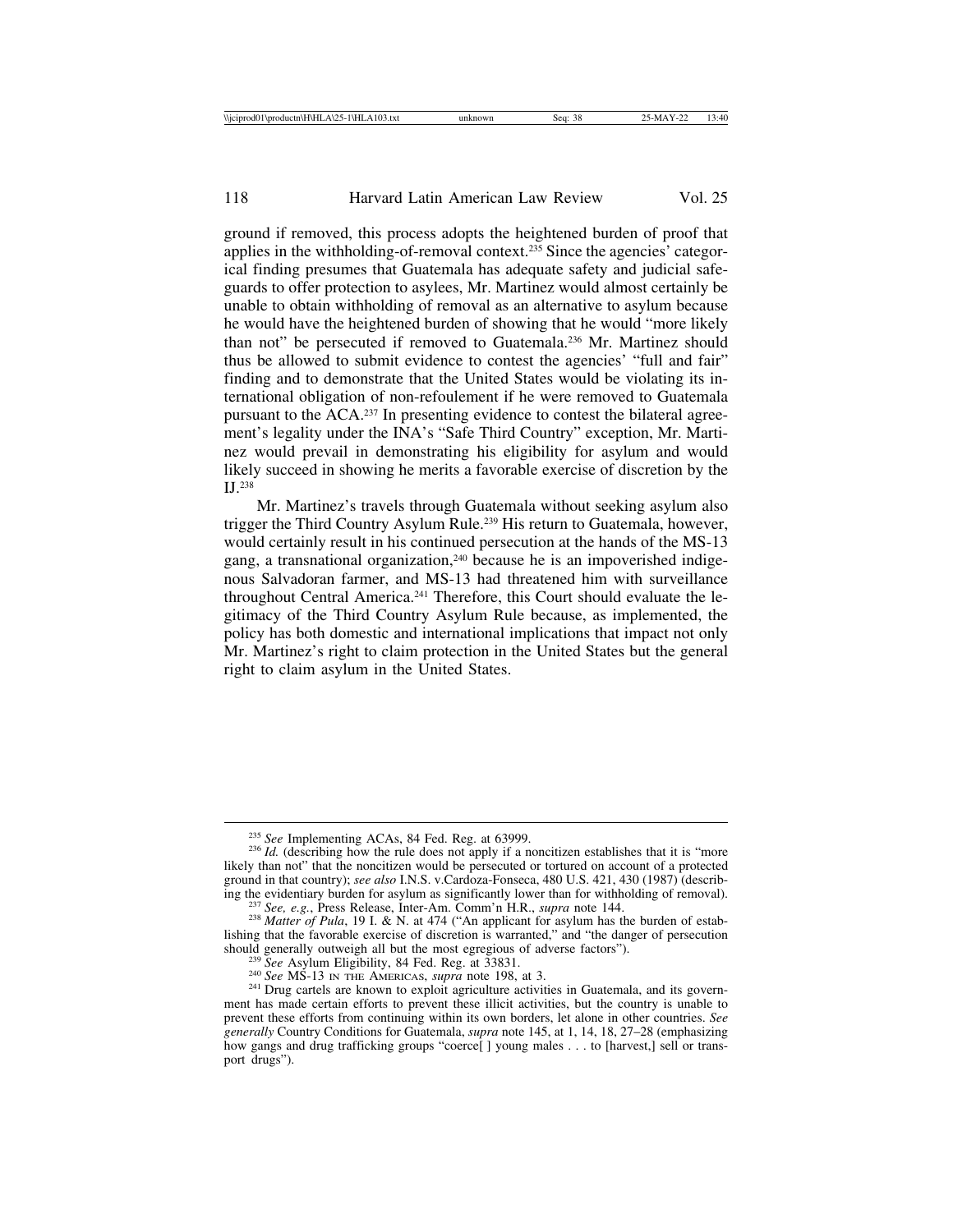ground if removed, this process adopts the heightened burden of proof that applies in the withholding-of-removal context.[235] Since the agencies' categorical finding presumes that Guatemala has adequate safety and judicial safeguards to offer protection to asylees, Mr. Martinez would almost certainly be unable to obtain withholding of removal as an alternative to asylum because he would have the heightened burden of showing that he would "more likely than not" be persecuted if removed to Guatemala.[236] Mr. Martinez should thus be allowed to submit evidence to contest the agencies' "full and fair" finding and to demonstrate that the United States would be violating its international obligation of non-refoulement if he were removed to Guatemala pursuant to the ACA.[237] In presenting evidence to contest the bilateral agreement's legality under the INA's "Safe Third Country" exception, Mr. Martinez would prevail in demonstrating his eligibility for asylum and would likely succeed in showing he merits a favorable exercise of discretion by the IJ.[238]

Mr. Martinez's travels through Guatemala without seeking asylum also trigger the Third Country Asylum Rule.[239] His return to Guatemala, however, would certainly result in his continued persecution at the hands of the MS-13 gang, a transnational organization,[240] because he is an impoverished indigenous Salvadoran farmer, and MS-13 had threatened him with surveillance throughout Central America.[241] Therefore, this Court should evaluate the legitimacy of the Third Country Asylum Rule because, as implemented, the policy has both domestic and international implications that impact not only Mr. Martinez's right to claim protection in the United States but the general right to claim asylum in the United States.

---

[235] *See* Implementing ACAs, 84 Fed. Reg. at 63999.

[236] *Id.* (describing how the rule does not apply if a noncitizen establishes that it is "more likely than not" that the noncitizen would be persecuted or tortured on account of a protected ground in that country); *see also* I.N.S. v.Cardoza-Fonseca, 480 U.S. 421, 430 (1987) (describing the evidentiary burden for asylum as significantly lower than for withholding of removal).

[237] *See, e.g.*, Press Release, Inter-Am. Comm'n H.R., *supra* note 144.

[238] *Matter of Pula*, 19 I. & N. at 474 ("An applicant for asylum has the burden of establishing that the favorable exercise of discretion is warranted," and "the danger of persecution should generally outweigh all but the most egregious of adverse factors").

[239] *See* Asylum Eligibility, 84 Fed. Reg. at 33831.

[240] *See* MS-13 IN THE AMERICAS, *supra* note 198, at 3.

[241] Drug cartels are known to exploit agriculture activities in Guatemala, and its government has made certain efforts to prevent these illicit activities, but the country is unable to prevent these efforts from continuing within its own borders, let alone in other countries. *See generally* Country Conditions for Guatemala, *supra* note 145, at 1, 14, 18, 27–28 (emphasizing how gangs and drug trafficking groups "coerce[ ] young males . . . to [harvest,] sell or transport drugs").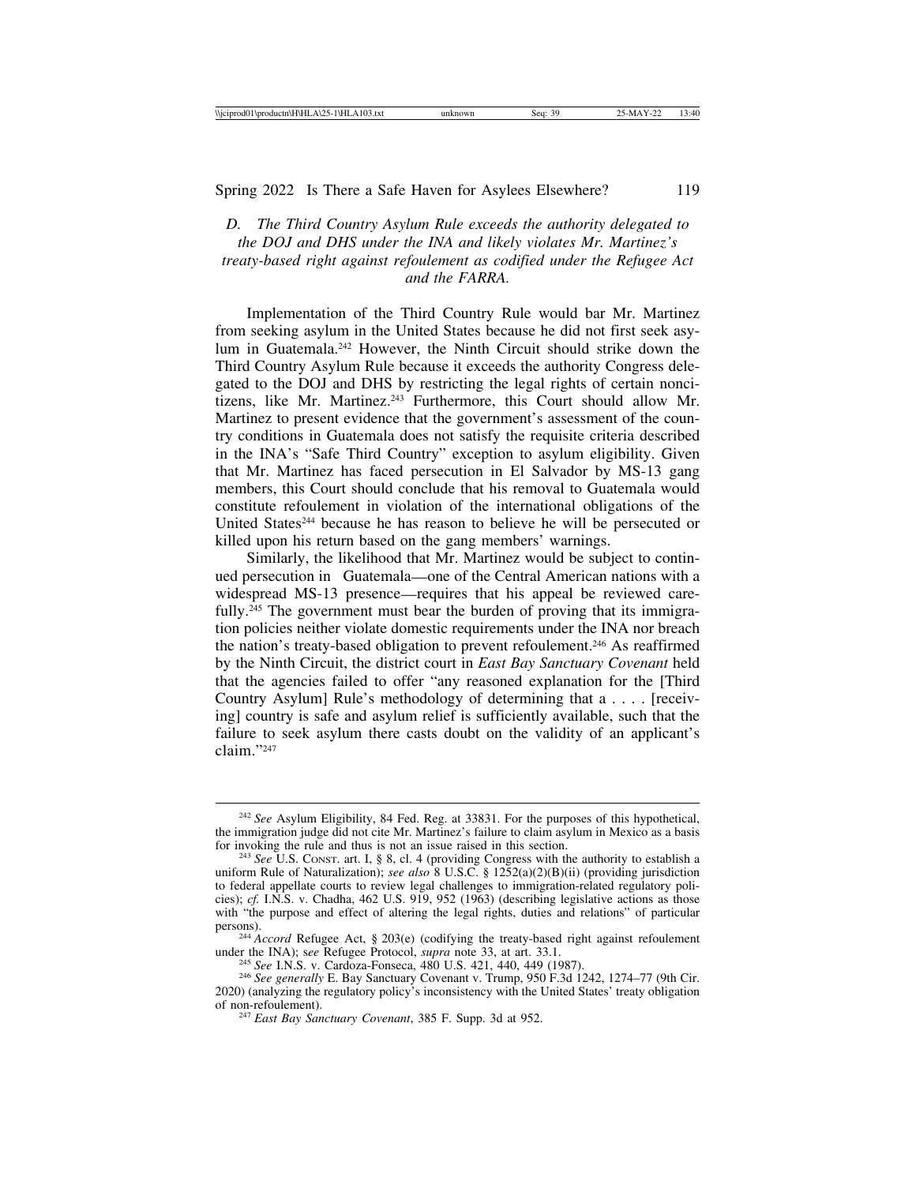### *D. The Third Country Asylum Rule exceeds the authority delegated to the DOJ and DHS under the INA and likely violates Mr. Martinez's treaty-based right against refoulement as codified under the Refugee Act and the FARRA.*

Implementation of the Third Country Rule would bar Mr. Martinez from seeking asylum in the United States because he did not first seek asylum in Guatemala.[242] However, the Ninth Circuit should strike down the Third Country Asylum Rule because it exceeds the authority Congress delegated to the DOJ and DHS by restricting the legal rights of certain noncitizens, like Mr. Martinez.[243] Furthermore, this Court should allow Mr. Martinez to present evidence that the government's assessment of the country conditions in Guatemala does not satisfy the requisite criteria described in the INA's "Safe Third Country" exception to asylum eligibility. Given that Mr. Martinez has faced persecution in El Salvador by MS-13 gang members, this Court should conclude that his removal to Guatemala would constitute refoulement in violation of the international obligations of the United States[244] because he has reason to believe he will be persecuted or killed upon his return based on the gang members' warnings.

Similarly, the likelihood that Mr. Martinez would be subject to continued persecution in Guatemala—one of the Central American nations with a widespread MS-13 presence—requires that his appeal be reviewed carefully.[245] The government must bear the burden of proving that its immigration policies neither violate domestic requirements under the INA nor breach the nation's treaty-based obligation to prevent refoulement.[246] As reaffirmed by the Ninth Circuit, the district court in *East Bay Sanctuary Covenant* held that the agencies failed to offer "any reasoned explanation for the [Third Country Asylum] Rule's methodology of determining that a . . . . [receiving] country is safe and asylum relief is sufficiently available, such that the failure to seek asylum there casts doubt on the validity of an applicant's claim."[247]

---

[242] *See* Asylum Eligibility, 84 Fed. Reg. at 33831. For the purposes of this hypothetical, the immigration judge did not cite Mr. Martinez's failure to claim asylum in Mexico as a basis for invoking the rule and thus is not an issue raised in this section.

[243] *See* U.S. Const. art. I, § 8, cl. 4 (providing Congress with the authority to establish a uniform Rule of Naturalization); *see also* 8 U.S.C. § 1252(a)(2)(B)(ii) (providing jurisdiction to federal appellate courts to review legal challenges to immigration-related regulatory policies); *cf.* I.N.S. v. Chadha, 462 U.S. 919, 952 (1963) (describing legislative actions as those with "the purpose and effect of altering the legal rights, duties and relations" of particular persons).

[244] *Accord* Refugee Act, § 203(e) (codifying the treaty-based right against refoulement under the INA); s*ee* Refugee Protocol, *supra* note 33, at art. 33.1.

[245] *See* I.N.S. v. Cardoza-Fonseca, 480 U.S. 421, 440, 449 (1987).

[246] *See generally* E. Bay Sanctuary Covenant v. Trump, 950 F.3d 1242, 1274–77 (9th Cir. 2020) (analyzing the regulatory policy's inconsistency with the United States' treaty obligation of non-refoulement).

[247] *East Bay Sanctuary Covenant*, 385 F. Supp. 3d at 952.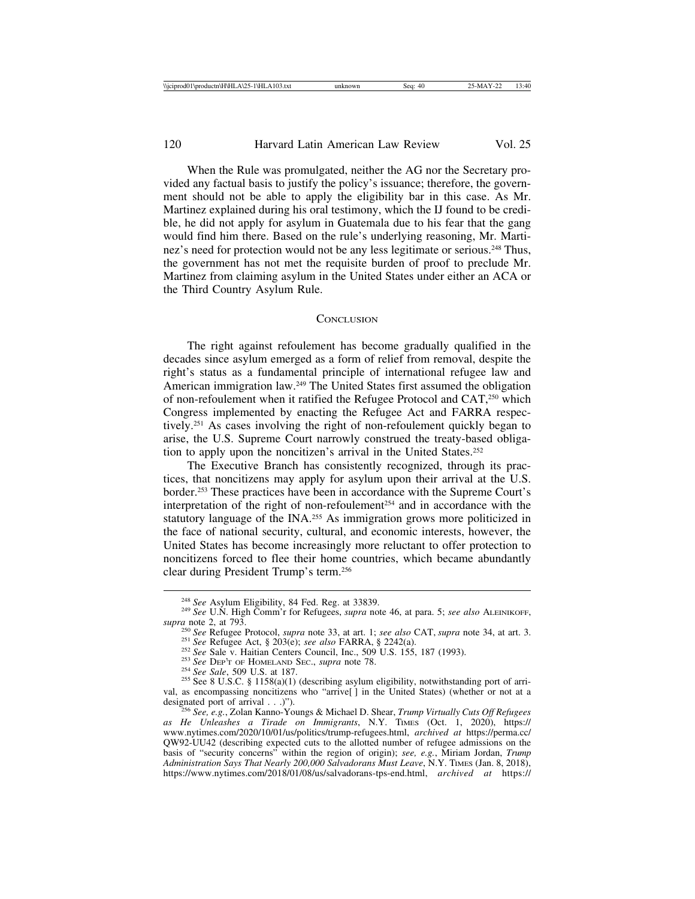When the Rule was promulgated, neither the AG nor the Secretary provided any factual basis to justify the policy's issuance; therefore, the government should not be able to apply the eligibility bar in this case. As Mr. Martinez explained during his oral testimony, which the IJ found to be credible, he did not apply for asylum in Guatemala due to his fear that the gang would find him there. Based on the rule's underlying reasoning, Mr. Martinez's need for protection would not be any less legitimate or serious.[248] Thus, the government has not met the requisite burden of proof to preclude Mr. Martinez from claiming asylum in the United States under either an ACA or the Third Country Asylum Rule.

## CONCLUSION

The right against refoulement has become gradually qualified in the decades since asylum emerged as a form of relief from removal, despite the right's status as a fundamental principle of international refugee law and American immigration law.[249] The United States first assumed the obligation of non-refoulement when it ratified the Refugee Protocol and CAT,[250] which Congress implemented by enacting the Refugee Act and FARRA respectively.[251] As cases involving the right of non-refoulement quickly began to arise, the U.S. Supreme Court narrowly construed the treaty-based obligation to apply upon the noncitizen's arrival in the United States.[252]

The Executive Branch has consistently recognized, through its practices, that noncitizens may apply for asylum upon their arrival at the U.S. border.[253] These practices have been in accordance with the Supreme Court's interpretation of the right of non-refoulement[254] and in accordance with the statutory language of the INA.[255] As immigration grows more politicized in the face of national security, cultural, and economic interests, however, the United States has become increasingly more reluctant to offer protection to noncitizens forced to flee their home countries, which became abundantly clear during President Trump's term.[256]

---

[248] *See* Asylum Eligibility, 84 Fed. Reg. at 33839.

[249] *See* U.N. High Comm'r for Refugees, *supra* note 46, at para. 5; *see also* ALEINIKOFF, *supra* note 2, at 793.

[250] *See* Refugee Protocol, *supra* note 33, at art. 1; *see also* CAT, *supra* note 34, at art. 3.

[251] *See* Refugee Act, § 203(e); *see also* FARRA, § 2242(a).

[252] *See* Sale v. Haitian Centers Council, Inc., 509 U.S. 155, 187 (1993).

[253] *See* DEP'T OF HOMELAND SEC., *supra* note 78.

[254] *See Sale*, 509 U.S. at 187.

[255] See 8 U.S.C. § 1158(a)(1) (describing asylum eligibility, notwithstanding port of arrival, as encompassing noncitizens who "arrive[ ] in the United States) (whether or not at a designated port of arrival . . .)").

[256] *See, e.g.*, Zolan Kanno-Youngs & Michael D. Shear, *Trump Virtually Cuts Off Refugees as He Unleashes a Tirade on Immigrants*, N.Y. TIMES (Oct. 1, 2020), https://www.nytimes.com/2020/10/01/us/politics/trump-refugees.html, *archived at* https://perma.cc/QW92-UU42 (describing expected cuts to the allotted number of refugee admissions on the basis of "security concerns" within the region of origin); *see, e.g.*, Miriam Jordan, *Trump Administration Says That Nearly 200,000 Salvadorans Must Leave*, N.Y. TIMES (Jan. 8, 2018), https://www.nytimes.com/2018/01/08/us/salvadorans-tps-end.html, *archived at* https://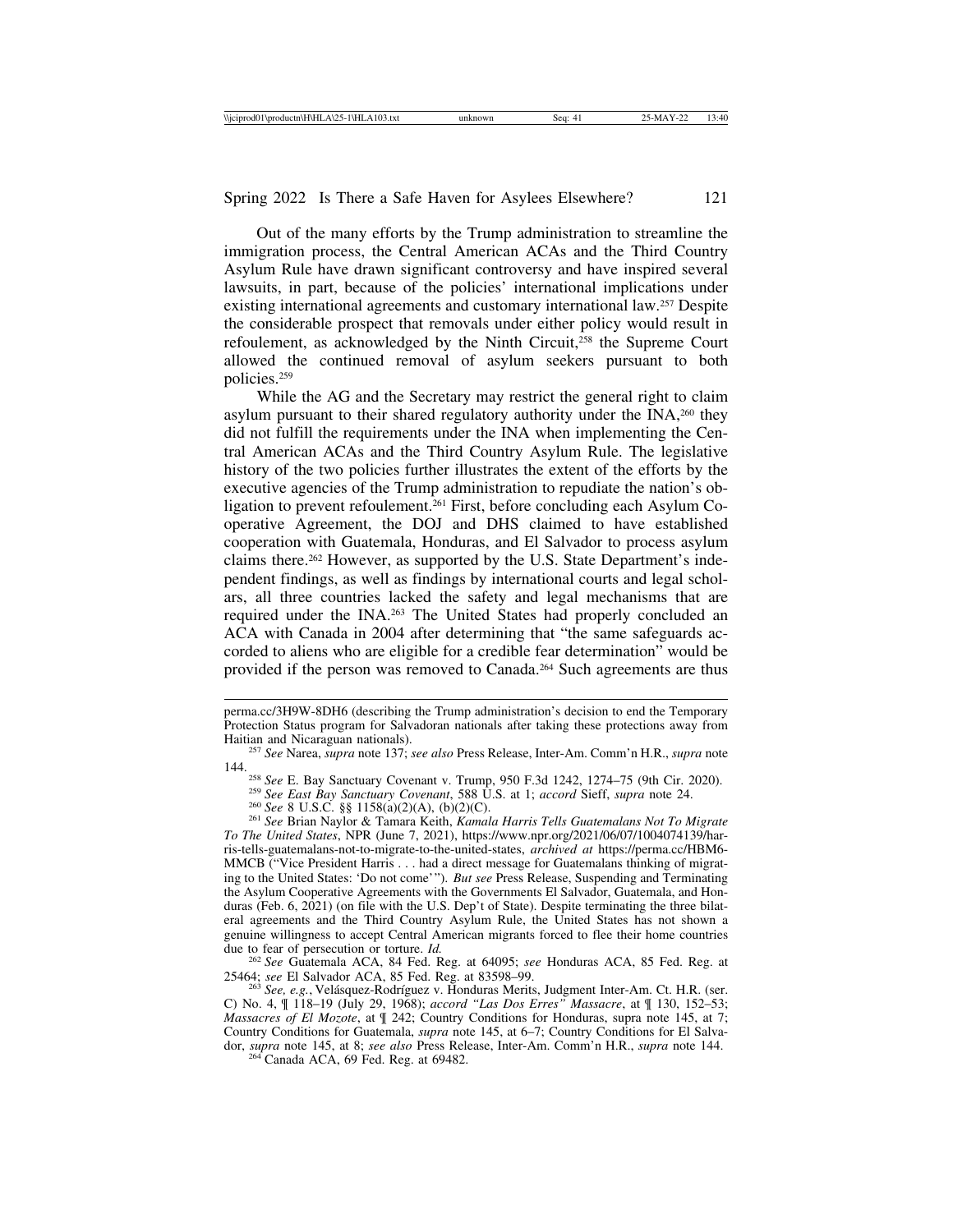Out of the many efforts by the Trump administration to streamline the immigration process, the Central American ACAs and the Third Country Asylum Rule have drawn significant controversy and have inspired several lawsuits, in part, because of the policies' international implications under existing international agreements and customary international law.[257] Despite the considerable prospect that removals under either policy would result in refoulement, as acknowledged by the Ninth Circuit,[258] the Supreme Court allowed the continued removal of asylum seekers pursuant to both policies.[259]

While the AG and the Secretary may restrict the general right to claim asylum pursuant to their shared regulatory authority under the INA,[260] they did not fulfill the requirements under the INA when implementing the Central American ACAs and the Third Country Asylum Rule. The legislative history of the two policies further illustrates the extent of the efforts by the executive agencies of the Trump administration to repudiate the nation's obligation to prevent refoulement.[261] First, before concluding each Asylum Cooperative Agreement, the DOJ and DHS claimed to have established cooperation with Guatemala, Honduras, and El Salvador to process asylum claims there.[262] However, as supported by the U.S. State Department's independent findings, as well as findings by international courts and legal scholars, all three countries lacked the safety and legal mechanisms that are required under the INA.[263] The United States had properly concluded an ACA with Canada in 2004 after determining that "the same safeguards accorded to aliens who are eligible for a credible fear determination" would be provided if the person was removed to Canada.[264] Such agreements are thus

---

perma.cc/3H9W-8DH6 (describing the Trump administration's decision to end the Temporary Protection Status program for Salvadoran nationals after taking these protections away from Haitian and Nicaraguan nationals).

[257] *See* Narea, *supra* note 137; *see also* Press Release, Inter-Am. Comm'n H.R., *supra* note 144.

[258] *See* E. Bay Sanctuary Covenant v. Trump, 950 F.3d 1242, 1274–75 (9th Cir. 2020).

[259] *See East Bay Sanctuary Covenant*, 588 U.S. at 1; *accord* Sieff, *supra* note 24.

[260] *See* 8 U.S.C. §§ 1158(a)(2)(A), (b)(2)(C).

[261] *See* Brian Naylor & Tamara Keith, *Kamala Harris Tells Guatemalans Not To Migrate To The United States*, NPR (June 7, 2021), https://www.npr.org/2021/06/07/1004074139/harris-tells-guatemalans-not-to-migrate-to-the-united-states, *archived at* https://perma.cc/HBM6-MMCB ("Vice President Harris . . . had a direct message for Guatemalans thinking of migrating to the United States: 'Do not come'"). *But see* Press Release, Suspending and Terminating the Asylum Cooperative Agreements with the Governments El Salvador, Guatemala, and Honduras (Feb. 6, 2021) (on file with the U.S. Dep't of State). Despite terminating the three bilateral agreements and the Third Country Asylum Rule, the United States has not shown a genuine willingness to accept Central American migrants forced to flee their home countries due to fear of persecution or torture. *Id.*

[262] *See* Guatemala ACA, 84 Fed. Reg. at 64095; *see* Honduras ACA, 85 Fed. Reg. at 25464; *see* El Salvador ACA, 85 Fed. Reg. at 83598–99.

[263] *See, e.g.*, Velásquez-Rodríguez v. Honduras Merits, Judgment Inter-Am. Ct. H.R. (ser. C) No. 4, ¶ 118–19 (July 29, 1968); *accord "Las Dos Erres" Massacre*, at ¶ 130, 152–53; *Massacres of El Mozote*, at ¶ 242; Country Conditions for Honduras, supra note 145, at 7; Country Conditions for Guatemala, *supra* note 145, at 6–7; Country Conditions for El Salvador, *supra* note 145, at 8; *see also* Press Release, Inter-Am. Comm'n H.R., *supra* note 144.

[264] Canada ACA, 69 Fed. Reg. at 69482.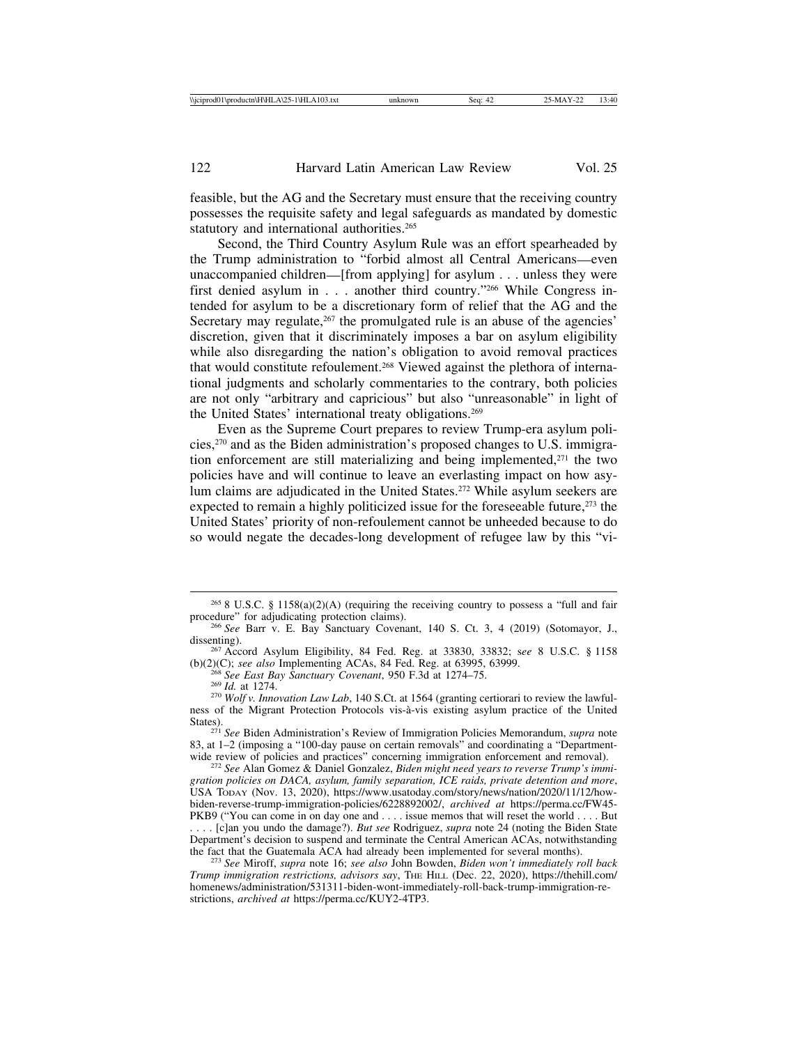feasible, but the AG and the Secretary must ensure that the receiving country possesses the requisite safety and legal safeguards as mandated by domestic statutory and international authorities.[265]

Second, the Third Country Asylum Rule was an effort spearheaded by the Trump administration to "forbid almost all Central Americans—even unaccompanied children—[from applying] for asylum . . . unless they were first denied asylum in . . . another third country."[266] While Congress intended for asylum to be a discretionary form of relief that the AG and the Secretary may regulate,[267] the promulgated rule is an abuse of the agencies' discretion, given that it discriminately imposes a bar on asylum eligibility while also disregarding the nation's obligation to avoid removal practices that would constitute refoulement.[268] Viewed against the plethora of international judgments and scholarly commentaries to the contrary, both policies are not only "arbitrary and capricious" but also "unreasonable" in light of the United States' international treaty obligations.[269]

Even as the Supreme Court prepares to review Trump-era asylum policies,[270] and as the Biden administration's proposed changes to U.S. immigration enforcement are still materializing and being implemented,[271] the two policies have and will continue to leave an everlasting impact on how asylum claims are adjudicated in the United States.[272] While asylum seekers are expected to remain a highly politicized issue for the foreseeable future,[273] the United States' priority of non-refoulement cannot be unheeded because to do so would negate the decades-long development of refugee law by this "vi-

---

[265] 8 U.S.C. § 1158(a)(2)(A) (requiring the receiving country to possess a "full and fair procedure" for adjudicating protection claims).

[266] *See* Barr v. E. Bay Sanctuary Covenant, 140 S. Ct. 3, 4 (2019) (Sotomayor, J., dissenting).

[267] Accord Asylum Eligibility, 84 Fed. Reg. at 33830, 33832; s*ee* 8 U.S.C. § 1158 (b)(2)(C); *see also* Implementing ACAs, 84 Fed. Reg. at 63995, 63999.

[268] *See East Bay Sanctuary Covenant*, 950 F.3d at 1274–75.

[269] *Id.* at 1274.

[270] *Wolf v. Innovation Law Lab*, 140 S.Ct. at 1564 (granting certiorari to review the lawfulness of the Migrant Protection Protocols vis-à-vis existing asylum practice of the United States).

[271] *See* Biden Administration's Review of Immigration Policies Memorandum, *supra* note 83, at 1–2 (imposing a "100-day pause on certain removals" and coordinating a "Department-wide review of policies and practices" concerning immigration enforcement and removal).

[272] *See* Alan Gomez & Daniel Gonzalez, *Biden might need years to reverse Trump's immigration policies on DACA, asylum, family separation, ICE raids, private detention and more*, USA TODAY (Nov. 13, 2020), https://www.usatoday.com/story/news/nation/2020/11/12/how-biden-reverse-trump-immigration-policies/6228892002/, *archived at* https://perma.cc/FW45-PKB9 ("You can come in on day one and . . . . issue memos that will reset the world . . . . But . . . . [c]an you undo the damage?). *But see* Rodriguez, *supra* note 24 (noting the Biden State Department's decision to suspend and terminate the Central American ACAs, notwithstanding the fact that the Guatemala ACA had already been implemented for several months).

[273] *See* Miroff, *supra* note 16; *see also* John Bowden, *Biden won't immediately roll back Trump immigration restrictions, advisors say*, THE HILL (Dec. 22, 2020), https://thehill.com/homenews/administration/531311-biden-wont-immediately-roll-back-trump-immigration-restrictions, *archived at* https://perma.cc/KUY2-4TP3.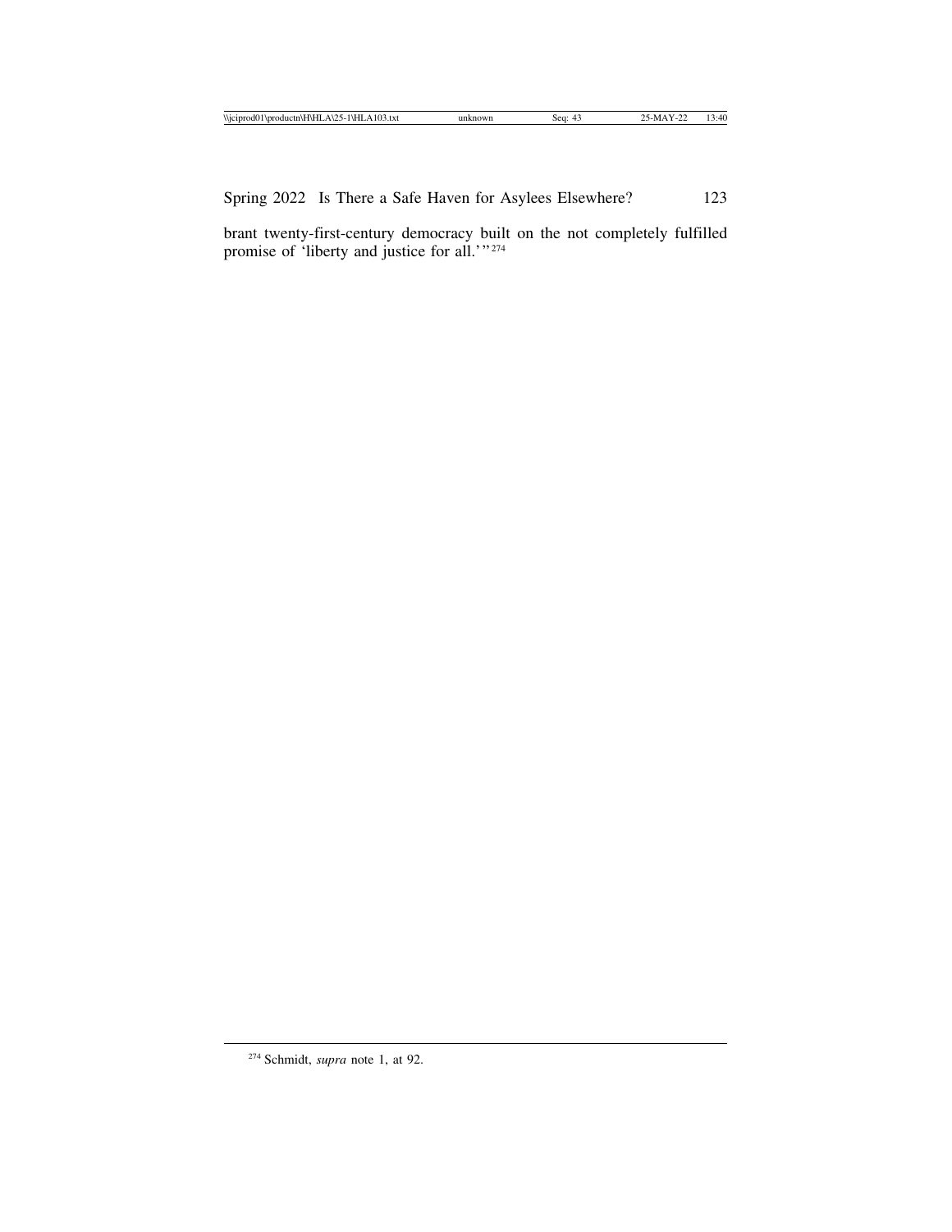brant twenty-first-century democracy built on the not completely fulfilled promise of 'liberty and justice for all.'"[274]

---

[274] Schmidt, *supra* note 1, at 92.